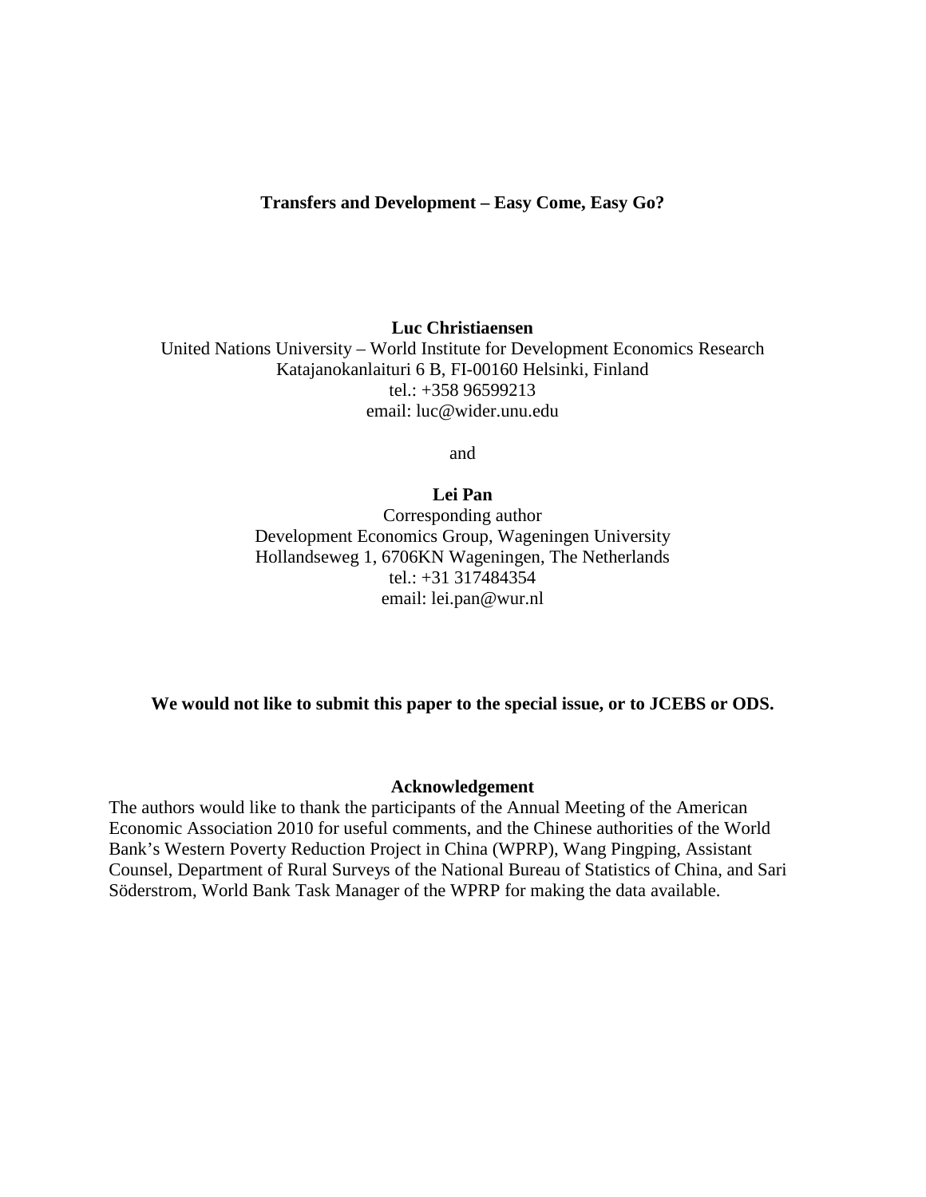# Transfers and Development – Easy Come, Easy Go?

**Luc Christiaensen**
United Nations University – World Institute for Development Economics Research
Katajanokanlaituri 6 B, FI-00160 Helsinki, Finland
tel.: +358 96599213
email: luc@wider.unu.edu

and

**Lei Pan**
Corresponding author
Development Economics Group, Wageningen University
Hollandseweg 1, 6706KN Wageningen, The Netherlands
tel.: +31 317484354
email: lei.pan@wur.nl

**We would not like to submit this paper to the special issue, or to JCEBS or ODS.**

**Acknowledgement**

The authors would like to thank the participants of the Annual Meeting of the American Economic Association 2010 for useful comments, and the Chinese authorities of the World Bank's Western Poverty Reduction Project in China (WPRP), Wang Pingping, Assistant Counsel, Department of Rural Surveys of the National Bureau of Statistics of China, and Sari Söderstrom, World Bank Task Manager of the WPRP for making the data available.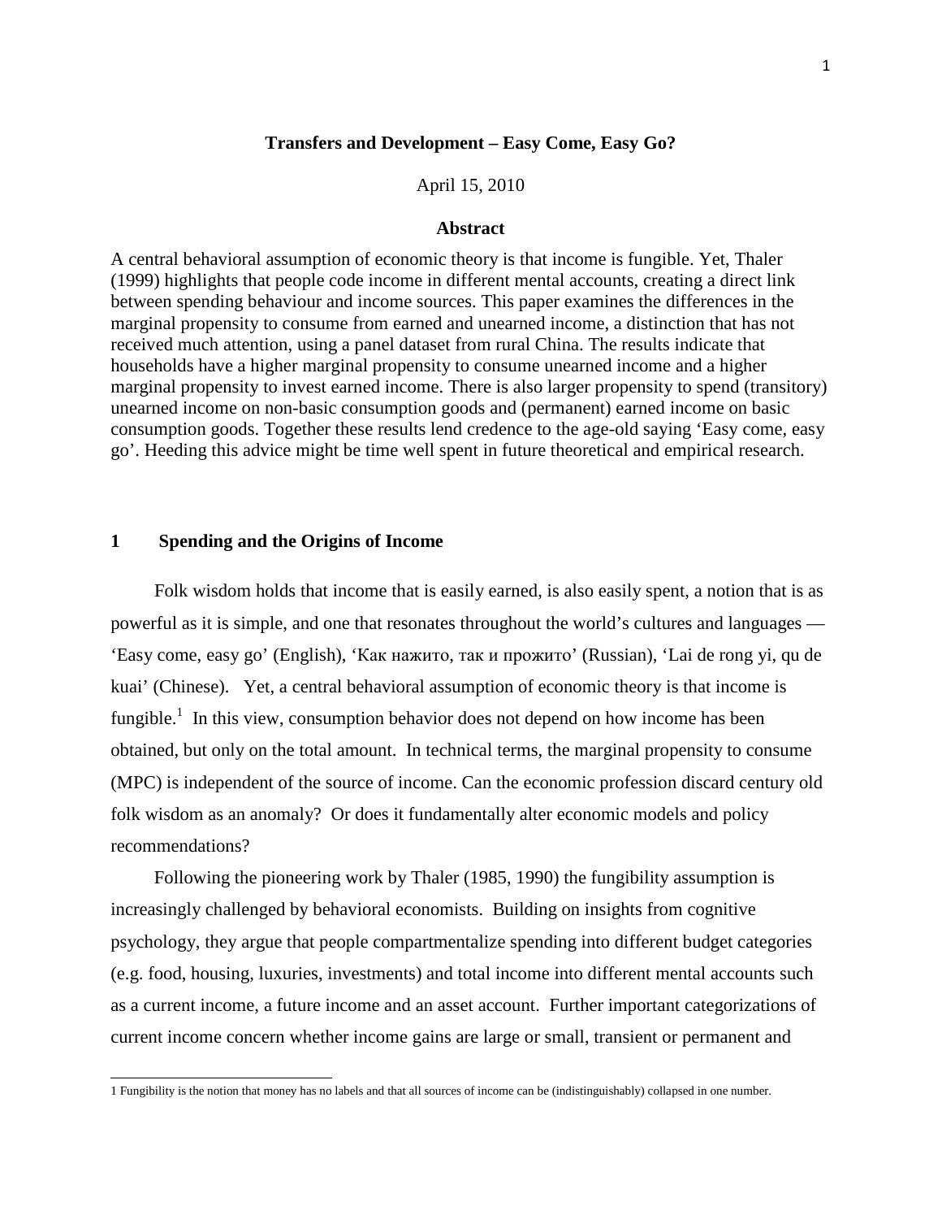**Transfers and Development – Easy Come, Easy Go?**

April 15, 2010

**Abstract**

A central behavioral assumption of economic theory is that income is fungible. Yet, Thaler (1999) highlights that people code income in different mental accounts, creating a direct link between spending behaviour and income sources. This paper examines the differences in the marginal propensity to consume from earned and unearned income, a distinction that has not received much attention, using a panel dataset from rural China. The results indicate that households have a higher marginal propensity to consume unearned income and a higher marginal propensity to invest earned income. There is also larger propensity to spend (transitory) unearned income on non-basic consumption goods and (permanent) earned income on basic consumption goods. Together these results lend credence to the age-old saying 'Easy come, easy go'. Heeding this advice might be time well spent in future theoretical and empirical research.

## 1 Spending and the Origins of Income

Folk wisdom holds that income that is easily earned, is also easily spent, a notion that is as powerful as it is simple, and one that resonates throughout the world's cultures and languages — 'Easy come, easy go' (English), 'Как нажито, так и прожито' (Russian), 'Lai de rong yi, qu de kuai' (Chinese). Yet, a central behavioral assumption of economic theory is that income is fungible.[1] In this view, consumption behavior does not depend on how income has been obtained, but only on the total amount. In technical terms, the marginal propensity to consume (MPC) is independent of the source of income. Can the economic profession discard century old folk wisdom as an anomaly? Or does it fundamentally alter economic models and policy recommendations?

Following the pioneering work by Thaler (1985, 1990) the fungibility assumption is increasingly challenged by behavioral economists. Building on insights from cognitive psychology, they argue that people compartmentalize spending into different budget categories (e.g. food, housing, luxuries, investments) and total income into different mental accounts such as a current income, a future income and an asset account. Further important categorizations of current income concern whether income gains are large or small, transient or permanent and

[1] Fungibility is the notion that money has no labels and that all sources of income can be (indistinguishably) collapsed in one number.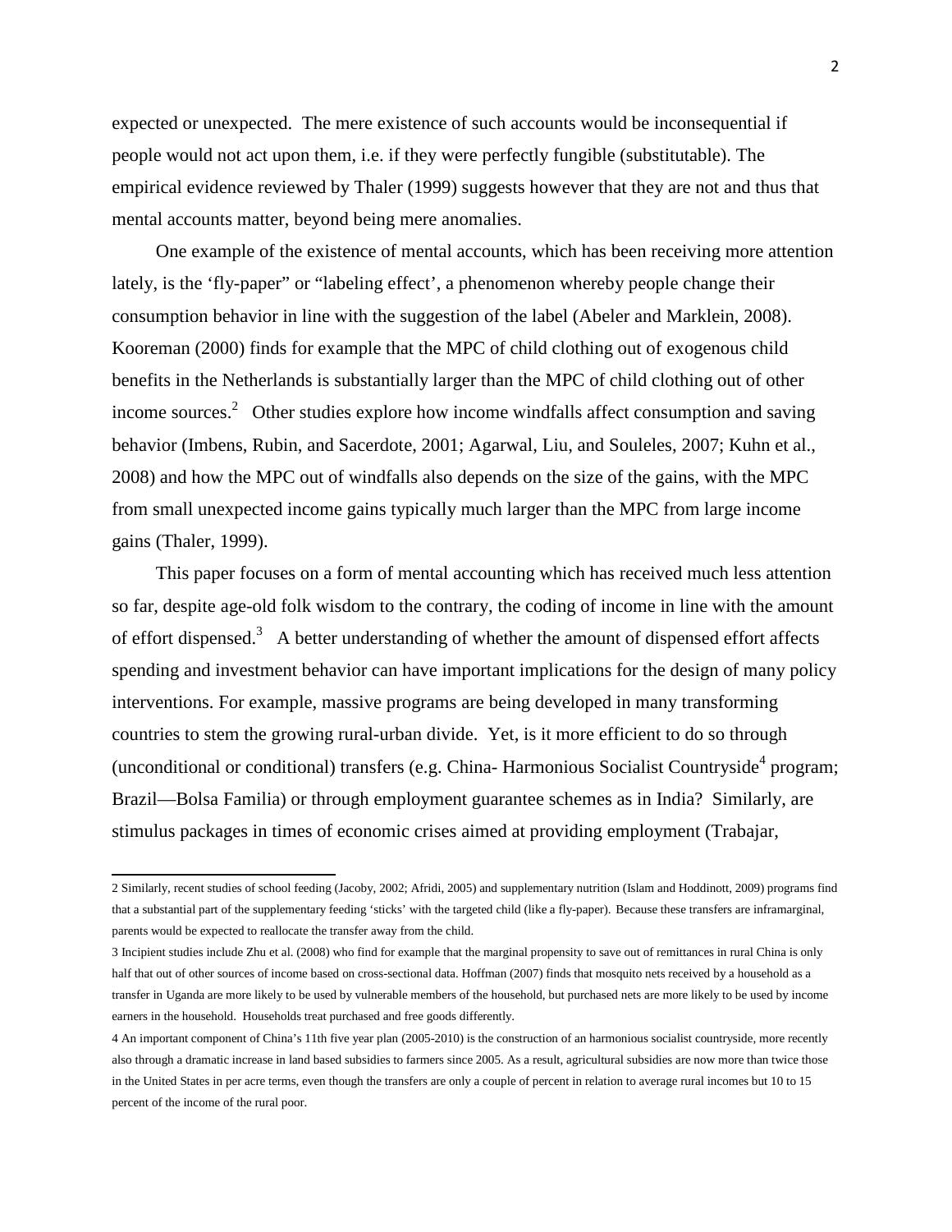expected or unexpected. The mere existence of such accounts would be inconsequential if people would not act upon them, i.e. if they were perfectly fungible (substitutable). The empirical evidence reviewed by Thaler (1999) suggests however that they are not and thus that mental accounts matter, beyond being mere anomalies.

One example of the existence of mental accounts, which has been receiving more attention lately, is the 'fly-paper" or "labeling effect', a phenomenon whereby people change their consumption behavior in line with the suggestion of the label (Abeler and Marklein, 2008). Kooreman (2000) finds for example that the MPC of child clothing out of exogenous child benefits in the Netherlands is substantially larger than the MPC of child clothing out of other income sources.[2] Other studies explore how income windfalls affect consumption and saving behavior (Imbens, Rubin, and Sacerdote, 2001; Agarwal, Liu, and Souleles, 2007; Kuhn et al., 2008) and how the MPC out of windfalls also depends on the size of the gains, with the MPC from small unexpected income gains typically much larger than the MPC from large income gains (Thaler, 1999).

This paper focuses on a form of mental accounting which has received much less attention so far, despite age-old folk wisdom to the contrary, the coding of income in line with the amount of effort dispensed.[3] A better understanding of whether the amount of dispensed effort affects spending and investment behavior can have important implications for the design of many policy interventions. For example, massive programs are being developed in many transforming countries to stem the growing rural-urban divide. Yet, is it more efficient to do so through (unconditional or conditional) transfers (e.g. China- Harmonious Socialist Countryside[4] program; Brazil—Bolsa Familia) or through employment guarantee schemes as in India? Similarly, are stimulus packages in times of economic crises aimed at providing employment (Trabajar,

---

2 Similarly, recent studies of school feeding (Jacoby, 2002; Afridi, 2005) and supplementary nutrition (Islam and Hoddinott, 2009) programs find that a substantial part of the supplementary feeding 'sticks' with the targeted child (like a fly-paper). Because these transfers are inframarginal, parents would be expected to reallocate the transfer away from the child.

3 Incipient studies include Zhu et al. (2008) who find for example that the marginal propensity to save out of remittances in rural China is only half that out of other sources of income based on cross-sectional data. Hoffman (2007) finds that mosquito nets received by a household as a transfer in Uganda are more likely to be used by vulnerable members of the household, but purchased nets are more likely to be used by income earners in the household. Households treat purchased and free goods differently.

4 An important component of China's 11th five year plan (2005-2010) is the construction of an harmonious socialist countryside, more recently also through a dramatic increase in land based subsidies to farmers since 2005. As a result, agricultural subsidies are now more than twice those in the United States in per acre terms, even though the transfers are only a couple of percent in relation to average rural incomes but 10 to 15 percent of the income of the rural poor.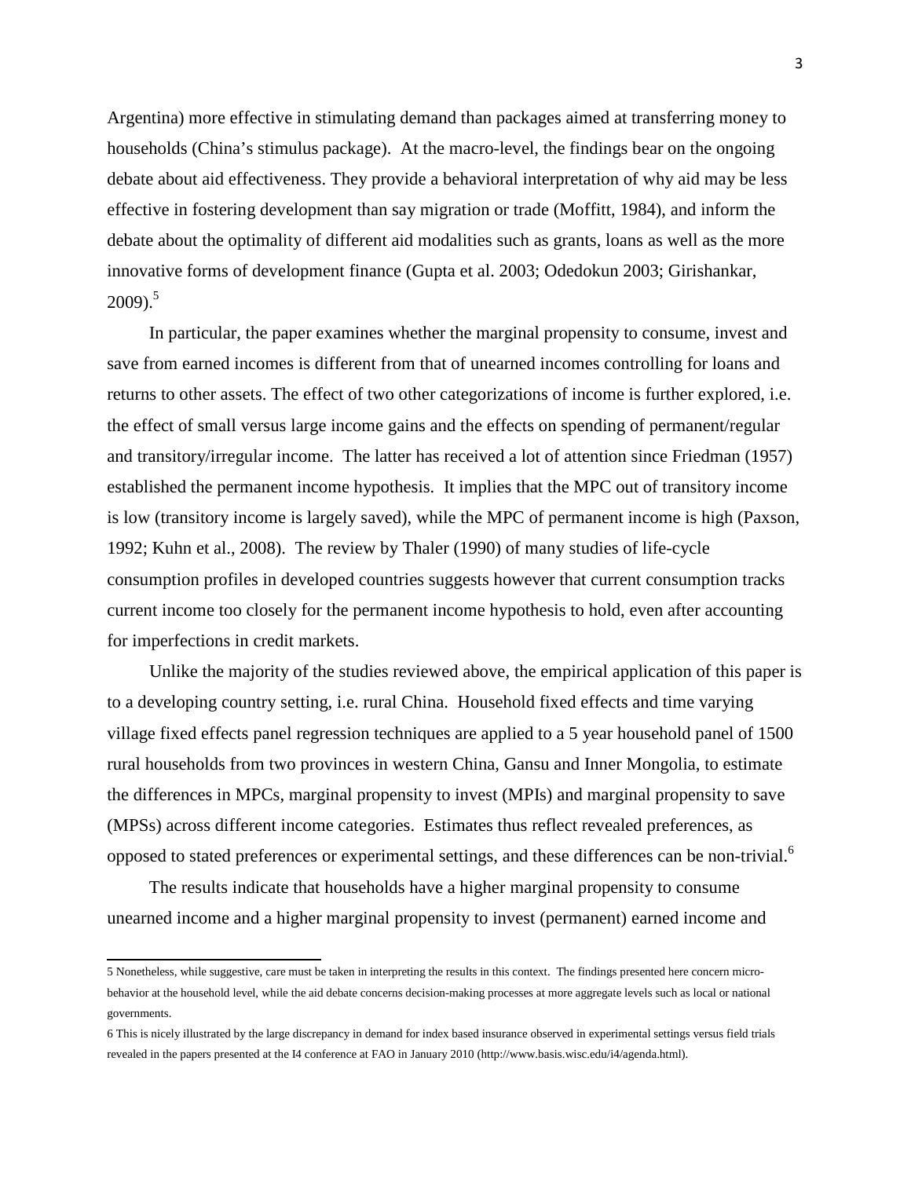Argentina) more effective in stimulating demand than packages aimed at transferring money to households (China's stimulus package). At the macro-level, the findings bear on the ongoing debate about aid effectiveness. They provide a behavioral interpretation of why aid may be less effective in fostering development than say migration or trade (Moffitt, 1984), and inform the debate about the optimality of different aid modalities such as grants, loans as well as the more innovative forms of development finance (Gupta et al. 2003; Odedokun 2003; Girishankar, 2009).[5]

In particular, the paper examines whether the marginal propensity to consume, invest and save from earned incomes is different from that of unearned incomes controlling for loans and returns to other assets. The effect of two other categorizations of income is further explored, i.e. the effect of small versus large income gains and the effects on spending of permanent/regular and transitory/irregular income. The latter has received a lot of attention since Friedman (1957) established the permanent income hypothesis. It implies that the MPC out of transitory income is low (transitory income is largely saved), while the MPC of permanent income is high (Paxson, 1992; Kuhn et al., 2008). The review by Thaler (1990) of many studies of life-cycle consumption profiles in developed countries suggests however that current consumption tracks current income too closely for the permanent income hypothesis to hold, even after accounting for imperfections in credit markets.

Unlike the majority of the studies reviewed above, the empirical application of this paper is to a developing country setting, i.e. rural China. Household fixed effects and time varying village fixed effects panel regression techniques are applied to a 5 year household panel of 1500 rural households from two provinces in western China, Gansu and Inner Mongolia, to estimate the differences in MPCs, marginal propensity to invest (MPIs) and marginal propensity to save (MPSs) across different income categories. Estimates thus reflect revealed preferences, as opposed to stated preferences or experimental settings, and these differences can be non-trivial.[6]

The results indicate that households have a higher marginal propensity to consume unearned income and a higher marginal propensity to invest (permanent) earned income and

5 Nonetheless, while suggestive, care must be taken in interpreting the results in this context. The findings presented here concern micro-behavior at the household level, while the aid debate concerns decision-making processes at more aggregate levels such as local or national governments.

6 This is nicely illustrated by the large discrepancy in demand for index based insurance observed in experimental settings versus field trials revealed in the papers presented at the I4 conference at FAO in January 2010 (http://www.basis.wisc.edu/i4/agenda.html).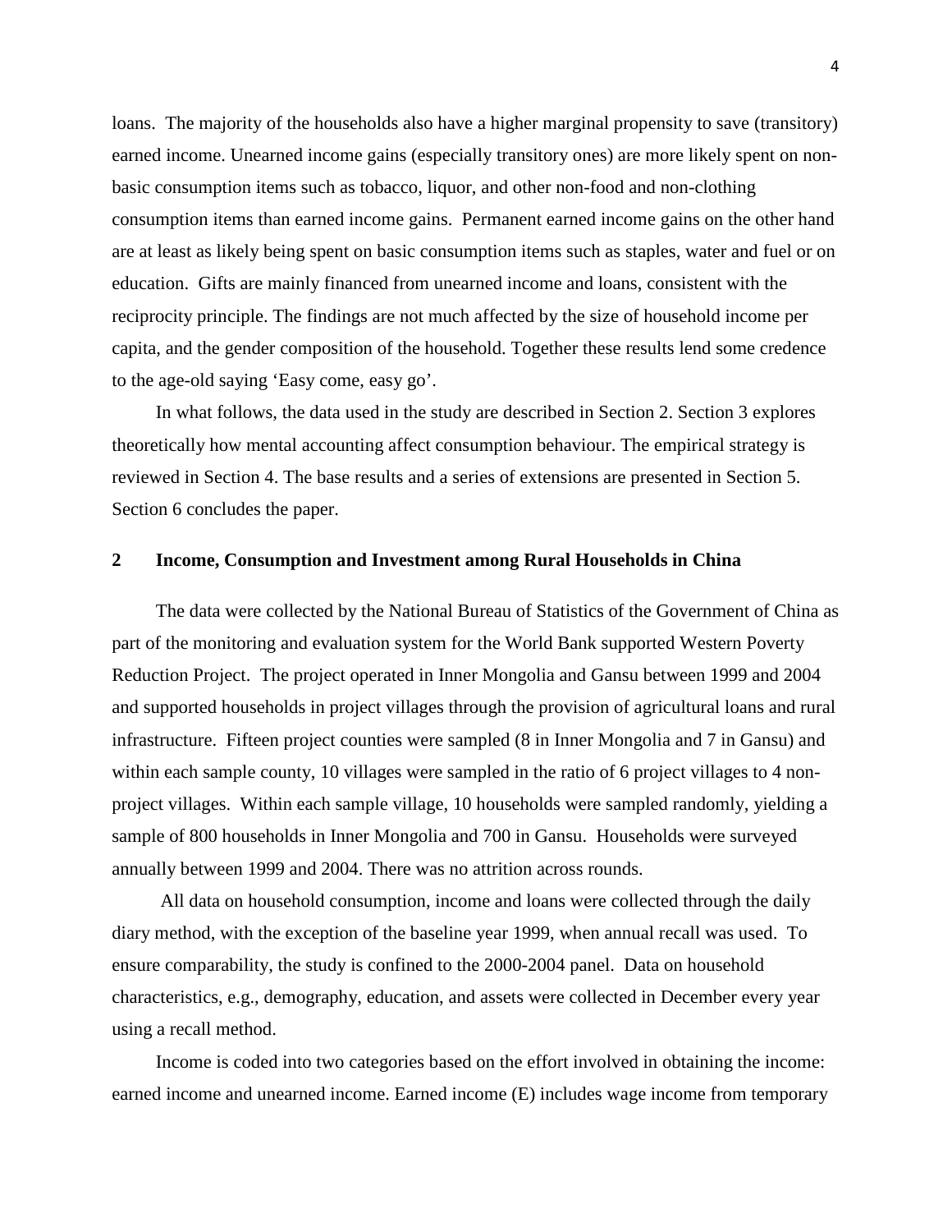loans. The majority of the households also have a higher marginal propensity to save (transitory) earned income. Unearned income gains (especially transitory ones) are more likely spent on non-basic consumption items such as tobacco, liquor, and other non-food and non-clothing consumption items than earned income gains. Permanent earned income gains on the other hand are at least as likely being spent on basic consumption items such as staples, water and fuel or on education. Gifts are mainly financed from unearned income and loans, consistent with the reciprocity principle. The findings are not much affected by the size of household income per capita, and the gender composition of the household. Together these results lend some credence to the age-old saying 'Easy come, easy go'.

In what follows, the data used in the study are described in Section 2. Section 3 explores theoretically how mental accounting affect consumption behaviour. The empirical strategy is reviewed in Section 4. The base results and a series of extensions are presented in Section 5. Section 6 concludes the paper.

## 2 Income, Consumption and Investment among Rural Households in China

The data were collected by the National Bureau of Statistics of the Government of China as part of the monitoring and evaluation system for the World Bank supported Western Poverty Reduction Project. The project operated in Inner Mongolia and Gansu between 1999 and 2004 and supported households in project villages through the provision of agricultural loans and rural infrastructure. Fifteen project counties were sampled (8 in Inner Mongolia and 7 in Gansu) and within each sample county, 10 villages were sampled in the ratio of 6 project villages to 4 non-project villages. Within each sample village, 10 households were sampled randomly, yielding a sample of 800 households in Inner Mongolia and 700 in Gansu. Households were surveyed annually between 1999 and 2004. There was no attrition across rounds.

All data on household consumption, income and loans were collected through the daily diary method, with the exception of the baseline year 1999, when annual recall was used. To ensure comparability, the study is confined to the 2000-2004 panel. Data on household characteristics, e.g., demography, education, and assets were collected in December every year using a recall method.

Income is coded into two categories based on the effort involved in obtaining the income: earned income and unearned income. Earned income (E) includes wage income from temporary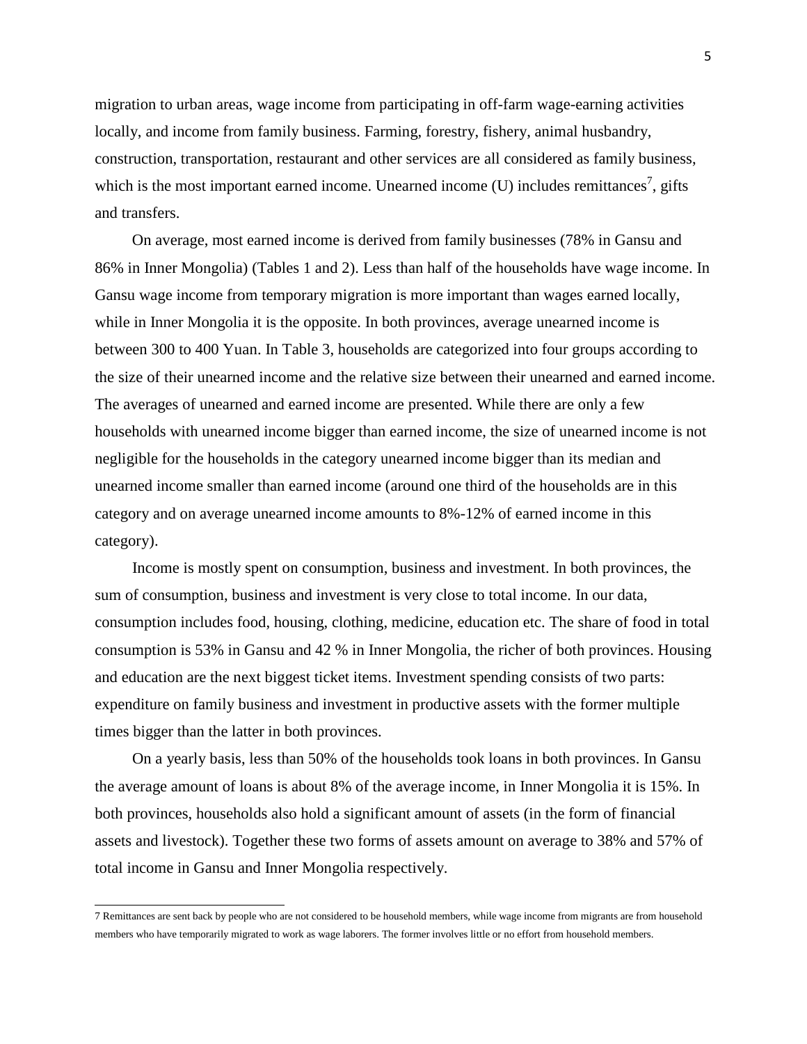migration to urban areas, wage income from participating in off-farm wage-earning activities locally, and income from family business. Farming, forestry, fishery, animal husbandry, construction, transportation, restaurant and other services are all considered as family business, which is the most important earned income. Unearned income (U) includes remittances[7], gifts and transfers.

On average, most earned income is derived from family businesses (78% in Gansu and 86% in Inner Mongolia) (Tables 1 and 2). Less than half of the households have wage income. In Gansu wage income from temporary migration is more important than wages earned locally, while in Inner Mongolia it is the opposite. In both provinces, average unearned income is between 300 to 400 Yuan. In Table 3, households are categorized into four groups according to the size of their unearned income and the relative size between their unearned and earned income. The averages of unearned and earned income are presented. While there are only a few households with unearned income bigger than earned income, the size of unearned income is not negligible for the households in the category unearned income bigger than its median and unearned income smaller than earned income (around one third of the households are in this category and on average unearned income amounts to 8%-12% of earned income in this category).

Income is mostly spent on consumption, business and investment. In both provinces, the sum of consumption, business and investment is very close to total income. In our data, consumption includes food, housing, clothing, medicine, education etc. The share of food in total consumption is 53% in Gansu and 42 % in Inner Mongolia, the richer of both provinces. Housing and education are the next biggest ticket items. Investment spending consists of two parts: expenditure on family business and investment in productive assets with the former multiple times bigger than the latter in both provinces.

On a yearly basis, less than 50% of the households took loans in both provinces. In Gansu the average amount of loans is about 8% of the average income, in Inner Mongolia it is 15%. In both provinces, households also hold a significant amount of assets (in the form of financial assets and livestock). Together these two forms of assets amount on average to 38% and 57% of total income in Gansu and Inner Mongolia respectively.

---

7 Remittances are sent back by people who are not considered to be household members, while wage income from migrants are from household members who have temporarily migrated to work as wage laborers. The former involves little or no effort from household members.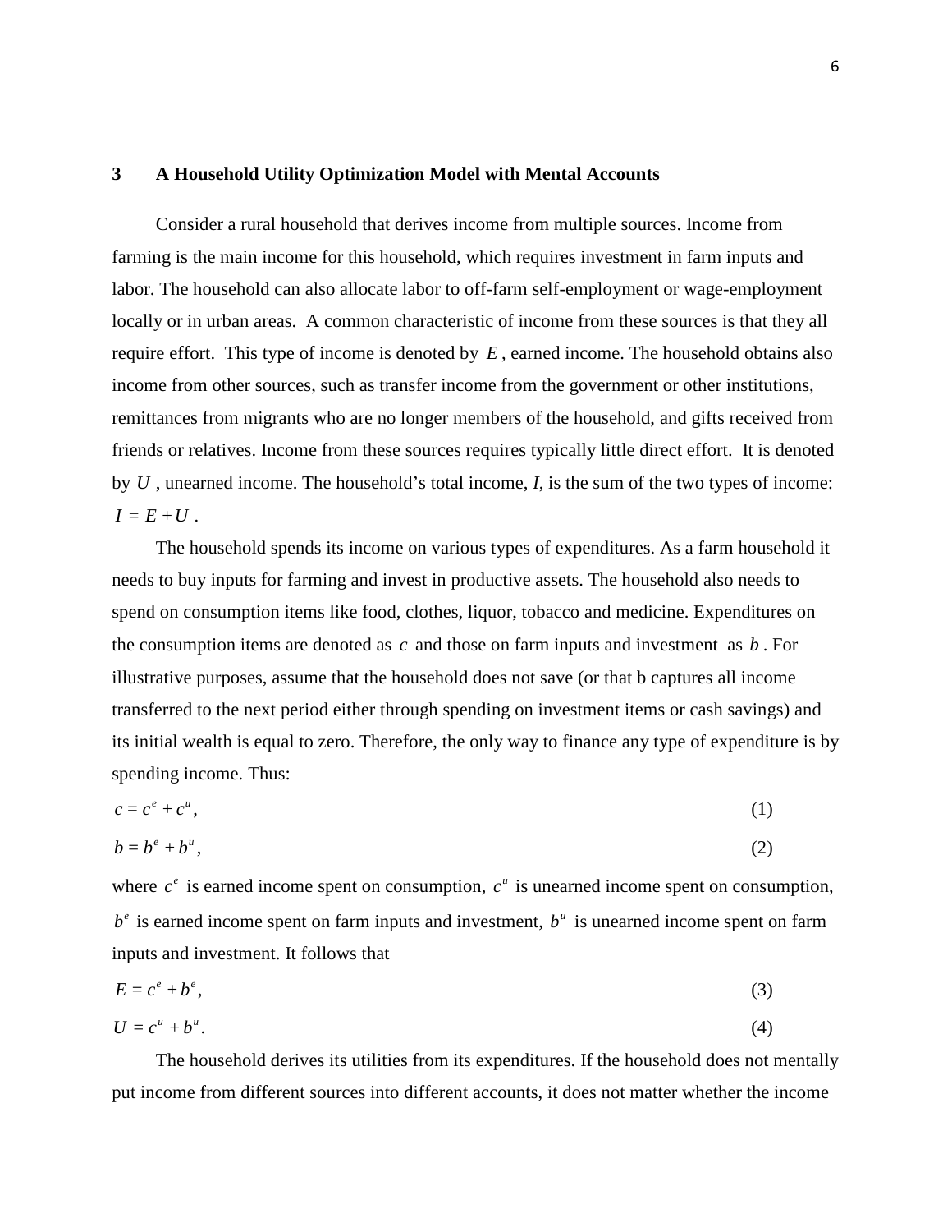## 3 A Household Utility Optimization Model with Mental Accounts

Consider a rural household that derives income from multiple sources. Income from farming is the main income for this household, which requires investment in farm inputs and labor. The household can also allocate labor to off-farm self-employment or wage-employment locally or in urban areas. A common characteristic of income from these sources is that they all require effort. This type of income is denoted by $E$, earned income. The household obtains also income from other sources, such as transfer income from the government or other institutions, remittances from migrants who are no longer members of the household, and gifts received from friends or relatives. Income from these sources requires typically little direct effort. It is denoted by $U$, unearned income. The household's total income, $I$, is the sum of the two types of income: $I = E + U$.

The household spends its income on various types of expenditures. As a farm household it needs to buy inputs for farming and invest in productive assets. The household also needs to spend on consumption items like food, clothes, liquor, tobacco and medicine. Expenditures on the consumption items are denoted as $c$ and those on farm inputs and investment as $b$. For illustrative purposes, assume that the household does not save (or that b captures all income transferred to the next period either through spending on investment items or cash savings) and its initial wealth is equal to zero. Therefore, the only way to finance any type of expenditure is by spending income. Thus:

$$c = c^e + c^u, \tag{1}$$

$$b = b^e + b^u, \tag{2}$$

where $c^e$ is earned income spent on consumption, $c^u$ is unearned income spent on consumption, $b^e$ is earned income spent on farm inputs and investment, $b^u$ is unearned income spent on farm inputs and investment. It follows that

$$E = c^e + b^e, \tag{3}$$

$$U = c^u + b^u. \tag{4}$$

The household derives its utilities from its expenditures. If the household does not mentally put income from different sources into different accounts, it does not matter whether the income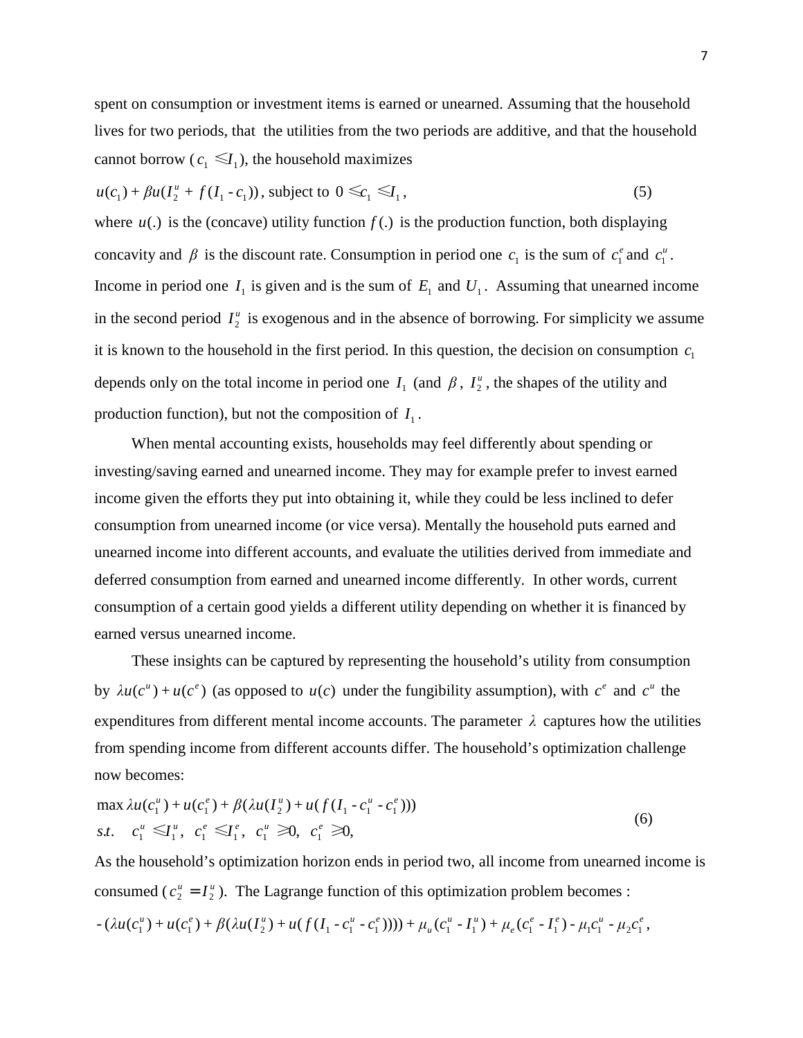spent on consumption or investment items is earned or unearned. Assuming that the household lives for two periods, that the utilities from the two periods are additive, and that the household cannot borrow ($c_1 \leqslant I_1$), the household maximizes

$$u(c_1) + \beta u(I_2^u + f(I_1 - c_1)) \text{, subject to } 0 \leqslant c_1 \leqslant I_1 , \tag{5}$$

where $u(.)$ is the (concave) utility function $f(.)$ is the production function, both displaying concavity and $\beta$ is the discount rate. Consumption in period one $c_1$ is the sum of $c_1^e$ and $c_1^u$. Income in period one $I_1$ is given and is the sum of $E_1$ and $U_1$. Assuming that unearned income in the second period $I_2^u$ is exogenous and in the absence of borrowing. For simplicity we assume it is known to the household in the first period. In this question, the decision on consumption $c_1$ depends only on the total income in period one $I_1$ (and $\beta$, $I_2^u$, the shapes of the utility and production function), but not the composition of $I_1$.

When mental accounting exists, households may feel differently about spending or investing/saving earned and unearned income. They may for example prefer to invest earned income given the efforts they put into obtaining it, while they could be less inclined to defer consumption from unearned income (or vice versa). Mentally the household puts earned and unearned income into different accounts, and evaluate the utilities derived from immediate and deferred consumption from earned and unearned income differently. In other words, current consumption of a certain good yields a different utility depending on whether it is financed by earned versus unearned income.

These insights can be captured by representing the household's utility from consumption by $\lambda u(c^u) + u(c^e)$ (as opposed to $u(c)$ under the fungibility assumption), with $c^e$ and $c^u$ the expenditures from different mental income accounts. The parameter $\lambda$ captures how the utilities from spending income from different accounts differ. The household's optimization challenge now becomes:

$$\begin{aligned} &\max \lambda u(c_1^u) + u(c_1^e) + \beta(\lambda u(I_2^u) + u(f(I_1 - c_1^u - c_1^e))) \\ &s.t. \quad c_1^u \leqslant I_1^u, \;\; c_1^e \leqslant I_1^e, \;\; c_1^u \geqslant 0, \;\; c_1^e \geqslant 0, \end{aligned} \tag{6}$$

As the household's optimization horizon ends in period two, all income from unearned income is consumed ($c_2^u = I_2^u$). The Lagrange function of this optimization problem becomes :

$$-(\lambda u(c_1^u) + u(c_1^e) + \beta(\lambda u(I_2^u) + u(f(I_1 - c_1^u - c_1^e)))) + \mu_u(c_1^u - I_1^u) + \mu_e(c_1^e - I_1^e) - \mu_1 c_1^u - \mu_2 c_1^e ,$$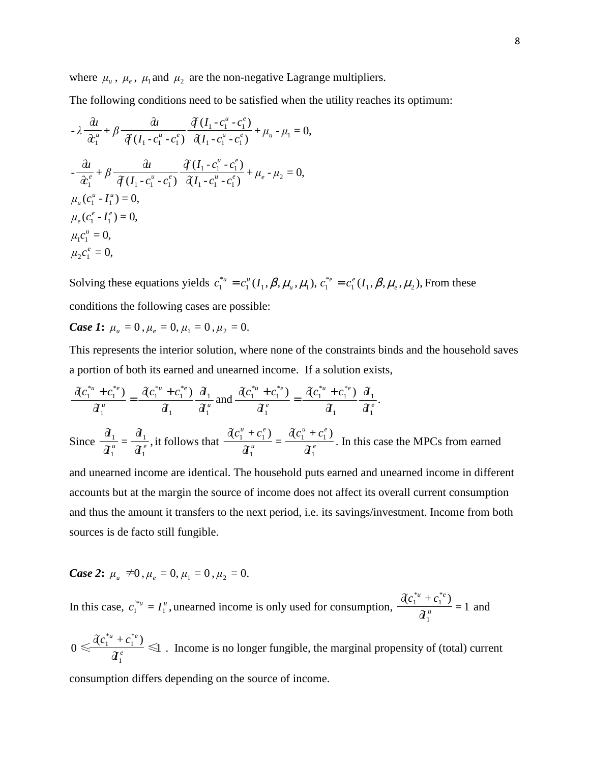where $\mu_u$, $\mu_e$, $\mu_1$ and $\mu_2$ are the non-negative Lagrange multipliers.

The following conditions need to be satisfied when the utility reaches its optimum:

$$-\lambda \frac{\partial u}{\partial c_1^u} + \beta \frac{\partial u}{\partial f(I_1 - c_1^u - c_1^e)} \frac{\partial f(I_1 - c_1^u - c_1^e)}{\partial (I_1 - c_1^u - c_1^e)} + \mu_u - \mu_1 = 0,$$

$$-\frac{\partial u}{\partial c_1^e} + \beta \frac{\partial u}{\partial f(I_1 - c_1^u - c_1^e)} \frac{\partial f(I_1 - c_1^u - c_1^e)}{\partial (I_1 - c_1^u - c_1^e)} + \mu_e - \mu_2 = 0,$$

$$\mu_u (c_1^u - I_1^u) = 0,$$

$$\mu_e (c_1^e - I_1^e) = 0,$$

$$\mu_1 c_1^u = 0,$$

$$\mu_2 c_1^e = 0,$$

Solving these equations yields $c_1^{*u} = c_1^u(I_1, \beta, \mu_u, \mu_1)$, $c_1^{*e} = c_1^e(I_1, \beta, \mu_e, \mu_2)$, From these conditions the following cases are possible:

***Case 1*:** $\mu_u = 0, \mu_e = 0, \mu_1 = 0, \mu_2 = 0.$

This represents the interior solution, where none of the constraints binds and the household saves a portion of both its earned and unearned income. If a solution exists, $\frac{\partial (c_1^{*u} + c_1^{*e})}{\partial I_1^u} = \frac{\partial (c_1^{*u} + c_1^{*e})}{\partial I_1} \frac{\partial I_1}{\partial I_1^u}$ and $\frac{\partial (c_1^{*u} + c_1^{*e})}{\partial I_1^e} = \frac{\partial (c_1^{*u} + c_1^{*e})}{\partial I_1} \frac{\partial I_1}{\partial I_1^e}$.

Since $\frac{\partial I_1}{\partial I_1^u} = \frac{\partial I_1}{\partial I_1^e}$, it follows that $\frac{\partial (c_1^u + c_1^e)}{\partial I_1^u} = \frac{\partial (c_1^u + c_1^e)}{\partial I_1^e}$. In this case the MPCs from earned and unearned income are identical. The household puts earned and unearned income in different accounts but at the margin the source of income does not affect its overall current consumption and thus the amount it transfers to the next period, i.e. its savings/investment. Income from both sources is de facto still fungible.

***Case 2*:** $\mu_u \neq 0, \mu_e = 0, \mu_1 = 0, \mu_2 = 0.$

In this case, $c_1^{*u} = I_1^u$, unearned income is only used for consumption, $\frac{\partial (c_1^{*u} + c_1^{*e})}{\partial I_1^u} = 1$ and $0 \leqslant \frac{\partial (c_1^{*u} + c_1^{*e})}{\partial I_1^e} \leqslant 1$. Income is no longer fungible, the marginal propensity of (total) current consumption differs depending on the source of income.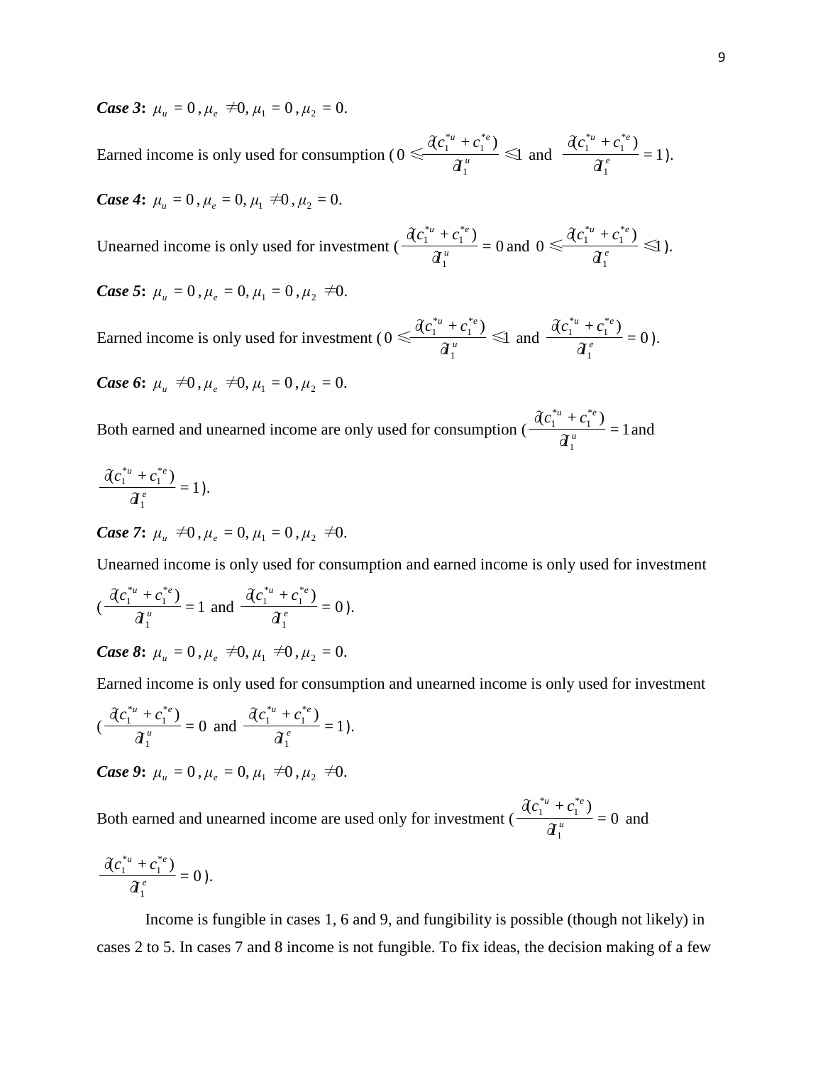***Case 3*:** $\mu_u = 0, \mu_e \neq 0, \mu_1 = 0, \mu_2 = 0.$

Earned income is only used for consumption ($0 \leqslant \frac{\partial(c_1^{*u} + c_1^{*e})}{\partial I_1^u} \leqslant 1$ and $\frac{\partial(c_1^{*u} + c_1^{*e})}{\partial I_1^e} = 1$).

***Case 4*:** $\mu_u = 0, \mu_e = 0, \mu_1 \neq 0, \mu_2 = 0.$

Unearned income is only used for investment ($\frac{\partial(c_1^{*u} + c_1^{*e})}{\partial I_1^u} = 0$ and $0 \leqslant \frac{\partial(c_1^{*u} + c_1^{*e})}{\partial I_1^e} \leqslant 1$).

***Case 5*:** $\mu_u = 0, \mu_e = 0, \mu_1 = 0, \mu_2 \neq 0.$

Earned income is only used for investment ($0 \leqslant \frac{\partial(c_1^{*u} + c_1^{*e})}{\partial I_1^u} \leqslant 1$ and $\frac{\partial(c_1^{*u} + c_1^{*e})}{\partial I_1^e} = 0$).

***Case 6*:** $\mu_u \neq 0, \mu_e \neq 0, \mu_1 = 0, \mu_2 = 0.$

Both earned and unearned income are only used for consumption ($\frac{\partial(c_1^{*u} + c_1^{*e})}{\partial I_1^u} = 1$ and $\frac{\partial(c_1^{*u} + c_1^{*e})}{\partial I_1^e} = 1$).

***Case 7*:** $\mu_u \neq 0, \mu_e = 0, \mu_1 = 0, \mu_2 \neq 0.$

Unearned income is only used for consumption and earned income is only used for investment ($\frac{\partial(c_1^{*u} + c_1^{*e})}{\partial I_1^u} = 1$ and $\frac{\partial(c_1^{*u} + c_1^{*e})}{\partial I_1^e} = 0$).

***Case 8*:** $\mu_u = 0, \mu_e \neq 0, \mu_1 \neq 0, \mu_2 = 0.$

Earned income is only used for consumption and unearned income is only used for investment ($\frac{\partial(c_1^{*u} + c_1^{*e})}{\partial I_1^u} = 0$ and $\frac{\partial(c_1^{*u} + c_1^{*e})}{\partial I_1^e} = 1$).

***Case 9*:** $\mu_u = 0, \mu_e = 0, \mu_1 \neq 0, \mu_2 \neq 0.$

Both earned and unearned income are used only for investment ($\frac{\partial(c_1^{*u} + c_1^{*e})}{\partial I_1^u} = 0$ and $\frac{\partial(c_1^{*u} + c_1^{*e})}{\partial I_1^e} = 0$).

Income is fungible in cases 1, 6 and 9, and fungibility is possible (though not likely) in cases 2 to 5. In cases 7 and 8 income is not fungible. To fix ideas, the decision making of a few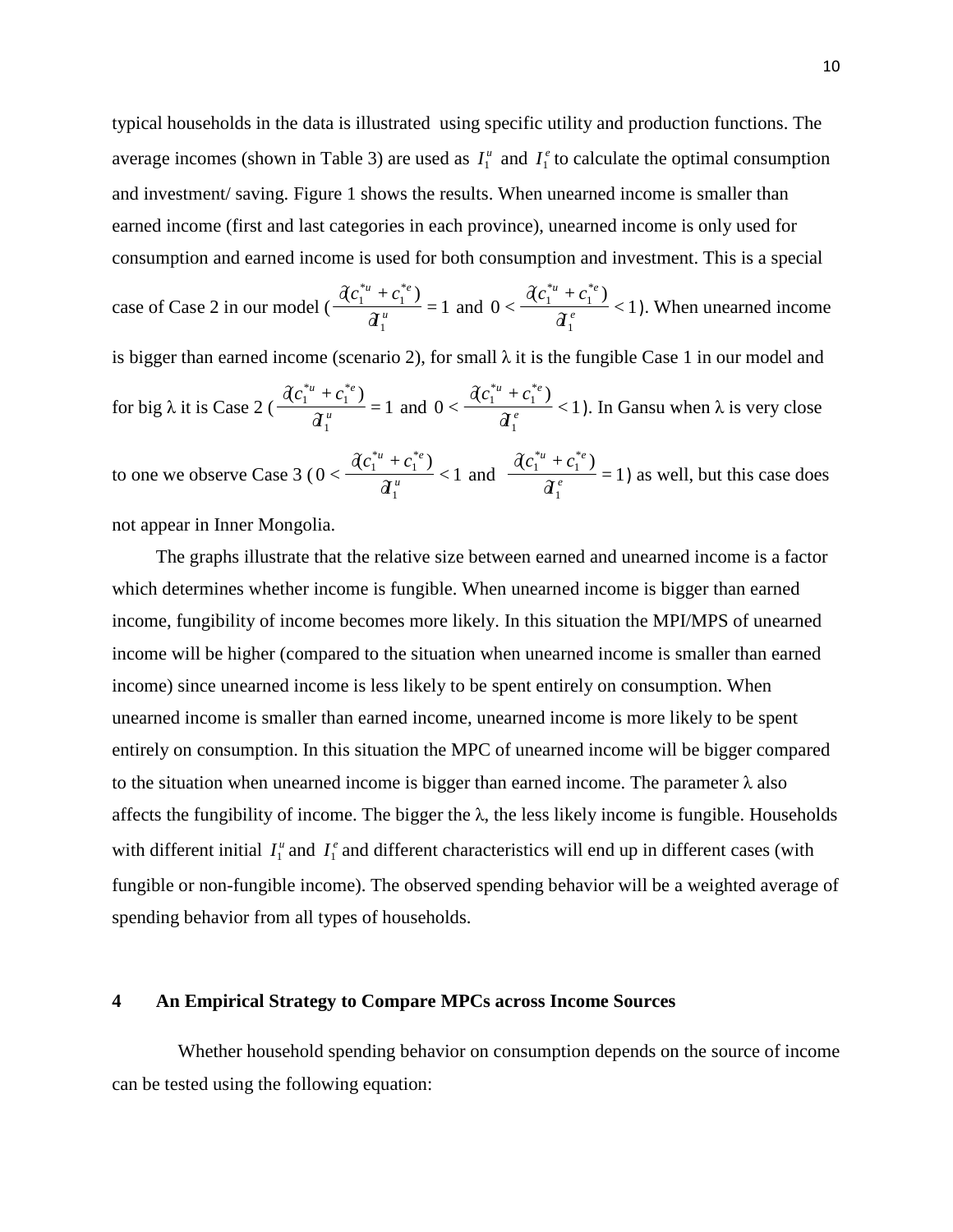typical households in the data is illustrated using specific utility and production functions. The average incomes (shown in Table 3) are used as $I_1^u$ and $I_1^e$ to calculate the optimal consumption and investment/ saving. Figure 1 shows the results. When unearned income is smaller than earned income (first and last categories in each province), unearned income is only used for consumption and earned income is used for both consumption and investment. This is a special case of Case 2 in our model ($\frac{\partial(c_1^{*u} + c_1^{*e})}{\partial I_1^u} = 1$ and $0 < \frac{\partial(c_1^{*u} + c_1^{*e})}{\partial I_1^e} < 1$). When unearned income is bigger than earned income (scenario 2), for small λ it is the fungible Case 1 in our model and for big λ it is Case 2 ($\frac{\partial(c_1^{*u} + c_1^{*e})}{\partial I_1^u} = 1$ and $0 < \frac{\partial(c_1^{*u} + c_1^{*e})}{\partial I_1^e} < 1$). In Gansu when λ is very close to one we observe Case 3 ($0 < \frac{\partial(c_1^{*u} + c_1^{*e})}{\partial I_1^u} < 1$ and $\frac{\partial(c_1^{*u} + c_1^{*e})}{\partial I_1^e} = 1$) as well, but this case does not appear in Inner Mongolia.

The graphs illustrate that the relative size between earned and unearned income is a factor which determines whether income is fungible. When unearned income is bigger than earned income, fungibility of income becomes more likely. In this situation the MPI/MPS of unearned income will be higher (compared to the situation when unearned income is smaller than earned income) since unearned income is less likely to be spent entirely on consumption. When unearned income is smaller than earned income, unearned income is more likely to be spent entirely on consumption. In this situation the MPC of unearned income will be bigger compared to the situation when unearned income is bigger than earned income. The parameter λ also affects the fungibility of income. The bigger the λ, the less likely income is fungible. Households with different initial $I_1^u$ and $I_1^e$ and different characteristics will end up in different cases (with fungible or non-fungible income). The observed spending behavior will be a weighted average of spending behavior from all types of households.

## 4 An Empirical Strategy to Compare MPCs across Income Sources

Whether household spending behavior on consumption depends on the source of income can be tested using the following equation: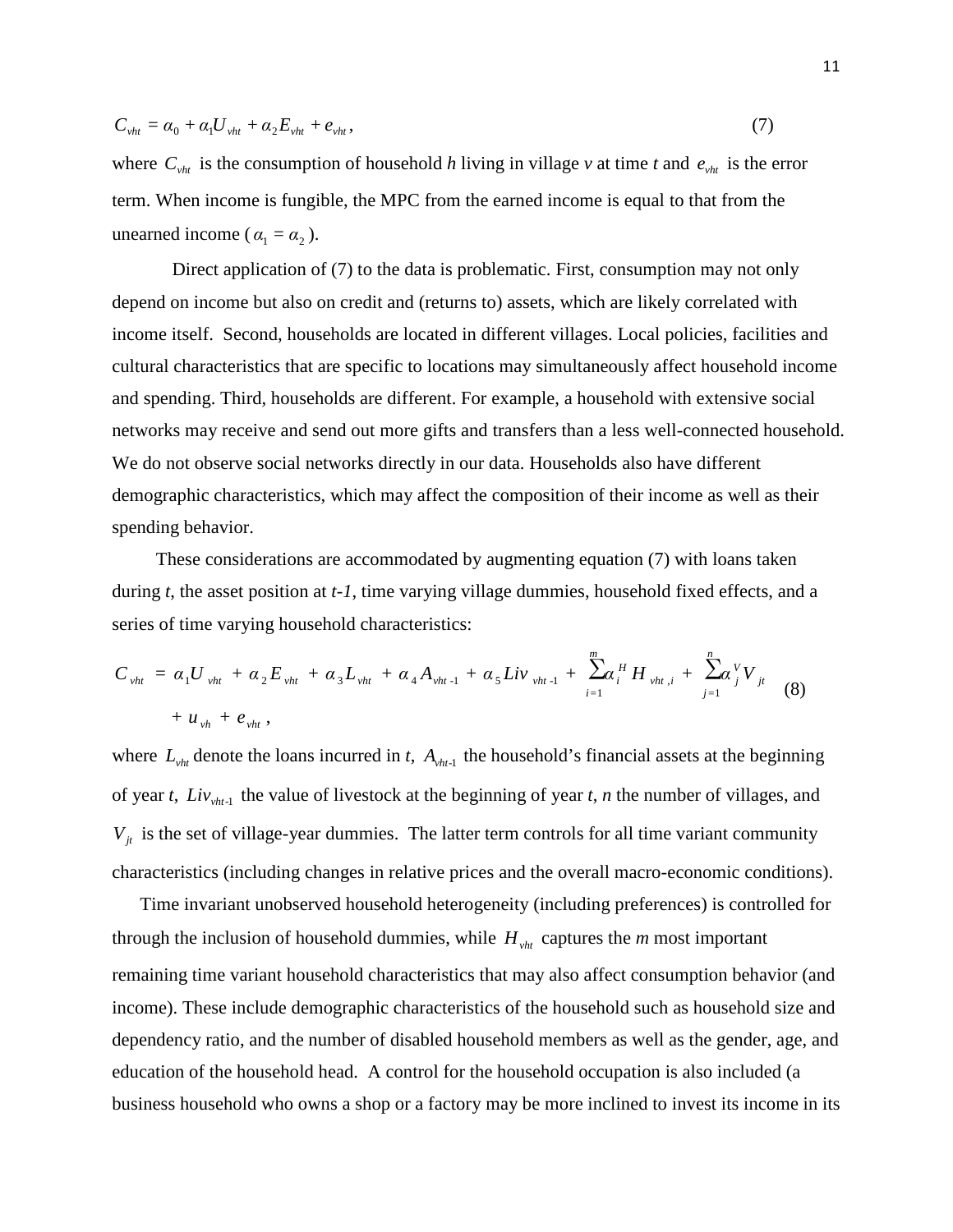$$C_{vht} = \alpha_0 + \alpha_1 U_{vht} + \alpha_2 E_{vht} + e_{vht}, \tag{7}$$

where $C_{vht}$ is the consumption of household *h* living in village *v* at time *t* and $e_{vht}$ is the error term. When income is fungible, the MPC from the earned income is equal to that from the unearned income ($\alpha_1 = \alpha_2$).

Direct application of (7) to the data is problematic. First, consumption may not only depend on income but also on credit and (returns to) assets, which are likely correlated with income itself. Second, households are located in different villages. Local policies, facilities and cultural characteristics that are specific to locations may simultaneously affect household income and spending. Third, households are different. For example, a household with extensive social networks may receive and send out more gifts and transfers than a less well-connected household. We do not observe social networks directly in our data. Households also have different demographic characteristics, which may affect the composition of their income as well as their spending behavior.

These considerations are accommodated by augmenting equation (7) with loans taken during *t*, the asset position at *t-1*, time varying village dummies, household fixed effects, and a series of time varying household characteristics:

$$C_{vht} = \alpha_1 U_{vht} + \alpha_2 E_{vht} + \alpha_3 L_{vht} + \alpha_4 A_{vht-1} + \alpha_5 Liv_{vht-1} + \sum_{i=1}^{m} \alpha_i^H H_{vht,i} + \sum_{j=1}^{n} \alpha_j^V V_{jt} + u_{vh} + e_{vht}, \tag{8}$$

where $L_{vht}$ denote the loans incurred in *t*, $A_{vht\text{-}1}$ the household's financial assets at the beginning of year *t*, $Liv_{vht\text{-}1}$ the value of livestock at the beginning of year *t*, *n* the number of villages, and $V_{jt}$ is the set of village-year dummies. The latter term controls for all time variant community characteristics (including changes in relative prices and the overall macro-economic conditions).

Time invariant unobserved household heterogeneity (including preferences) is controlled for through the inclusion of household dummies, while $H_{vht}$ captures the *m* most important remaining time variant household characteristics that may also affect consumption behavior (and income). These include demographic characteristics of the household such as household size and dependency ratio, and the number of disabled household members as well as the gender, age, and education of the household head. A control for the household occupation is also included (a business household who owns a shop or a factory may be more inclined to invest its income in its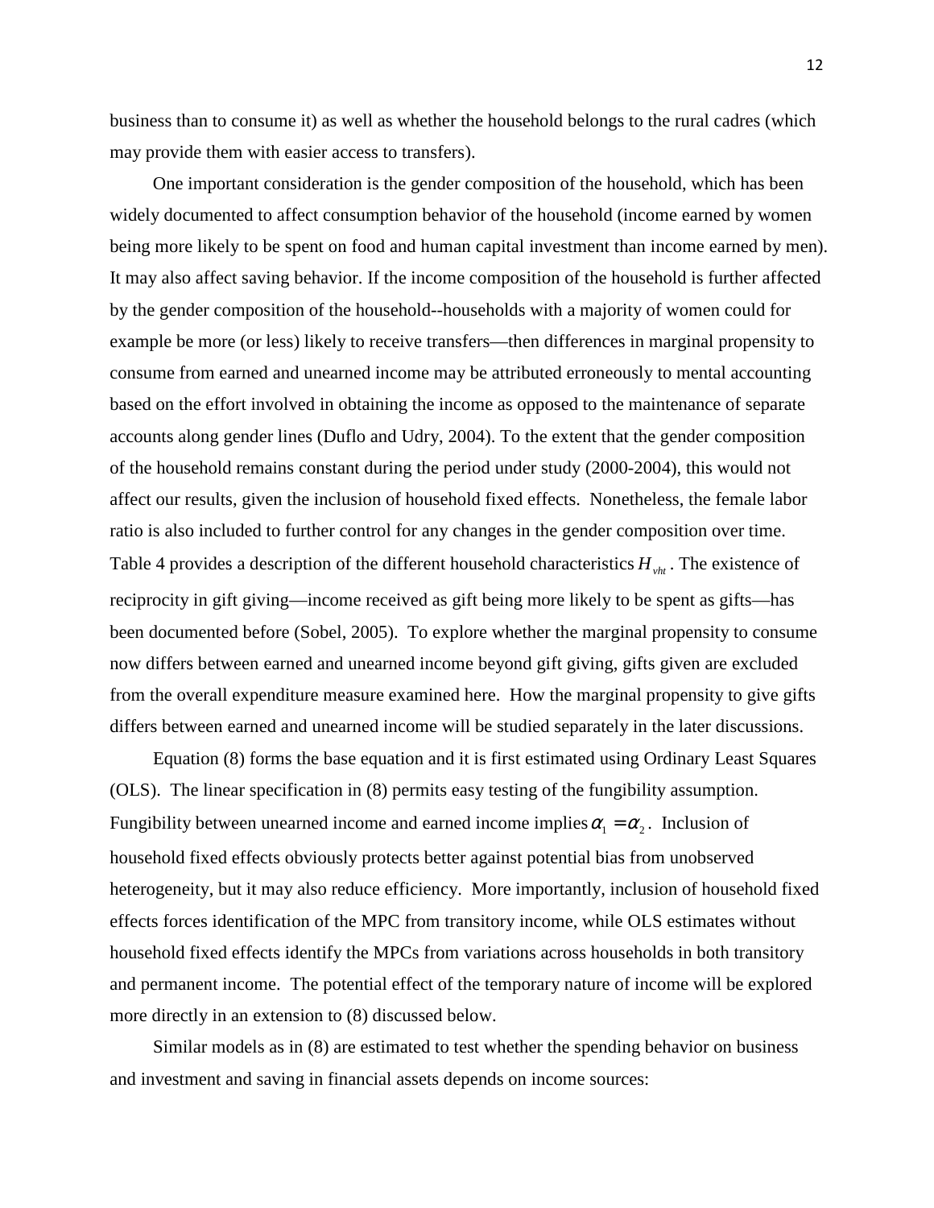business than to consume it) as well as whether the household belongs to the rural cadres (which may provide them with easier access to transfers).

One important consideration is the gender composition of the household, which has been widely documented to affect consumption behavior of the household (income earned by women being more likely to be spent on food and human capital investment than income earned by men). It may also affect saving behavior. If the income composition of the household is further affected by the gender composition of the household--households with a majority of women could for example be more (or less) likely to receive transfers—then differences in marginal propensity to consume from earned and unearned income may be attributed erroneously to mental accounting based on the effort involved in obtaining the income as opposed to the maintenance of separate accounts along gender lines (Duflo and Udry, 2004). To the extent that the gender composition of the household remains constant during the period under study (2000-2004), this would not affect our results, given the inclusion of household fixed effects. Nonetheless, the female labor ratio is also included to further control for any changes in the gender composition over time. Table 4 provides a description of the different household characteristics $H_{vht}$. The existence of reciprocity in gift giving—income received as gift being more likely to be spent as gifts—has been documented before (Sobel, 2005). To explore whether the marginal propensity to consume now differs between earned and unearned income beyond gift giving, gifts given are excluded from the overall expenditure measure examined here. How the marginal propensity to give gifts differs between earned and unearned income will be studied separately in the later discussions.

Equation (8) forms the base equation and it is first estimated using Ordinary Least Squares (OLS). The linear specification in (8) permits easy testing of the fungibility assumption. Fungibility between unearned income and earned income implies $\alpha_1 = \alpha_2$. Inclusion of household fixed effects obviously protects better against potential bias from unobserved heterogeneity, but it may also reduce efficiency. More importantly, inclusion of household fixed effects forces identification of the MPC from transitory income, while OLS estimates without household fixed effects identify the MPCs from variations across households in both transitory and permanent income. The potential effect of the temporary nature of income will be explored more directly in an extension to (8) discussed below.

Similar models as in (8) are estimated to test whether the spending behavior on business and investment and saving in financial assets depends on income sources: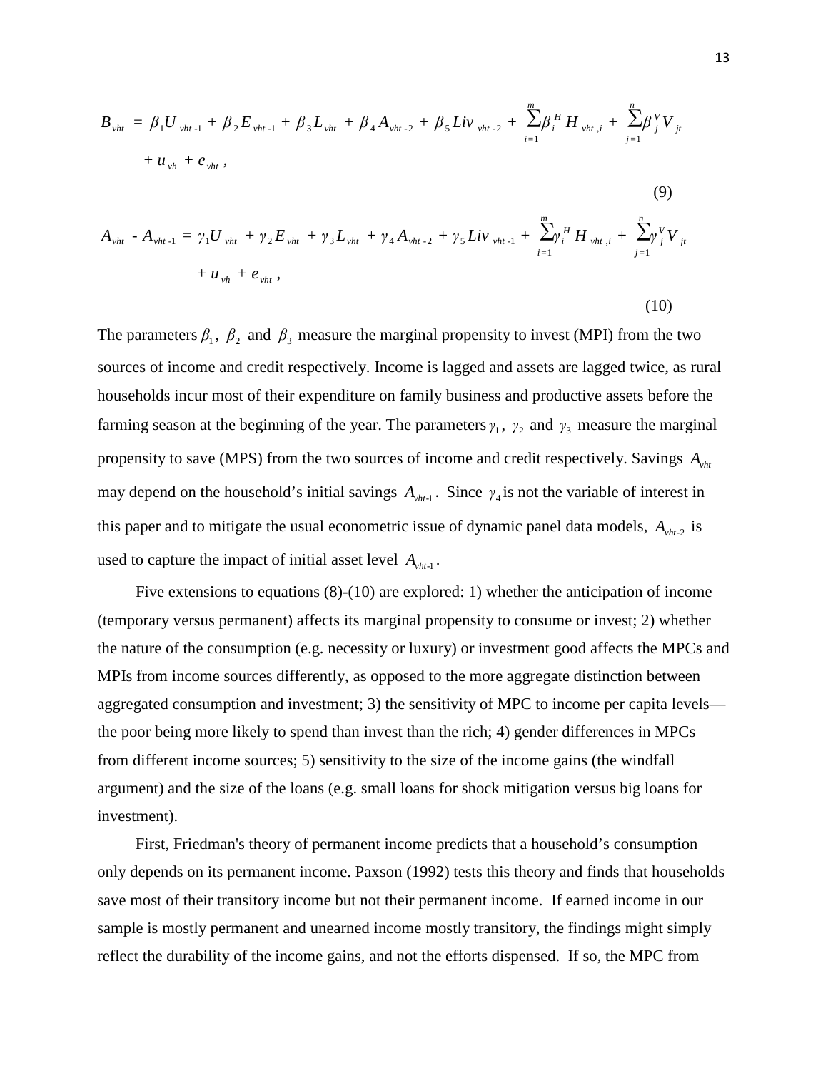$$B_{vht} = \beta_1 U_{vht\text{-}1} + \beta_2 E_{vht\text{-}1} + \beta_3 L_{vht} + \beta_4 A_{vht\text{-}2} + \beta_5 Liv_{vht\text{-}2} + \sum_{i=1}^{m} \beta_i^H H_{vht,i} + \sum_{j=1}^{n} \beta_j^V V_{jt} + u_{vh} + e_{vht}, \tag{9}$$

$$A_{vht} - A_{vht\text{-}1} = \gamma_1 U_{vht} + \gamma_2 E_{vht} + \gamma_3 L_{vht} + \gamma_4 A_{vht\text{-}2} + \gamma_5 Liv_{vht\text{-}1} + \sum_{i=1}^{m} \gamma_i^H H_{vht,i} + \sum_{j=1}^{n} \gamma_j^V V_{jt} + u_{vh} + e_{vht}, \tag{10}$$

The parameters $\beta_1$, $\beta_2$ and $\beta_3$ measure the marginal propensity to invest (MPI) from the two sources of income and credit respectively. Income is lagged and assets are lagged twice, as rural households incur most of their expenditure on family business and productive assets before the farming season at the beginning of the year. The parameters $\gamma_1$, $\gamma_2$ and $\gamma_3$ measure the marginal propensity to save (MPS) from the two sources of income and credit respectively. Savings $A_{vht}$ may depend on the household's initial savings $A_{vht\text{-}1}$. Since $\gamma_4$ is not the variable of interest in this paper and to mitigate the usual econometric issue of dynamic panel data models, $A_{vht\text{-}2}$ is used to capture the impact of initial asset level $A_{vht\text{-}1}$.

Five extensions to equations (8)-(10) are explored: 1) whether the anticipation of income (temporary versus permanent) affects its marginal propensity to consume or invest; 2) whether the nature of the consumption (e.g. necessity or luxury) or investment good affects the MPCs and MPIs from income sources differently, as opposed to the more aggregate distinction between aggregated consumption and investment; 3) the sensitivity of MPC to income per capita levels—the poor being more likely to spend than invest than the rich; 4) gender differences in MPCs from different income sources; 5) sensitivity to the size of the income gains (the windfall argument) and the size of the loans (e.g. small loans for shock mitigation versus big loans for investment).

First, Friedman's theory of permanent income predicts that a household's consumption only depends on its permanent income. Paxson (1992) tests this theory and finds that households save most of their transitory income but not their permanent income. If earned income in our sample is mostly permanent and unearned income mostly transitory, the findings might simply reflect the durability of the income gains, and not the efforts dispensed. If so, the MPC from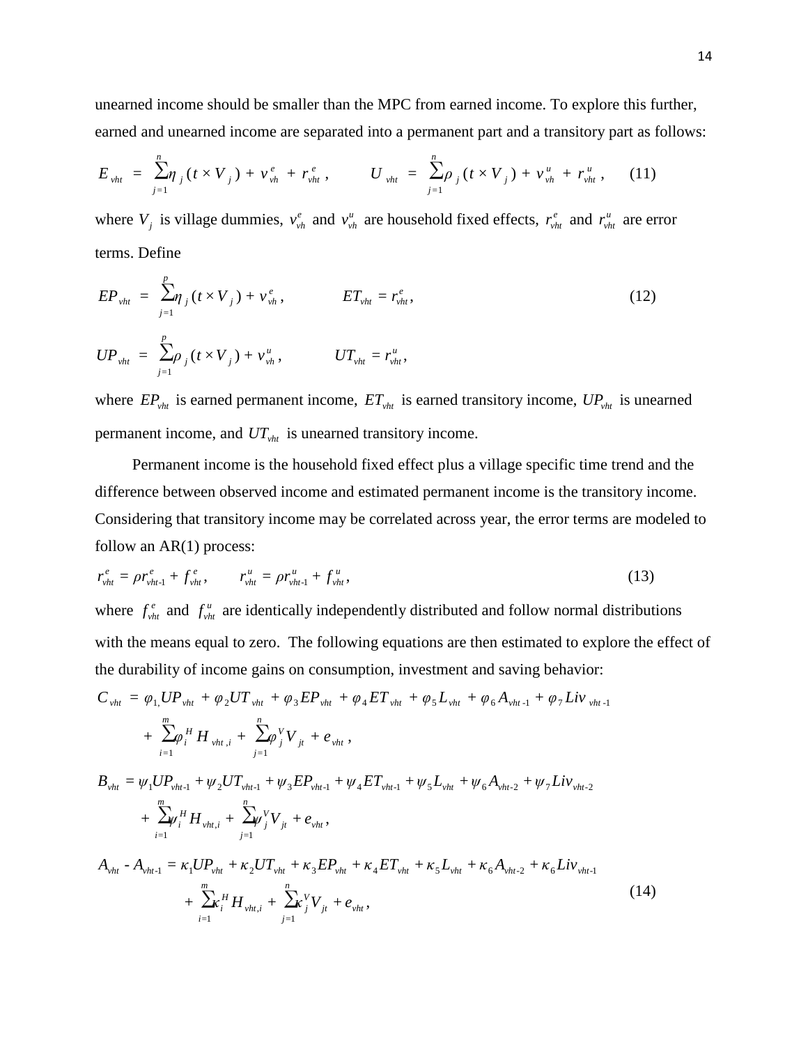unearned income should be smaller than the MPC from earned income. To explore this further, earned and unearned income are separated into a permanent part and a transitory part as follows:

$$E_{vht} = \sum_{j=1}^{n} \eta_j (t \times V_j) + v_{vh}^{e} + r_{vht}^{e}, \qquad U_{vht} = \sum_{j=1}^{n} \rho_j (t \times V_j) + v_{vh}^{u} + r_{vht}^{u}, \qquad (11)$$

where $V_j$ is village dummies, $v_{vh}^{e}$ and $v_{vh}^{u}$ are household fixed effects, $r_{vht}^{e}$ and $r_{vht}^{u}$ are error terms. Define

$$EP_{vht} = \sum_{j=1}^{p} \eta_j (t \times V_j) + v_{vh}^{e}, \qquad ET_{vht} = r_{vht}^{e}, \qquad (12)$$

$$UP_{vht} = \sum_{j=1}^{p} \rho_j (t \times V_j) + v_{vh}^{u}, \qquad UT_{vht} = r_{vht}^{u},$$

where $EP_{vht}$ is earned permanent income, $ET_{vht}$ is earned transitory income, $UP_{vht}$ is unearned permanent income, and $UT_{vht}$ is unearned transitory income.

Permanent income is the household fixed effect plus a village specific time trend and the difference between observed income and estimated permanent income is the transitory income. Considering that transitory income may be correlated across year, the error terms are modeled to follow an AR(1) process:

$$r_{vht}^{e} = \rho r_{vht-1}^{e} + f_{vht}^{e}, \qquad r_{vht}^{u} = \rho r_{vht-1}^{u} + f_{vht}^{u}, \qquad (13)$$

where $f_{vht}^{e}$ and $f_{vht}^{u}$ are identically independently distributed and follow normal distributions with the means equal to zero. The following equations are then estimated to explore the effect of the durability of income gains on consumption, investment and saving behavior:

$$C_{vht} = \varphi_1 UP_{vht} + \varphi_2 UT_{vht} + \varphi_3 EP_{vht} + \varphi_4 ET_{vht} + \varphi_5 L_{vht} + \varphi_6 A_{vht-1} + \varphi_7 Liv_{vht-1} + \sum_{i=1}^{m} \varphi_i^{H} H_{vht,i} + \sum_{j=1}^{n} \varphi_j^{V} V_{jt} + e_{vht},$$

$$B_{vht} = \psi_1 UP_{vht-1} + \psi_2 UT_{vht-1} + \psi_3 EP_{vht-1} + \psi_4 ET_{vht-1} + \psi_5 L_{vht} + \psi_6 A_{vht-2} + \psi_7 Liv_{vht-2} + \sum_{i=1}^{m} \psi_i^{H} H_{vht,i} + \sum_{j=1}^{n} \psi_j^{V} V_{jt} + e_{vht},$$

$$A_{vht} - A_{vht-1} = \kappa_1 UP_{vht} + \kappa_2 UT_{vht} + \kappa_3 EP_{vht} + \kappa_4 ET_{vht} + \kappa_5 L_{vht} + \kappa_6 A_{vht-2} + \kappa_6 Liv_{vht-1} + \sum_{i=1}^{m} \kappa_i^{H} H_{vht,i} + \sum_{j=1}^{n} \kappa_j^{V} V_{jt} + e_{vht}, \qquad (14)$$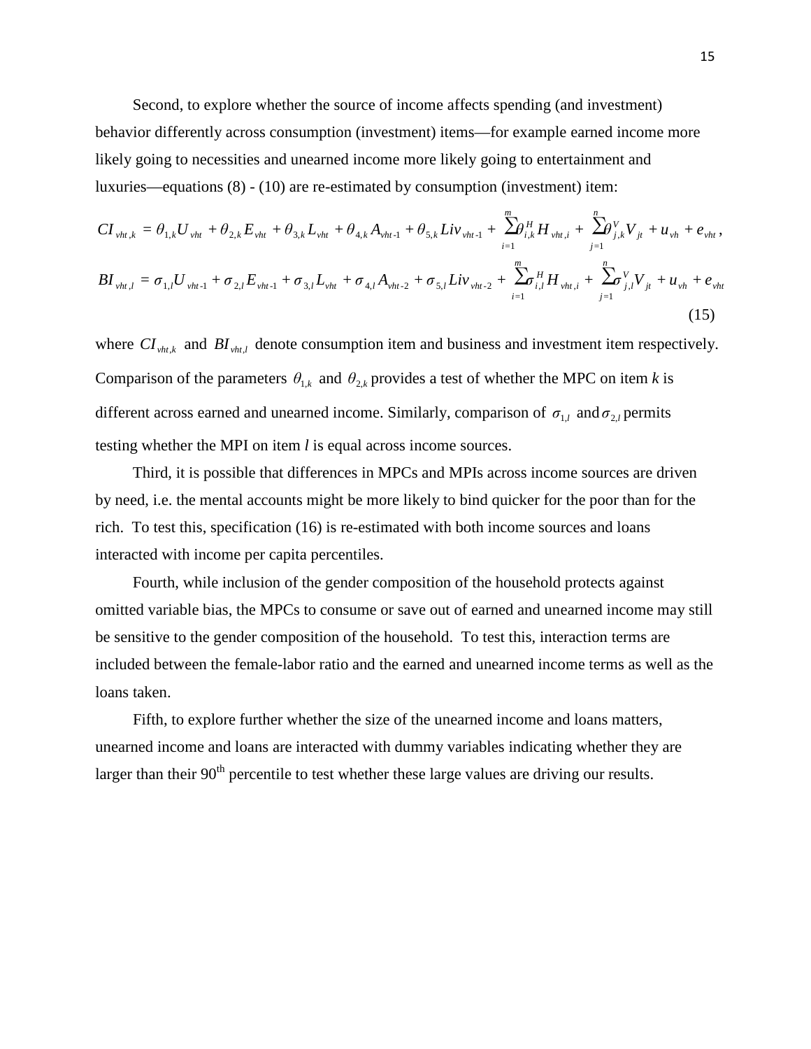Second, to explore whether the source of income affects spending (and investment) behavior differently across consumption (investment) items—for example earned income more likely going to necessities and unearned income more likely going to entertainment and luxuries—equations (8) - (10) are re-estimated by consumption (investment) item:

$$CI_{vht,k} = \theta_{1,k} U_{vht} + \theta_{2,k} E_{vht} + \theta_{3,k} L_{vht} + \theta_{4,k} A_{vht\text{-}1} + \theta_{5,k} Liv_{vht\text{-}1} + \sum_{i=1}^{m} \theta_{i,k}^{H} H_{vht,i} + \sum_{j=1}^{n} \theta_{j,k}^{V} V_{jt} + u_{vh} + e_{vht},$$

$$BI_{vht,l} = \sigma_{1,l} U_{vht\text{-}1} + \sigma_{2,l} E_{vht\text{-}1} + \sigma_{3,l} L_{vht} + \sigma_{4,l} A_{vht\text{-}2} + \sigma_{5,l} Liv_{vht\text{-}2} + \sum_{i=1}^{m} \sigma_{i,l}^{H} H_{vht,i} + \sum_{j=1}^{n} \sigma_{j,l}^{V} V_{jt} + u_{vh} + e_{vht} \tag{15}$$

where $CI_{vht,k}$ and $BI_{vht,l}$ denote consumption item and business and investment item respectively. Comparison of the parameters $\theta_{1,k}$ and $\theta_{2,k}$ provides a test of whether the MPC on item *k* is different across earned and unearned income. Similarly, comparison of $\sigma_{1,l}$ and $\sigma_{2,l}$ permits testing whether the MPI on item *l* is equal across income sources.

Third, it is possible that differences in MPCs and MPIs across income sources are driven by need, i.e. the mental accounts might be more likely to bind quicker for the poor than for the rich. To test this, specification (16) is re-estimated with both income sources and loans interacted with income per capita percentiles.

Fourth, while inclusion of the gender composition of the household protects against omitted variable bias, the MPCs to consume or save out of earned and unearned income may still be sensitive to the gender composition of the household. To test this, interaction terms are included between the female-labor ratio and the earned and unearned income terms as well as the loans taken.

Fifth, to explore further whether the size of the unearned income and loans matters, unearned income and loans are interacted with dummy variables indicating whether they are larger than their 90th percentile to test whether these large values are driving our results.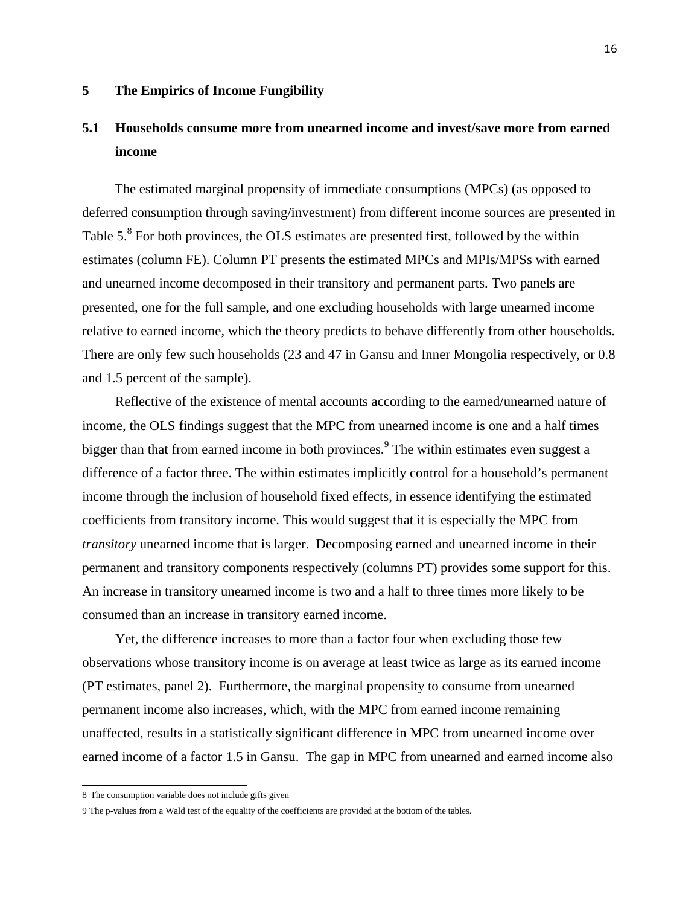## 5 The Empirics of Income Fungibility

### 5.1 Households consume more from unearned income and invest/save more from earned income

The estimated marginal propensity of immediate consumptions (MPCs) (as opposed to deferred consumption through saving/investment) from different income sources are presented in Table 5.[8] For both provinces, the OLS estimates are presented first, followed by the within estimates (column FE). Column PT presents the estimated MPCs and MPIs/MPSs with earned and unearned income decomposed in their transitory and permanent parts. Two panels are presented, one for the full sample, and one excluding households with large unearned income relative to earned income, which the theory predicts to behave differently from other households. There are only few such households (23 and 47 in Gansu and Inner Mongolia respectively, or 0.8 and 1.5 percent of the sample).

Reflective of the existence of mental accounts according to the earned/unearned nature of income, the OLS findings suggest that the MPC from unearned income is one and a half times bigger than that from earned income in both provinces.[9] The within estimates even suggest a difference of a factor three. The within estimates implicitly control for a household's permanent income through the inclusion of household fixed effects, in essence identifying the estimated coefficients from transitory income. This would suggest that it is especially the MPC from *transitory* unearned income that is larger. Decomposing earned and unearned income in their permanent and transitory components respectively (columns PT) provides some support for this. An increase in transitory unearned income is two and a half to three times more likely to be consumed than an increase in transitory earned income.

Yet, the difference increases to more than a factor four when excluding those few observations whose transitory income is on average at least twice as large as its earned income (PT estimates, panel 2). Furthermore, the marginal propensity to consume from unearned permanent income also increases, which, with the MPC from earned income remaining unaffected, results in a statistically significant difference in MPC from unearned income over earned income of a factor 1.5 in Gansu. The gap in MPC from unearned and earned income also

8 The consumption variable does not include gifts given

9 The p-values from a Wald test of the equality of the coefficients are provided at the bottom of the tables.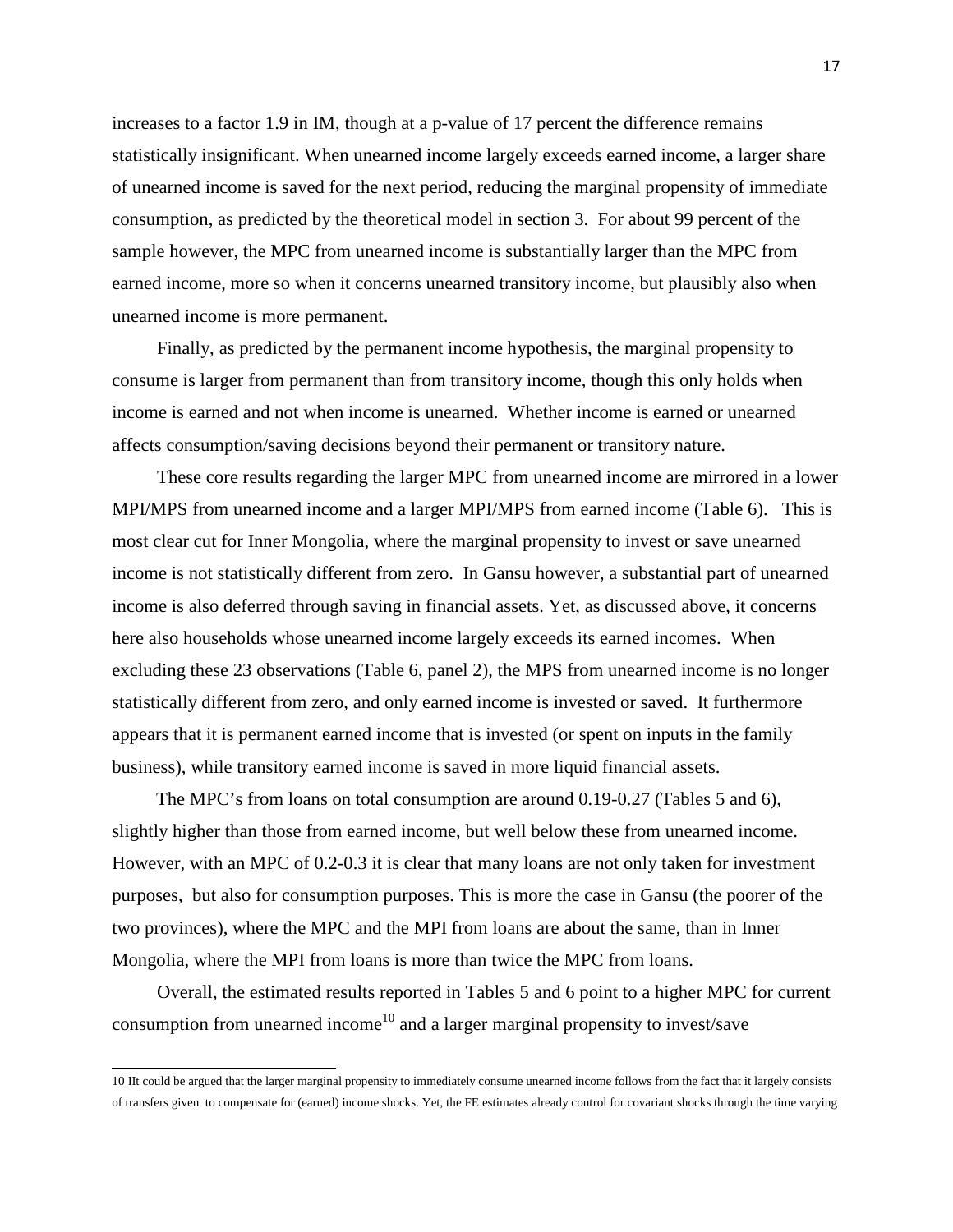increases to a factor 1.9 in IM, though at a p-value of 17 percent the difference remains statistically insignificant. When unearned income largely exceeds earned income, a larger share of unearned income is saved for the next period, reducing the marginal propensity of immediate consumption, as predicted by the theoretical model in section 3. For about 99 percent of the sample however, the MPC from unearned income is substantially larger than the MPC from earned income, more so when it concerns unearned transitory income, but plausibly also when unearned income is more permanent.

Finally, as predicted by the permanent income hypothesis, the marginal propensity to consume is larger from permanent than from transitory income, though this only holds when income is earned and not when income is unearned. Whether income is earned or unearned affects consumption/saving decisions beyond their permanent or transitory nature.

These core results regarding the larger MPC from unearned income are mirrored in a lower MPI/MPS from unearned income and a larger MPI/MPS from earned income (Table 6). This is most clear cut for Inner Mongolia, where the marginal propensity to invest or save unearned income is not statistically different from zero. In Gansu however, a substantial part of unearned income is also deferred through saving in financial assets. Yet, as discussed above, it concerns here also households whose unearned income largely exceeds its earned incomes. When excluding these 23 observations (Table 6, panel 2), the MPS from unearned income is no longer statistically different from zero, and only earned income is invested or saved. It furthermore appears that it is permanent earned income that is invested (or spent on inputs in the family business), while transitory earned income is saved in more liquid financial assets.

The MPC's from loans on total consumption are around 0.19-0.27 (Tables 5 and 6), slightly higher than those from earned income, but well below these from unearned income. However, with an MPC of 0.2-0.3 it is clear that many loans are not only taken for investment purposes, but also for consumption purposes. This is more the case in Gansu (the poorer of the two provinces), where the MPC and the MPI from loans are about the same, than in Inner Mongolia, where the MPI from loans is more than twice the MPC from loans.

Overall, the estimated results reported in Tables 5 and 6 point to a higher MPC for current consumption from unearned income[10] and a larger marginal propensity to invest/save

10 IIt could be argued that the larger marginal propensity to immediately consume unearned income follows from the fact that it largely consists of transfers given to compensate for (earned) income shocks. Yet, the FE estimates already control for covariant shocks through the time varying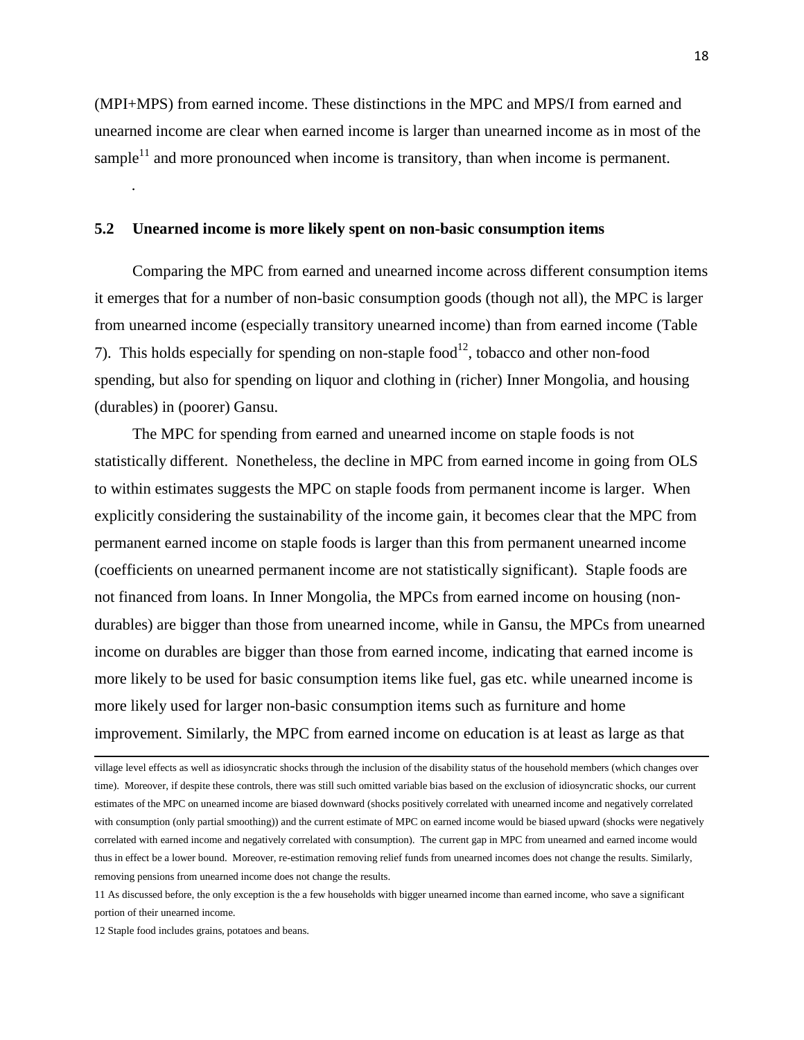(MPI+MPS) from earned income. These distinctions in the MPC and MPS/I from earned and unearned income are clear when earned income is larger than unearned income as in most of the sample[11] and more pronounced when income is transitory, than when income is permanent.

.

### 5.2 Unearned income is more likely spent on non-basic consumption items

Comparing the MPC from earned and unearned income across different consumption items it emerges that for a number of non-basic consumption goods (though not all), the MPC is larger from unearned income (especially transitory unearned income) than from earned income (Table 7). This holds especially for spending on non-staple food[12], tobacco and other non-food spending, but also for spending on liquor and clothing in (richer) Inner Mongolia, and housing (durables) in (poorer) Gansu.

The MPC for spending from earned and unearned income on staple foods is not statistically different. Nonetheless, the decline in MPC from earned income in going from OLS to within estimates suggests the MPC on staple foods from permanent income is larger. When explicitly considering the sustainability of the income gain, it becomes clear that the MPC from permanent earned income on staple foods is larger than this from permanent unearned income (coefficients on unearned permanent income are not statistically significant). Staple foods are not financed from loans. In Inner Mongolia, the MPCs from earned income on housing (non-durables) are bigger than those from unearned income, while in Gansu, the MPCs from unearned income on durables are bigger than those from earned income, indicating that earned income is more likely to be used for basic consumption items like fuel, gas etc. while unearned income is more likely used for larger non-basic consumption items such as furniture and home improvement. Similarly, the MPC from earned income on education is at least as large as that

---

village level effects as well as idiosyncratic shocks through the inclusion of the disability status of the household members (which changes over time). Moreover, if despite these controls, there was still such omitted variable bias based on the exclusion of idiosyncratic shocks, our current estimates of the MPC on unearned income are biased downward (shocks positively correlated with unearned income and negatively correlated with consumption (only partial smoothing)) and the current estimate of MPC on earned income would be biased upward (shocks were negatively correlated with earned income and negatively correlated with consumption). The current gap in MPC from unearned and earned income would thus in effect be a lower bound. Moreover, re-estimation removing relief funds from unearned incomes does not change the results. Similarly, removing pensions from unearned income does not change the results.

11 As discussed before, the only exception is the a few households with bigger unearned income than earned income, who save a significant portion of their unearned income.

12 Staple food includes grains, potatoes and beans.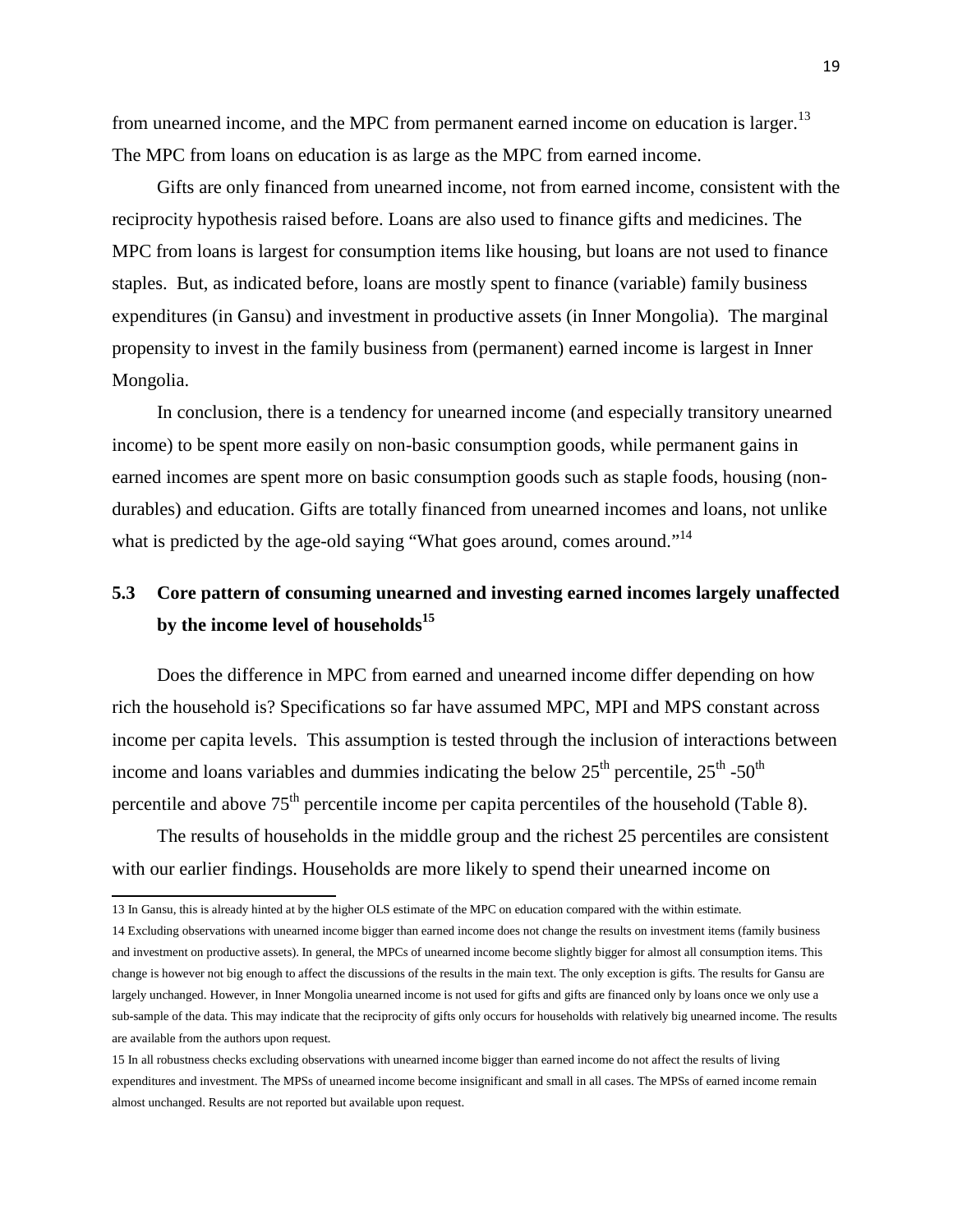from unearned income, and the MPC from permanent earned income on education is larger.[13] The MPC from loans on education is as large as the MPC from earned income.

Gifts are only financed from unearned income, not from earned income, consistent with the reciprocity hypothesis raised before. Loans are also used to finance gifts and medicines. The MPC from loans is largest for consumption items like housing, but loans are not used to finance staples. But, as indicated before, loans are mostly spent to finance (variable) family business expenditures (in Gansu) and investment in productive assets (in Inner Mongolia). The marginal propensity to invest in the family business from (permanent) earned income is largest in Inner Mongolia.

In conclusion, there is a tendency for unearned income (and especially transitory unearned income) to be spent more easily on non-basic consumption goods, while permanent gains in earned incomes are spent more on basic consumption goods such as staple foods, housing (non-durables) and education. Gifts are totally financed from unearned incomes and loans, not unlike what is predicted by the age-old saying "What goes around, comes around."[14]

## 5.3 Core pattern of consuming unearned and investing earned incomes largely unaffected by the income level of households[15]

Does the difference in MPC from earned and unearned income differ depending on how rich the household is? Specifications so far have assumed MPC, MPI and MPS constant across income per capita levels. This assumption is tested through the inclusion of interactions between income and loans variables and dummies indicating the below $25^{th}$ percentile, $25^{th}$ -$50^{th}$ percentile and above $75^{th}$ percentile income per capita percentiles of the household (Table 8).

The results of households in the middle group and the richest 25 percentiles are consistent with our earlier findings. Households are more likely to spend their unearned income on

---

13 In Gansu, this is already hinted at by the higher OLS estimate of the MPC on education compared with the within estimate.

14 Excluding observations with unearned income bigger than earned income does not change the results on investment items (family business and investment on productive assets). In general, the MPCs of unearned income become slightly bigger for almost all consumption items. This change is however not big enough to affect the discussions of the results in the main text. The only exception is gifts. The results for Gansu are largely unchanged. However, in Inner Mongolia unearned income is not used for gifts and gifts are financed only by loans once we only use a sub-sample of the data. This may indicate that the reciprocity of gifts only occurs for households with relatively big unearned income. The results are available from the authors upon request.

15 In all robustness checks excluding observations with unearned income bigger than earned income do not affect the results of living expenditures and investment. The MPSs of unearned income become insignificant and small in all cases. The MPSs of earned income remain almost unchanged. Results are not reported but available upon request.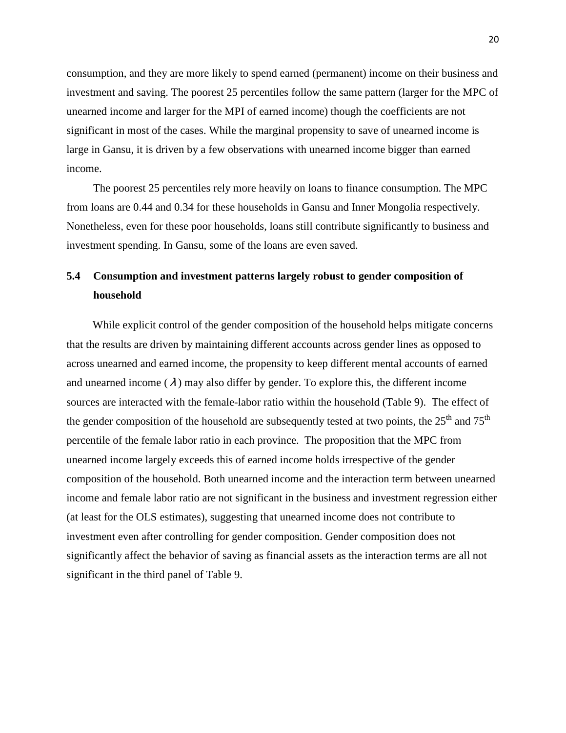consumption, and they are more likely to spend earned (permanent) income on their business and investment and saving. The poorest 25 percentiles follow the same pattern (larger for the MPC of unearned income and larger for the MPI of earned income) though the coefficients are not significant in most of the cases. While the marginal propensity to save of unearned income is large in Gansu, it is driven by a few observations with unearned income bigger than earned income.

The poorest 25 percentiles rely more heavily on loans to finance consumption. The MPC from loans are 0.44 and 0.34 for these households in Gansu and Inner Mongolia respectively. Nonetheless, even for these poor households, loans still contribute significantly to business and investment spending. In Gansu, some of the loans are even saved.

### 5.4 Consumption and investment patterns largely robust to gender composition of household

While explicit control of the gender composition of the household helps mitigate concerns that the results are driven by maintaining different accounts across gender lines as opposed to across unearned and earned income, the propensity to keep different mental accounts of earned and unearned income ($\lambda$) may also differ by gender. To explore this, the different income sources are interacted with the female-labor ratio within the household (Table 9). The effect of the gender composition of the household are subsequently tested at two points, the 25th and 75th percentile of the female labor ratio in each province. The proposition that the MPC from unearned income largely exceeds this of earned income holds irrespective of the gender composition of the household. Both unearned income and the interaction term between unearned income and female labor ratio are not significant in the business and investment regression either (at least for the OLS estimates), suggesting that unearned income does not contribute to investment even after controlling for gender composition. Gender composition does not significantly affect the behavior of saving as financial assets as the interaction terms are all not significant in the third panel of Table 9.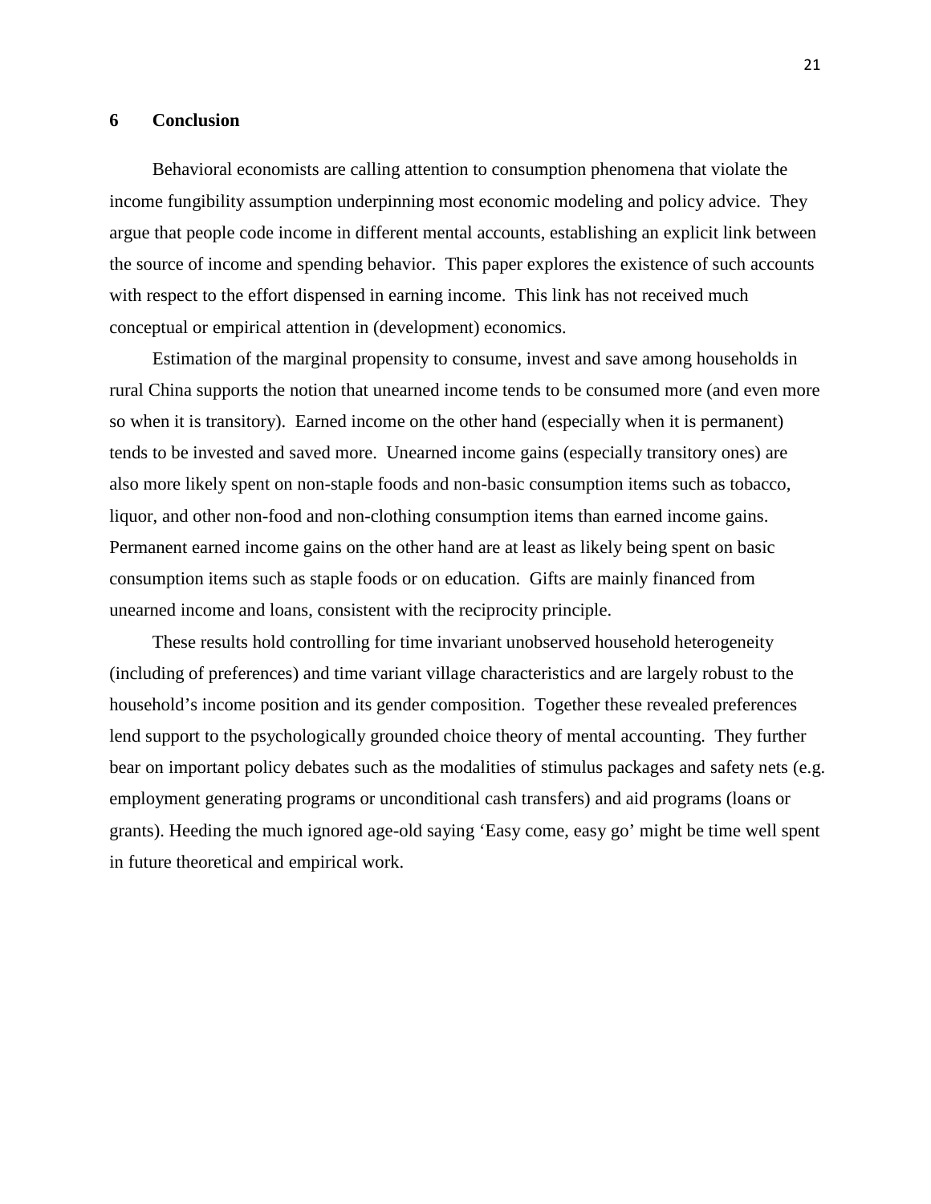## 6 Conclusion

Behavioral economists are calling attention to consumption phenomena that violate the income fungibility assumption underpinning most economic modeling and policy advice. They argue that people code income in different mental accounts, establishing an explicit link between the source of income and spending behavior. This paper explores the existence of such accounts with respect to the effort dispensed in earning income. This link has not received much conceptual or empirical attention in (development) economics.

Estimation of the marginal propensity to consume, invest and save among households in rural China supports the notion that unearned income tends to be consumed more (and even more so when it is transitory). Earned income on the other hand (especially when it is permanent) tends to be invested and saved more. Unearned income gains (especially transitory ones) are also more likely spent on non-staple foods and non-basic consumption items such as tobacco, liquor, and other non-food and non-clothing consumption items than earned income gains. Permanent earned income gains on the other hand are at least as likely being spent on basic consumption items such as staple foods or on education. Gifts are mainly financed from unearned income and loans, consistent with the reciprocity principle.

These results hold controlling for time invariant unobserved household heterogeneity (including of preferences) and time variant village characteristics and are largely robust to the household's income position and its gender composition. Together these revealed preferences lend support to the psychologically grounded choice theory of mental accounting. They further bear on important policy debates such as the modalities of stimulus packages and safety nets (e.g. employment generating programs or unconditional cash transfers) and aid programs (loans or grants). Heeding the much ignored age-old saying 'Easy come, easy go' might be time well spent in future theoretical and empirical work.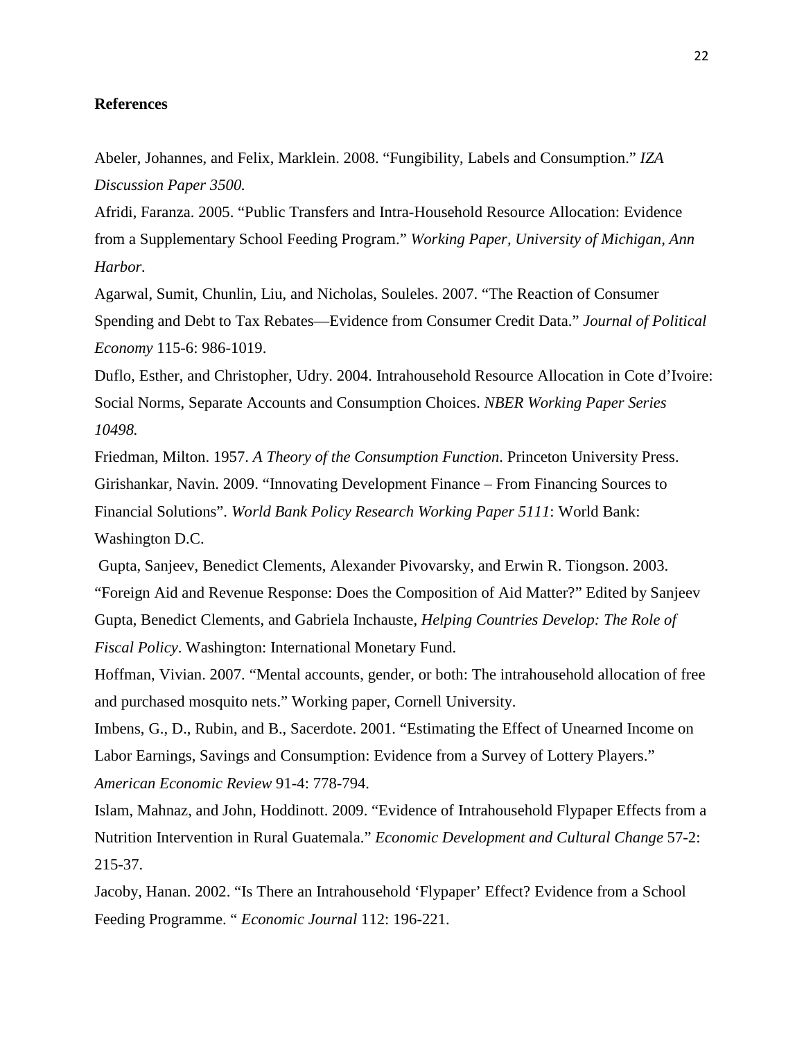**References**

Abeler, Johannes, and Felix, Marklein. 2008. "Fungibility, Labels and Consumption." *IZA Discussion Paper 3500.*

Afridi, Faranza. 2005. "Public Transfers and Intra-Household Resource Allocation: Evidence from a Supplementary School Feeding Program." *Working Paper, University of Michigan, Ann Harbor.*

Agarwal, Sumit, Chunlin, Liu, and Nicholas, Souleles. 2007. "The Reaction of Consumer Spending and Debt to Tax Rebates—Evidence from Consumer Credit Data." *Journal of Political Economy* 115-6: 986-1019.

Duflo, Esther, and Christopher, Udry. 2004. Intrahousehold Resource Allocation in Cote d'Ivoire: Social Norms, Separate Accounts and Consumption Choices. *NBER Working Paper Series 10498.*

Friedman, Milton. 1957. *A Theory of the Consumption Function*. Princeton University Press.

Girishankar, Navin. 2009. "Innovating Development Finance – From Financing Sources to Financial Solutions". *World Bank Policy Research Working Paper 5111*: World Bank: Washington D.C.

Gupta, Sanjeev, Benedict Clements, Alexander Pivovarsky, and Erwin R. Tiongson. 2003. "Foreign Aid and Revenue Response: Does the Composition of Aid Matter?" Edited by Sanjeev Gupta, Benedict Clements, and Gabriela Inchauste, *Helping Countries Develop: The Role of Fiscal Policy*. Washington: International Monetary Fund.

Hoffman, Vivian. 2007. "Mental accounts, gender, or both: The intrahousehold allocation of free and purchased mosquito nets." Working paper, Cornell University.

Imbens, G., D., Rubin, and B., Sacerdote. 2001. "Estimating the Effect of Unearned Income on Labor Earnings, Savings and Consumption: Evidence from a Survey of Lottery Players." *American Economic Review* 91-4: 778-794.

Islam, Mahnaz, and John, Hoddinott. 2009. "Evidence of Intrahousehold Flypaper Effects from a Nutrition Intervention in Rural Guatemala." *Economic Development and Cultural Change* 57-2: 215-37.

Jacoby, Hanan. 2002. "Is There an Intrahousehold 'Flypaper' Effect? Evidence from a School Feeding Programme. " *Economic Journal* 112: 196-221.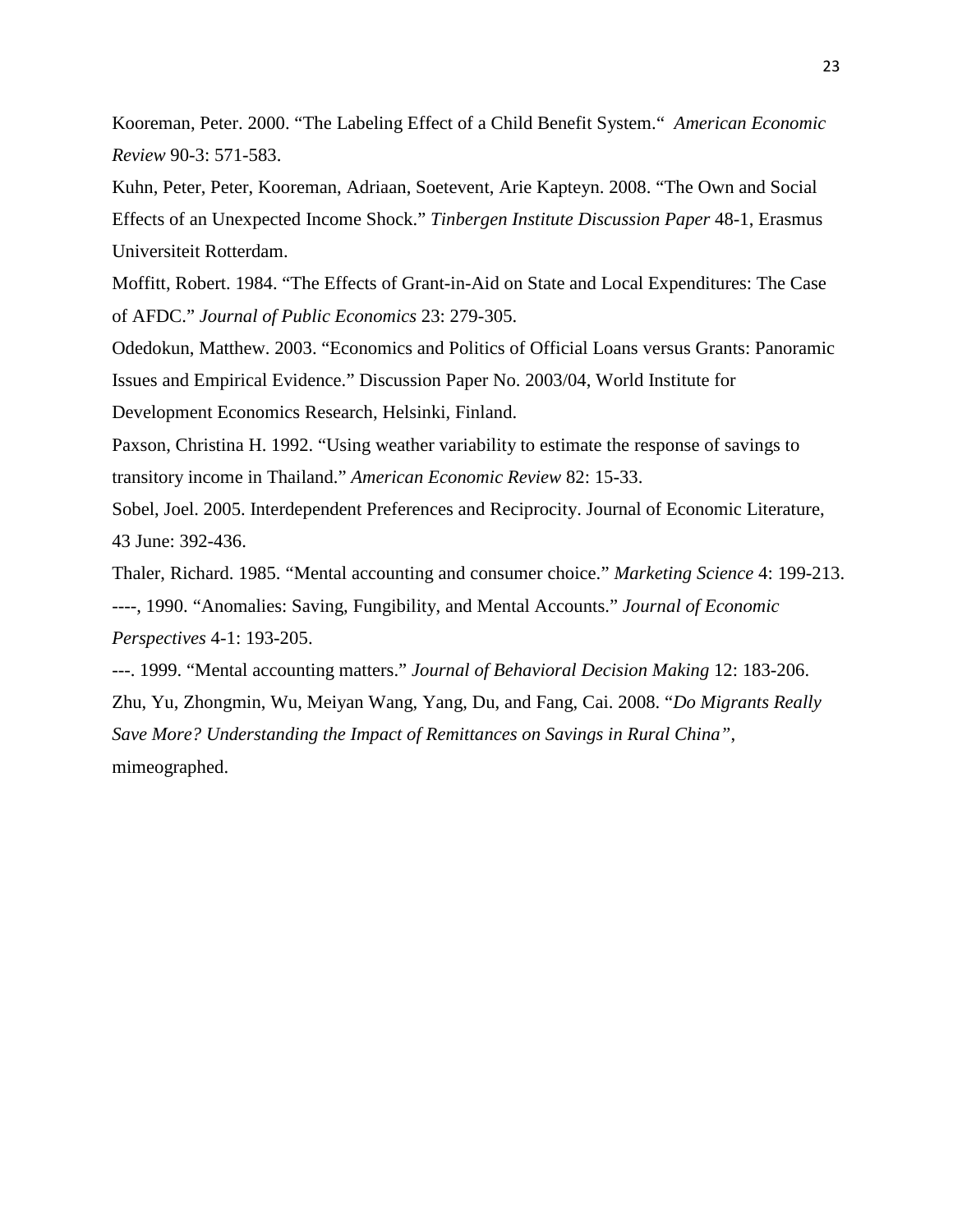Kooreman, Peter. 2000. "The Labeling Effect of a Child Benefit System." *American Economic Review* 90-3: 571-583.

Kuhn, Peter, Peter, Kooreman, Adriaan, Soetevent, Arie Kapteyn. 2008. "The Own and Social Effects of an Unexpected Income Shock." *Tinbergen Institute Discussion Paper* 48-1, Erasmus Universiteit Rotterdam.

Moffitt, Robert. 1984. "The Effects of Grant-in-Aid on State and Local Expenditures: The Case of AFDC." *Journal of Public Economics* 23: 279-305.

Odedokun, Matthew. 2003. "Economics and Politics of Official Loans versus Grants: Panoramic Issues and Empirical Evidence." Discussion Paper No. 2003/04, World Institute for Development Economics Research, Helsinki, Finland.

Paxson, Christina H. 1992. "Using weather variability to estimate the response of savings to transitory income in Thailand." *American Economic Review* 82: 15-33.

Sobel, Joel. 2005. Interdependent Preferences and Reciprocity. Journal of Economic Literature, 43 June: 392-436.

Thaler, Richard. 1985. "Mental accounting and consumer choice." *Marketing Science* 4: 199-213.

----, 1990. "Anomalies: Saving, Fungibility, and Mental Accounts." *Journal of Economic Perspectives* 4-1: 193-205.

---. 1999. "Mental accounting matters." *Journal of Behavioral Decision Making* 12: 183-206.

Zhu, Yu, Zhongmin, Wu, Meiyan Wang, Yang, Du, and Fang, Cai. 2008. "*Do Migrants Really Save More? Understanding the Impact of Remittances on Savings in Rural China"*, mimeographed.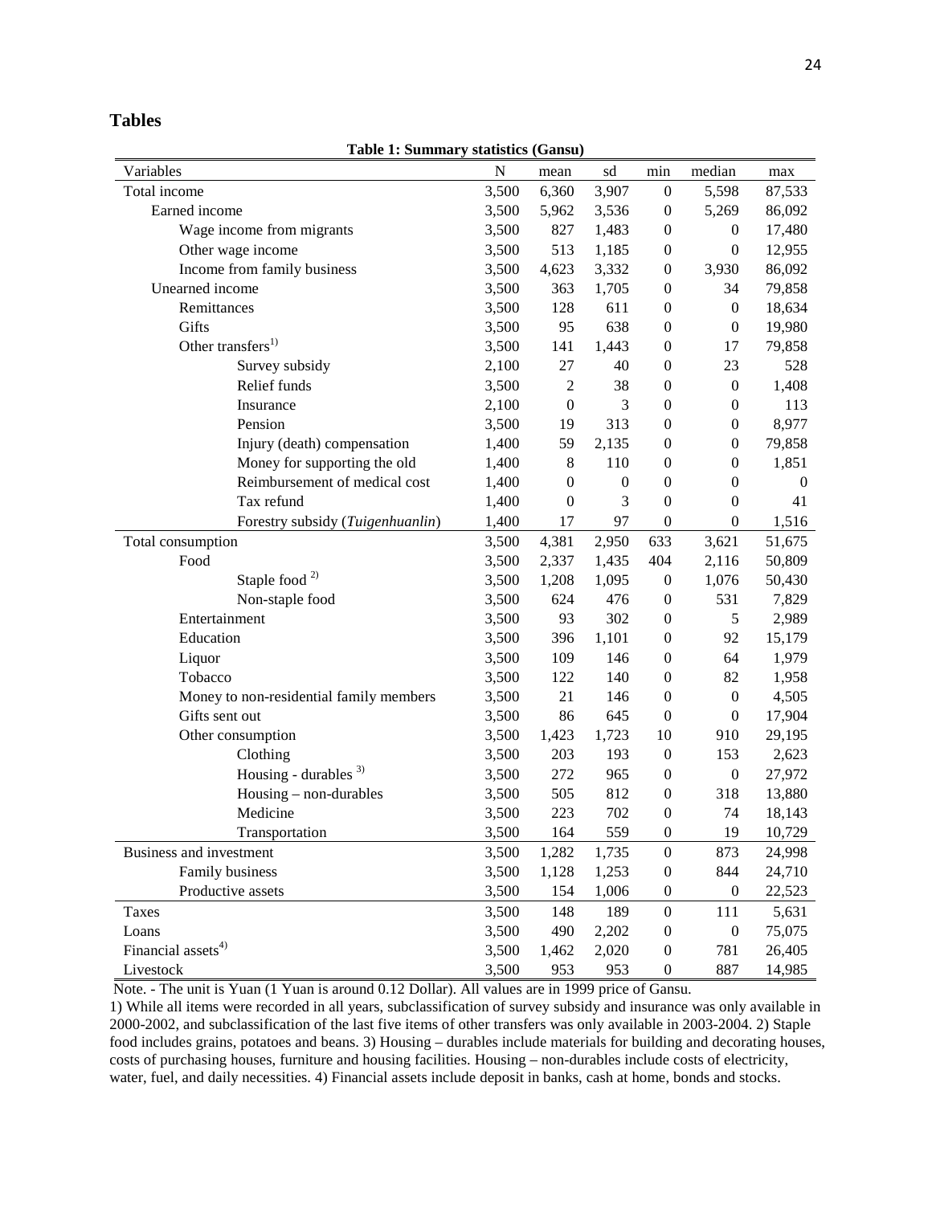# Tables

**Table 1: Summary statistics (Gansu)**

| Variables | N | mean | sd | min | median | max |
|---|---|---|---|---|---|---|
| Total income | 3,500 | 6,360 | 3,907 | 0 | 5,598 | 87,533 |
| Earned income | 3,500 | 5,962 | 3,536 | 0 | 5,269 | 86,092 |
| Wage income from migrants | 3,500 | 827 | 1,483 | 0 | 0 | 17,480 |
| Other wage income | 3,500 | 513 | 1,185 | 0 | 0 | 12,955 |
| Income from family business | 3,500 | 4,623 | 3,332 | 0 | 3,930 | 86,092 |
| Unearned income | 3,500 | 363 | 1,705 | 0 | 34 | 79,858 |
| Remittances | 3,500 | 128 | 611 | 0 | 0 | 18,634 |
| Gifts | 3,500 | 95 | 638 | 0 | 0 | 19,980 |
| Other transfers[1)] | 3,500 | 141 | 1,443 | 0 | 17 | 79,858 |
| Survey subsidy | 2,100 | 27 | 40 | 0 | 23 | 528 |
| Relief funds | 3,500 | 2 | 38 | 0 | 0 | 1,408 |
| Insurance | 2,100 | 0 | 3 | 0 | 0 | 113 |
| Pension | 3,500 | 19 | 313 | 0 | 0 | 8,977 |
| Injury (death) compensation | 1,400 | 59 | 2,135 | 0 | 0 | 79,858 |
| Money for supporting the old | 1,400 | 8 | 110 | 0 | 0 | 1,851 |
| Reimbursement of medical cost | 1,400 | 0 | 0 | 0 | 0 | 0 |
| Tax refund | 1,400 | 0 | 3 | 0 | 0 | 41 |
| Forestry subsidy (*Tuigenhuanlin*) | 1,400 | 17 | 97 | 0 | 0 | 1,516 |
| Total consumption | 3,500 | 4,381 | 2,950 | 633 | 3,621 | 51,675 |
| Food | 3,500 | 2,337 | 1,435 | 404 | 2,116 | 50,809 |
| Staple food [2)] | 3,500 | 1,208 | 1,095 | 0 | 1,076 | 50,430 |
| Non-staple food | 3,500 | 624 | 476 | 0 | 531 | 7,829 |
| Entertainment | 3,500 | 93 | 302 | 0 | 5 | 2,989 |
| Education | 3,500 | 396 | 1,101 | 0 | 92 | 15,179 |
| Liquor | 3,500 | 109 | 146 | 0 | 64 | 1,979 |
| Tobacco | 3,500 | 122 | 140 | 0 | 82 | 1,958 |
| Money to non-residential family members | 3,500 | 21 | 146 | 0 | 0 | 4,505 |
| Gifts sent out | 3,500 | 86 | 645 | 0 | 0 | 17,904 |
| Other consumption | 3,500 | 1,423 | 1,723 | 10 | 910 | 29,195 |
| Clothing | 3,500 | 203 | 193 | 0 | 153 | 2,623 |
| Housing - durables [3)] | 3,500 | 272 | 965 | 0 | 0 | 27,972 |
| Housing – non-durables | 3,500 | 505 | 812 | 0 | 318 | 13,880 |
| Medicine | 3,500 | 223 | 702 | 0 | 74 | 18,143 |
| Transportation | 3,500 | 164 | 559 | 0 | 19 | 10,729 |
| Business and investment | 3,500 | 1,282 | 1,735 | 0 | 873 | 24,998 |
| Family business | 3,500 | 1,128 | 1,253 | 0 | 844 | 24,710 |
| Productive assets | 3,500 | 154 | 1,006 | 0 | 0 | 22,523 |
| Taxes | 3,500 | 148 | 189 | 0 | 111 | 5,631 |
| Loans | 3,500 | 490 | 2,202 | 0 | 0 | 75,075 |
| Financial assets[4)] | 3,500 | 1,462 | 2,020 | 0 | 781 | 26,405 |
| Livestock | 3,500 | 953 | 953 | 0 | 887 | 14,985 |

Note. - The unit is Yuan (1 Yuan is around 0.12 Dollar). All values are in 1999 price of Gansu.

1) While all items were recorded in all years, subclassification of survey subsidy and insurance was only available in 2000-2002, and subclassification of the last five items of other transfers was only available in 2003-2004. 2) Staple food includes grains, potatoes and beans. 3) Housing – durables include materials for building and decorating houses, costs of purchasing houses, furniture and housing facilities. Housing – non-durables include costs of electricity, water, fuel, and daily necessities. 4) Financial assets include deposit in banks, cash at home, bonds and stocks.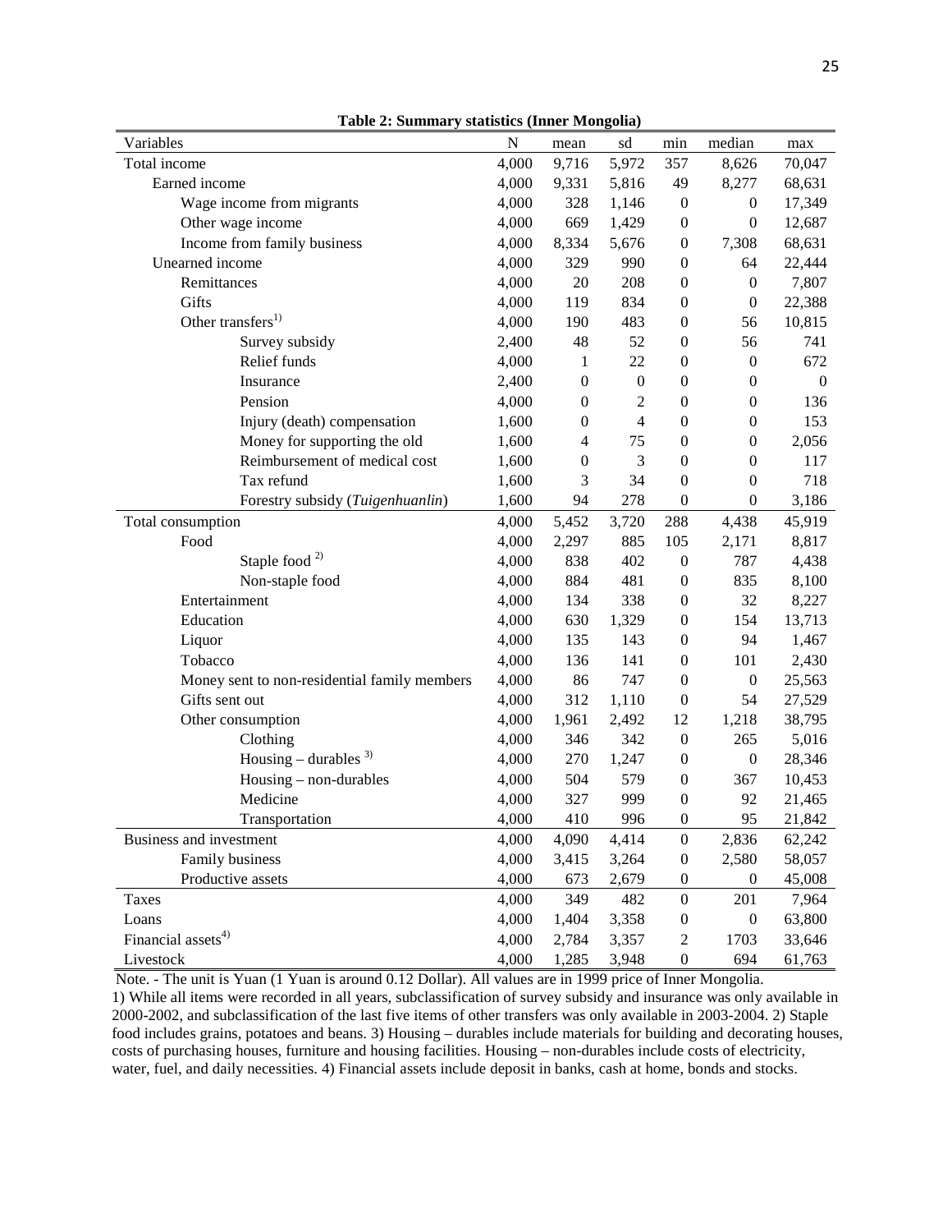**Table 2: Summary statistics (Inner Mongolia)**

| Variables | N | mean | sd | min | median | max |
|---|---|---|---|---|---|---|
| Total income | 4,000 | 9,716 | 5,972 | 357 | 8,626 | 70,047 |
| Earned income | 4,000 | 9,331 | 5,816 | 49 | 8,277 | 68,631 |
| Wage income from migrants | 4,000 | 328 | 1,146 | 0 | 0 | 17,349 |
| Other wage income | 4,000 | 669 | 1,429 | 0 | 0 | 12,687 |
| Income from family business | 4,000 | 8,334 | 5,676 | 0 | 7,308 | 68,631 |
| Unearned income | 4,000 | 329 | 990 | 0 | 64 | 22,444 |
| Remittances | 4,000 | 20 | 208 | 0 | 0 | 7,807 |
| Gifts | 4,000 | 119 | 834 | 0 | 0 | 22,388 |
| Other transfers[1)] | 4,000 | 190 | 483 | 0 | 56 | 10,815 |
| Survey subsidy | 2,400 | 48 | 52 | 0 | 56 | 741 |
| Relief funds | 4,000 | 1 | 22 | 0 | 0 | 672 |
| Insurance | 2,400 | 0 | 0 | 0 | 0 | 0 |
| Pension | 4,000 | 0 | 2 | 0 | 0 | 136 |
| Injury (death) compensation | 1,600 | 0 | 4 | 0 | 0 | 153 |
| Money for supporting the old | 1,600 | 4 | 75 | 0 | 0 | 2,056 |
| Reimbursement of medical cost | 1,600 | 0 | 3 | 0 | 0 | 117 |
| Tax refund | 1,600 | 3 | 34 | 0 | 0 | 718 |
| Forestry subsidy (*Tuigenhuanlin*) | 1,600 | 94 | 278 | 0 | 0 | 3,186 |
| Total consumption | 4,000 | 5,452 | 3,720 | 288 | 4,438 | 45,919 |
| Food | 4,000 | 2,297 | 885 | 105 | 2,171 | 8,817 |
| Staple food [2)] | 4,000 | 838 | 402 | 0 | 787 | 4,438 |
| Non-staple food | 4,000 | 884 | 481 | 0 | 835 | 8,100 |
| Entertainment | 4,000 | 134 | 338 | 0 | 32 | 8,227 |
| Education | 4,000 | 630 | 1,329 | 0 | 154 | 13,713 |
| Liquor | 4,000 | 135 | 143 | 0 | 94 | 1,467 |
| Tobacco | 4,000 | 136 | 141 | 0 | 101 | 2,430 |
| Money sent to non-residential family members | 4,000 | 86 | 747 | 0 | 0 | 25,563 |
| Gifts sent out | 4,000 | 312 | 1,110 | 0 | 54 | 27,529 |
| Other consumption | 4,000 | 1,961 | 2,492 | 12 | 1,218 | 38,795 |
| Clothing | 4,000 | 346 | 342 | 0 | 265 | 5,016 |
| Housing – durables [3)] | 4,000 | 270 | 1,247 | 0 | 0 | 28,346 |
| Housing – non-durables | 4,000 | 504 | 579 | 0 | 367 | 10,453 |
| Medicine | 4,000 | 327 | 999 | 0 | 92 | 21,465 |
| Transportation | 4,000 | 410 | 996 | 0 | 95 | 21,842 |
| Business and investment | 4,000 | 4,090 | 4,414 | 0 | 2,836 | 62,242 |
| Family business | 4,000 | 3,415 | 3,264 | 0 | 2,580 | 58,057 |
| Productive assets | 4,000 | 673 | 2,679 | 0 | 0 | 45,008 |
| Taxes | 4,000 | 349 | 482 | 0 | 201 | 7,964 |
| Loans | 4,000 | 1,404 | 3,358 | 0 | 0 | 63,800 |
| Financial assets[4)] | 4,000 | 2,784 | 3,357 | 2 | 1703 | 33,646 |
| Livestock | 4,000 | 1,285 | 3,948 | 0 | 694 | 61,763 |

Note. - The unit is Yuan (1 Yuan is around 0.12 Dollar). All values are in 1999 price of Inner Mongolia.
1) While all items were recorded in all years, subclassification of survey subsidy and insurance was only available in 2000-2002, and subclassification of the last five items of other transfers was only available in 2003-2004. 2) Staple food includes grains, potatoes and beans. 3) Housing – durables include materials for building and decorating houses, costs of purchasing houses, furniture and housing facilities. Housing – non-durables include costs of electricity, water, fuel, and daily necessities. 4) Financial assets include deposit in banks, cash at home, bonds and stocks.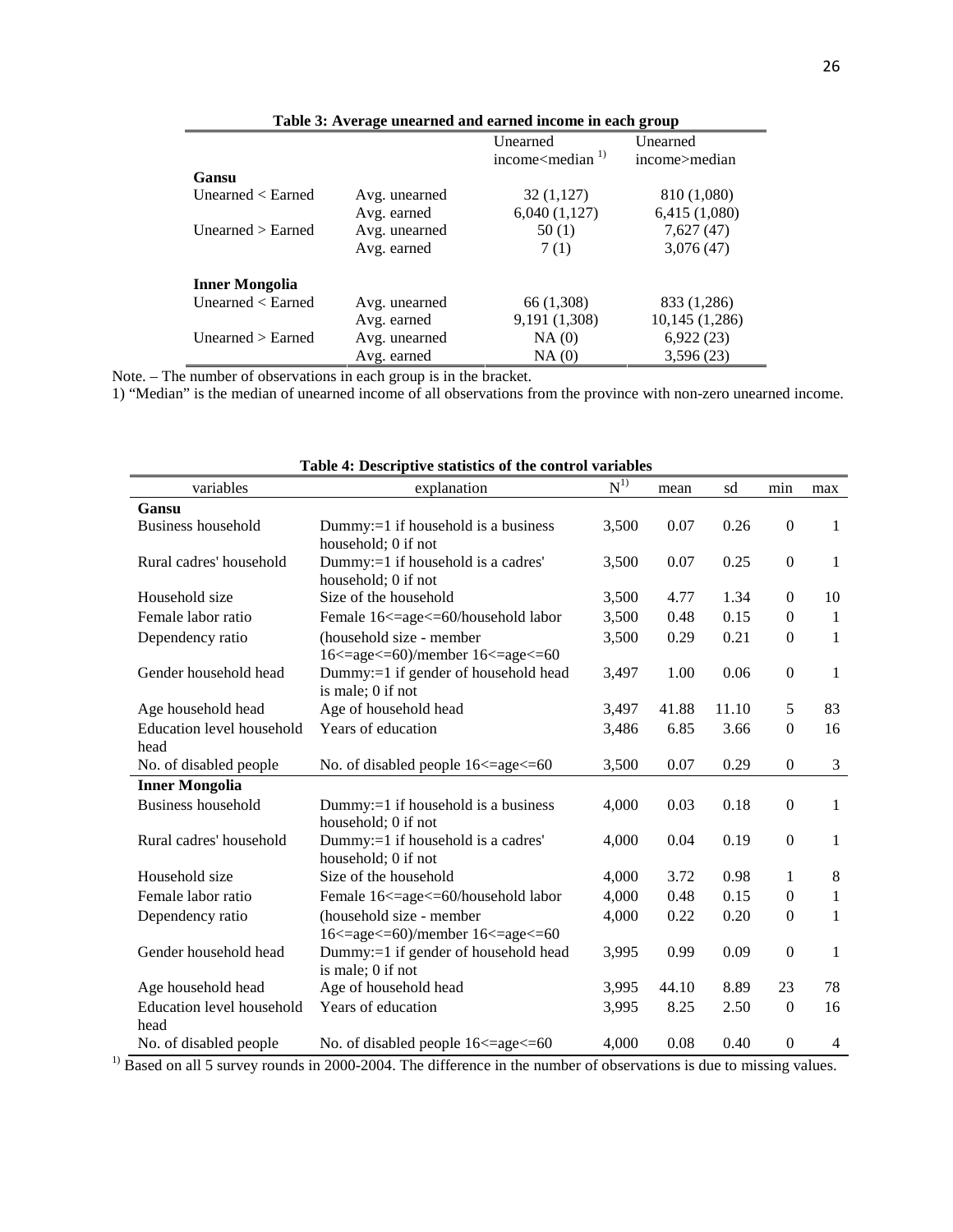**Table 3: Average unearned and earned income in each group**

| | | Unearned income<median [1] | Unearned income>median |
|---|---|---|---|
| **Gansu** | | | |
| Unearned < Earned | Avg. unearned | 32 (1,127) | 810 (1,080) |
| | Avg. earned | 6,040 (1,127) | 6,415 (1,080) |
| Unearned > Earned | Avg. unearned | 50 (1) | 7,627 (47) |
| | Avg. earned | 7 (1) | 3,076 (47) |
| **Inner Mongolia** | | | |
| Unearned < Earned | Avg. unearned | 66 (1,308) | 833 (1,286) |
| | Avg. earned | 9,191 (1,308) | 10,145 (1,286) |
| Unearned > Earned | Avg. unearned | NA (0) | 6,922 (23) |
| | Avg. earned | NA (0) | 3,596 (23) |

Note. – The number of observations in each group is in the bracket.
1) "Median" is the median of unearned income of all observations from the province with non-zero unearned income.

**Table 4: Descriptive statistics of the control variables**

| variables | explanation | N[1] | mean | sd | min | max |
|---|---|---|---|---|---|---|
| **Gansu** | | | | | | |
| Business household | Dummy:=1 if household is a business household; 0 if not | 3,500 | 0.07 | 0.26 | 0 | 1 |
| Rural cadres' household | Dummy:=1 if household is a cadres' household; 0 if not | 3,500 | 0.07 | 0.25 | 0 | 1 |
| Household size | Size of the household | 3,500 | 4.77 | 1.34 | 0 | 10 |
| Female labor ratio | Female 16<=age<=60/household labor | 3,500 | 0.48 | 0.15 | 0 | 1 |
| Dependency ratio | (household size - member 16<=age<=60)/member 16<=age<=60 | 3,500 | 0.29 | 0.21 | 0 | 1 |
| Gender household head | Dummy:=1 if gender of household head is male; 0 if not | 3,497 | 1.00 | 0.06 | 0 | 1 |
| Age household head | Age of household head | 3,497 | 41.88 | 11.10 | 5 | 83 |
| Education level household head | Years of education | 3,486 | 6.85 | 3.66 | 0 | 16 |
| No. of disabled people | No. of disabled people 16<=age<=60 | 3,500 | 0.07 | 0.29 | 0 | 3 |
| **Inner Mongolia** | | | | | | |
| Business household | Dummy:=1 if household is a business household; 0 if not | 4,000 | 0.03 | 0.18 | 0 | 1 |
| Rural cadres' household | Dummy:=1 if household is a cadres' household; 0 if not | 4,000 | 0.04 | 0.19 | 0 | 1 |
| Household size | Size of the household | 4,000 | 3.72 | 0.98 | 1 | 8 |
| Female labor ratio | Female 16<=age<=60/household labor | 4,000 | 0.48 | 0.15 | 0 | 1 |
| Dependency ratio | (household size - member 16<=age<=60)/member 16<=age<=60 | 4,000 | 0.22 | 0.20 | 0 | 1 |
| Gender household head | Dummy:=1 if gender of household head is male; 0 if not | 3,995 | 0.99 | 0.09 | 0 | 1 |
| Age household head | Age of household head | 3,995 | 44.10 | 8.89 | 23 | 78 |
| Education level household head | Years of education | 3,995 | 8.25 | 2.50 | 0 | 16 |
| No. of disabled people | No. of disabled people 16<=age<=60 | 4,000 | 0.08 | 0.40 | 0 | 4 |

[1] Based on all 5 survey rounds in 2000-2004. The difference in the number of observations is due to missing values.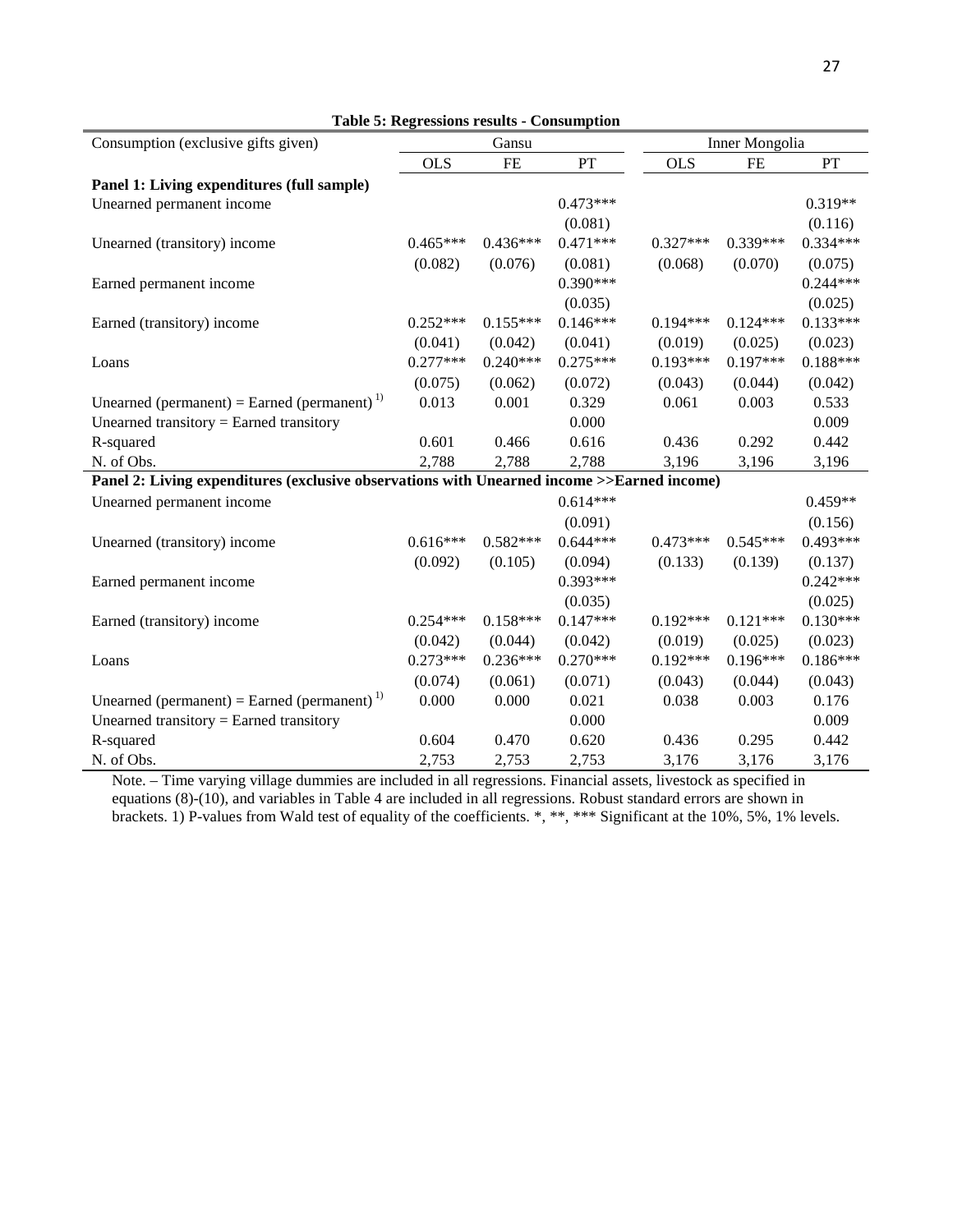**Table 5: Regressions results - Consumption**

| Consumption (exclusive gifts given) | Gansu | | | Inner Mongolia | | |
|---|---|---|---|---|---|---|
| | OLS | FE | PT | OLS | FE | PT |
| **Panel 1: Living expenditures (full sample)** | | | | | | |
| Unearned permanent income | | | 0.473*** | | | 0.319** |
| | | | (0.081) | | | (0.116) |
| Unearned (transitory) income | 0.465*** | 0.436*** | 0.471*** | 0.327*** | 0.339*** | 0.334*** |
| | (0.082) | (0.076) | (0.081) | (0.068) | (0.070) | (0.075) |
| Earned permanent income | | | 0.390*** | | | 0.244*** |
| | | | (0.035) | | | (0.025) |
| Earned (transitory) income | 0.252*** | 0.155*** | 0.146*** | 0.194*** | 0.124*** | 0.133*** |
| | (0.041) | (0.042) | (0.041) | (0.019) | (0.025) | (0.023) |
| Loans | 0.277*** | 0.240*** | 0.275*** | 0.193*** | 0.197*** | 0.188*** |
| | (0.075) | (0.062) | (0.072) | (0.043) | (0.044) | (0.042) |
| Unearned (permanent) = Earned (permanent) [1] | 0.013 | 0.001 | 0.329 | 0.061 | 0.003 | 0.533 |
| Unearned transitory = Earned transitory | | | 0.000 | | | 0.009 |
| R-squared | 0.601 | 0.466 | 0.616 | 0.436 | 0.292 | 0.442 |
| N. of Obs. | 2,788 | 2,788 | 2,788 | 3,196 | 3,196 | 3,196 |
| **Panel 2: Living expenditures (exclusive observations with Unearned income >>Earned income)** | | | | | | |
| Unearned permanent income | | | 0.614*** | | | 0.459** |
| | | | (0.091) | | | (0.156) |
| Unearned (transitory) income | 0.616*** | 0.582*** | 0.644*** | 0.473*** | 0.545*** | 0.493*** |
| | (0.092) | (0.105) | (0.094) | (0.133) | (0.139) | (0.137) |
| Earned permanent income | | | 0.393*** | | | 0.242*** |
| | | | (0.035) | | | (0.025) |
| Earned (transitory) income | 0.254*** | 0.158*** | 0.147*** | 0.192*** | 0.121*** | 0.130*** |
| | (0.042) | (0.044) | (0.042) | (0.019) | (0.025) | (0.023) |
| Loans | 0.273*** | 0.236*** | 0.270*** | 0.192*** | 0.196*** | 0.186*** |
| | (0.074) | (0.061) | (0.071) | (0.043) | (0.044) | (0.043) |
| Unearned (permanent) = Earned (permanent) [1] | 0.000 | 0.000 | 0.021 | 0.038 | 0.003 | 0.176 |
| Unearned transitory = Earned transitory | | | 0.000 | | | 0.009 |
| R-squared | 0.604 | 0.470 | 0.620 | 0.436 | 0.295 | 0.442 |
| N. of Obs. | 2,753 | 2,753 | 2,753 | 3,176 | 3,176 | 3,176 |

Note. – Time varying village dummies are included in all regressions. Financial assets, livestock as specified in equations (8)-(10), and variables in Table 4 are included in all regressions. Robust standard errors are shown in brackets. 1) P-values from Wald test of equality of the coefficients. *, **, *** Significant at the 10%, 5%, 1% levels.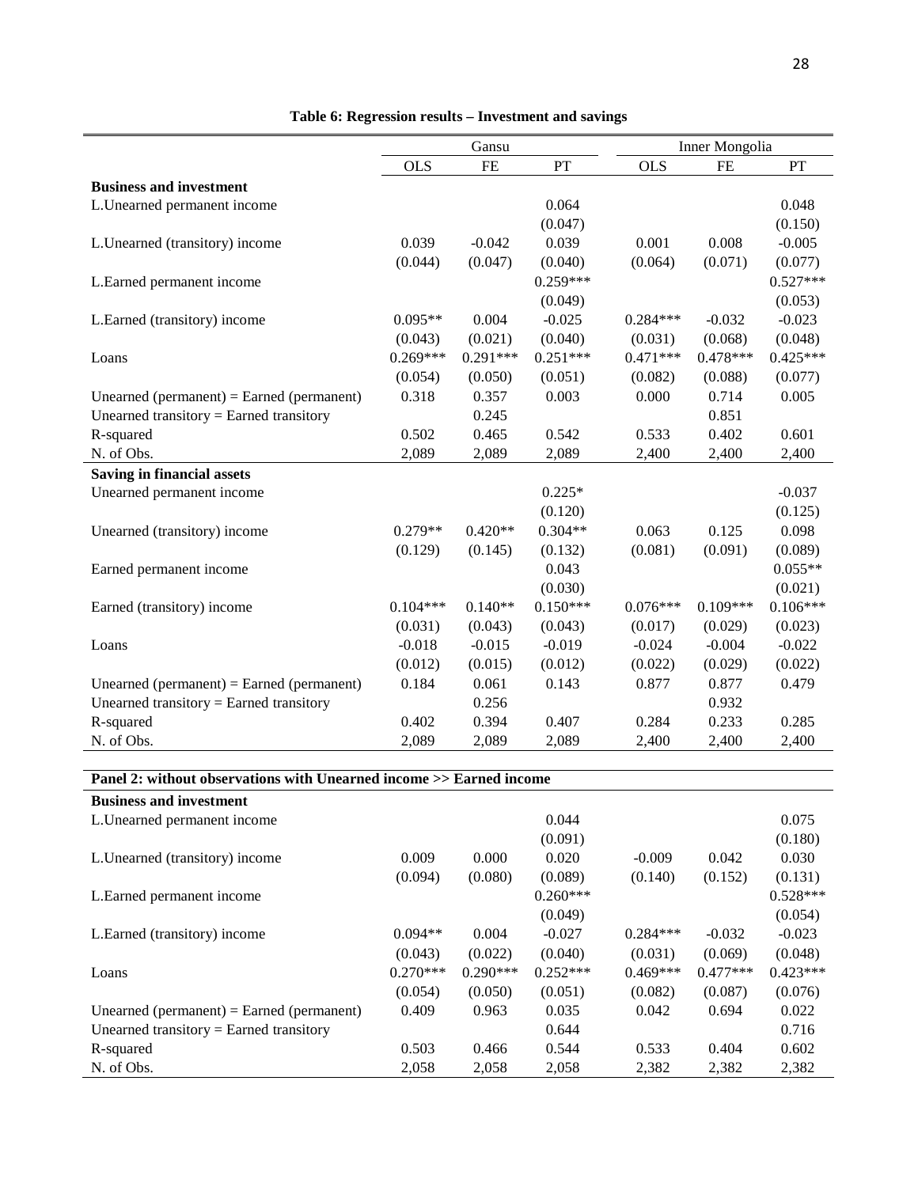**Table 6: Regression results – Investment and savings**

| | Gansu | | | Inner Mongolia | | |
|---|---|---|---|---|---|---|
| | OLS | FE | PT | OLS | FE | PT |
| **Business and investment** | | | | | | |
| L.Unearned permanent income | | | 0.064 | | | 0.048 |
| | | | (0.047) | | | (0.150) |
| L.Unearned (transitory) income | 0.039 | -0.042 | 0.039 | 0.001 | 0.008 | -0.005 |
| | (0.044) | (0.047) | (0.040) | (0.064) | (0.071) | (0.077) |
| L.Earned permanent income | | | 0.259*** | | | 0.527*** |
| | | | (0.049) | | | (0.053) |
| L.Earned (transitory) income | 0.095** | 0.004 | -0.025 | 0.284*** | -0.032 | -0.023 |
| | (0.043) | (0.021) | (0.040) | (0.031) | (0.068) | (0.048) |
| Loans | 0.269*** | 0.291*** | 0.251*** | 0.471*** | 0.478*** | 0.425*** |
| | (0.054) | (0.050) | (0.051) | (0.082) | (0.088) | (0.077) |
| Unearned (permanent) = Earned (permanent) | 0.318 | 0.357 | 0.003 | 0.000 | 0.714 | 0.005 |
| Unearned transitory = Earned transitory | | 0.245 | | | 0.851 | |
| R-squared | 0.502 | 0.465 | 0.542 | 0.533 | 0.402 | 0.601 |
| N. of Obs. | 2,089 | 2,089 | 2,089 | 2,400 | 2,400 | 2,400 |
| **Saving in financial assets** | | | | | | |
| Unearned permanent income | | | 0.225* | | | -0.037 |
| | | | (0.120) | | | (0.125) |
| Unearned (transitory) income | 0.279** | 0.420** | 0.304** | 0.063 | 0.125 | 0.098 |
| | (0.129) | (0.145) | (0.132) | (0.081) | (0.091) | (0.089) |
| Earned permanent income | | | 0.043 | | | 0.055** |
| | | | (0.030) | | | (0.021) |
| Earned (transitory) income | 0.104*** | 0.140** | 0.150*** | 0.076*** | 0.109*** | 0.106*** |
| | (0.031) | (0.043) | (0.043) | (0.017) | (0.029) | (0.023) |
| Loans | -0.018 | -0.015 | -0.019 | -0.024 | -0.004 | -0.022 |
| | (0.012) | (0.015) | (0.012) | (0.022) | (0.029) | (0.022) |
| Unearned (permanent) = Earned (permanent) | 0.184 | 0.061 | 0.143 | 0.877 | 0.877 | 0.479 |
| Unearned transitory = Earned transitory | | 0.256 | | | 0.932 | |
| R-squared | 0.402 | 0.394 | 0.407 | 0.284 | 0.233 | 0.285 |
| N. of Obs. | 2,089 | 2,089 | 2,089 | 2,400 | 2,400 | 2,400 |

| **Panel 2: without observations with Unearned income >> Earned income** | | | | | | |
|---|---|---|---|---|---|---|
| **Business and investment** | | | | | | |
| L.Unearned permanent income | | | 0.044 | | | 0.075 |
| | | | (0.091) | | | (0.180) |
| L.Unearned (transitory) income | 0.009 | 0.000 | 0.020 | -0.009 | 0.042 | 0.030 |
| | (0.094) | (0.080) | (0.089) | (0.140) | (0.152) | (0.131) |
| L.Earned permanent income | | | 0.260*** | | | 0.528*** |
| | | | (0.049) | | | (0.054) |
| L.Earned (transitory) income | 0.094** | 0.004 | -0.027 | 0.284*** | -0.032 | -0.023 |
| | (0.043) | (0.022) | (0.040) | (0.031) | (0.069) | (0.048) |
| Loans | 0.270*** | 0.290*** | 0.252*** | 0.469*** | 0.477*** | 0.423*** |
| | (0.054) | (0.050) | (0.051) | (0.082) | (0.087) | (0.076) |
| Unearned (permanent) = Earned (permanent) | 0.409 | 0.963 | 0.035 | 0.042 | 0.694 | 0.022 |
| Unearned transitory = Earned transitory | | | 0.644 | | | 0.716 |
| R-squared | 0.503 | 0.466 | 0.544 | 0.533 | 0.404 | 0.602 |
| N. of Obs. | 2,058 | 2,058 | 2,058 | 2,382 | 2,382 | 2,382 |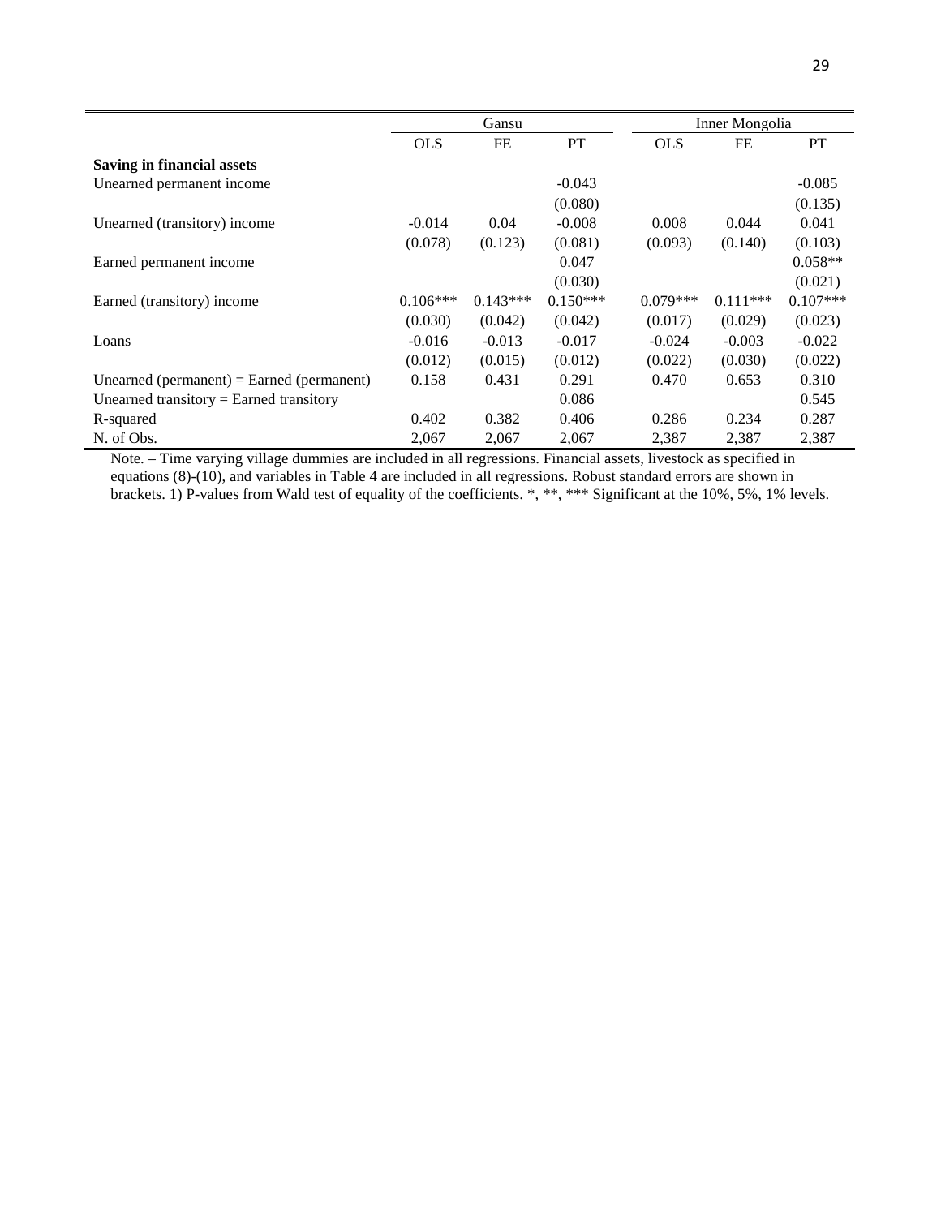| | Gansu | | | Inner Mongolia | | |
|---|---|---|---|---|---|---|
| | OLS | FE | PT | OLS | FE | PT |
| **Saving in financial assets** | | | | | | |
| Unearned permanent income | | | -0.043 | | | -0.085 |
| | | | (0.080) | | | (0.135) |
| Unearned (transitory) income | -0.014 | 0.04 | -0.008 | 0.008 | 0.044 | 0.041 |
| | (0.078) | (0.123) | (0.081) | (0.093) | (0.140) | (0.103) |
| Earned permanent income | | | 0.047 | | | 0.058** |
| | | | (0.030) | | | (0.021) |
| Earned (transitory) income | 0.106*** | 0.143*** | 0.150*** | 0.079*** | 0.111*** | 0.107*** |
| | (0.030) | (0.042) | (0.042) | (0.017) | (0.029) | (0.023) |
| Loans | -0.016 | -0.013 | -0.017 | -0.024 | -0.003 | -0.022 |
| | (0.012) | (0.015) | (0.012) | (0.022) | (0.030) | (0.022) |
| Unearned (permanent) = Earned (permanent) | 0.158 | 0.431 | 0.291 | 0.470 | 0.653 | 0.310 |
| Unearned transitory = Earned transitory | | | 0.086 | | | 0.545 |
| R-squared | 0.402 | 0.382 | 0.406 | 0.286 | 0.234 | 0.287 |
| N. of Obs. | 2,067 | 2,067 | 2,067 | 2,387 | 2,387 | 2,387 |

Note. – Time varying village dummies are included in all regressions. Financial assets, livestock as specified in equations (8)-(10), and variables in Table 4 are included in all regressions. Robust standard errors are shown in brackets. 1) P-values from Wald test of equality of the coefficients. *, **, *** Significant at the 10%, 5%, 1% levels.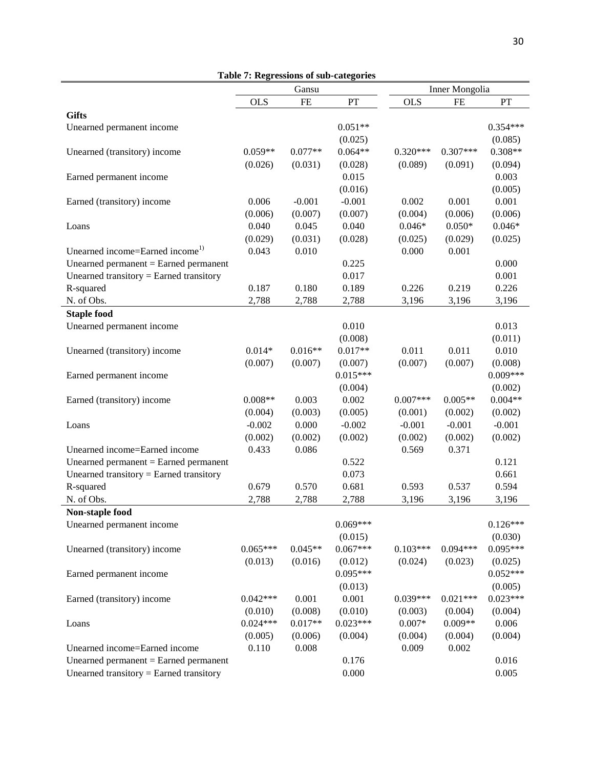**Table 7: Regressions of sub-categories**

| | Gansu | | | Inner Mongolia | | |
|---|---|---|---|---|---|---|
| | OLS | FE | PT | OLS | FE | PT |
| **Gifts** | | | | | | |
| Unearned permanent income | | | 0.051** | | | 0.354*** |
| | | | (0.025) | | | (0.085) |
| Unearned (transitory) income | 0.059** | 0.077** | 0.064** | 0.320*** | 0.307*** | 0.308** |
| | (0.026) | (0.031) | (0.028) | (0.089) | (0.091) | (0.094) |
| Earned permanent income | | | 0.015 | | | 0.003 |
| | | | (0.016) | | | (0.005) |
| Earned (transitory) income | 0.006 | -0.001 | -0.001 | 0.002 | 0.001 | 0.001 |
| | (0.006) | (0.007) | (0.007) | (0.004) | (0.006) | (0.006) |
| Loans | 0.040 | 0.045 | 0.040 | 0.046* | 0.050* | 0.046* |
| | (0.029) | (0.031) | (0.028) | (0.025) | (0.029) | (0.025) |
| Unearned income=Earned income[1)] | 0.043 | 0.010 | | 0.000 | 0.001 | |
| Unearned permanent = Earned permanent | | | 0.225 | | | 0.000 |
| Unearned transitory = Earned transitory | | | 0.017 | | | 0.001 |
| R-squared | 0.187 | 0.180 | 0.189 | 0.226 | 0.219 | 0.226 |
| N. of Obs. | 2,788 | 2,788 | 2,788 | 3,196 | 3,196 | 3,196 |
| **Staple food** | | | | | | |
| Unearned permanent income | | | 0.010 | | | 0.013 |
| | | | (0.008) | | | (0.011) |
| Unearned (transitory) income | 0.014* | 0.016** | 0.017** | 0.011 | 0.011 | 0.010 |
| | (0.007) | (0.007) | (0.007) | (0.007) | (0.007) | (0.008) |
| Earned permanent income | | | 0.015*** | | | 0.009*** |
| | | | (0.004) | | | (0.002) |
| Earned (transitory) income | 0.008** | 0.003 | 0.002 | 0.007*** | 0.005** | 0.004** |
| | (0.004) | (0.003) | (0.005) | (0.001) | (0.002) | (0.002) |
| Loans | -0.002 | 0.000 | -0.002 | -0.001 | -0.001 | -0.001 |
| | (0.002) | (0.002) | (0.002) | (0.002) | (0.002) | (0.002) |
| Unearned income=Earned income | 0.433 | 0.086 | | 0.569 | 0.371 | |
| Unearned permanent = Earned permanent | | | 0.522 | | | 0.121 |
| Unearned transitory = Earned transitory | | | 0.073 | | | 0.661 |
| R-squared | 0.679 | 0.570 | 0.681 | 0.593 | 0.537 | 0.594 |
| N. of Obs. | 2,788 | 2,788 | 2,788 | 3,196 | 3,196 | 3,196 |
| **Non-staple food** | | | | | | |
| Unearned permanent income | | | 0.069*** | | | 0.126*** |
| | | | (0.015) | | | (0.030) |
| Unearned (transitory) income | 0.065*** | 0.045** | 0.067*** | 0.103*** | 0.094*** | 0.095*** |
| | (0.013) | (0.016) | (0.012) | (0.024) | (0.023) | (0.025) |
| Earned permanent income | | | 0.095*** | | | 0.052*** |
| | | | (0.013) | | | (0.005) |
| Earned (transitory) income | 0.042*** | 0.001 | 0.001 | 0.039*** | 0.021*** | 0.023*** |
| | (0.010) | (0.008) | (0.010) | (0.003) | (0.004) | (0.004) |
| Loans | 0.024*** | 0.017** | 0.023*** | 0.007* | 0.009** | 0.006 |
| | (0.005) | (0.006) | (0.004) | (0.004) | (0.004) | (0.004) |
| Unearned income=Earned income | 0.110 | 0.008 | | 0.009 | 0.002 | |
| Unearned permanent = Earned permanent | | | 0.176 | | | 0.016 |
| Unearned transitory = Earned transitory | | | 0.000 | | | 0.005 |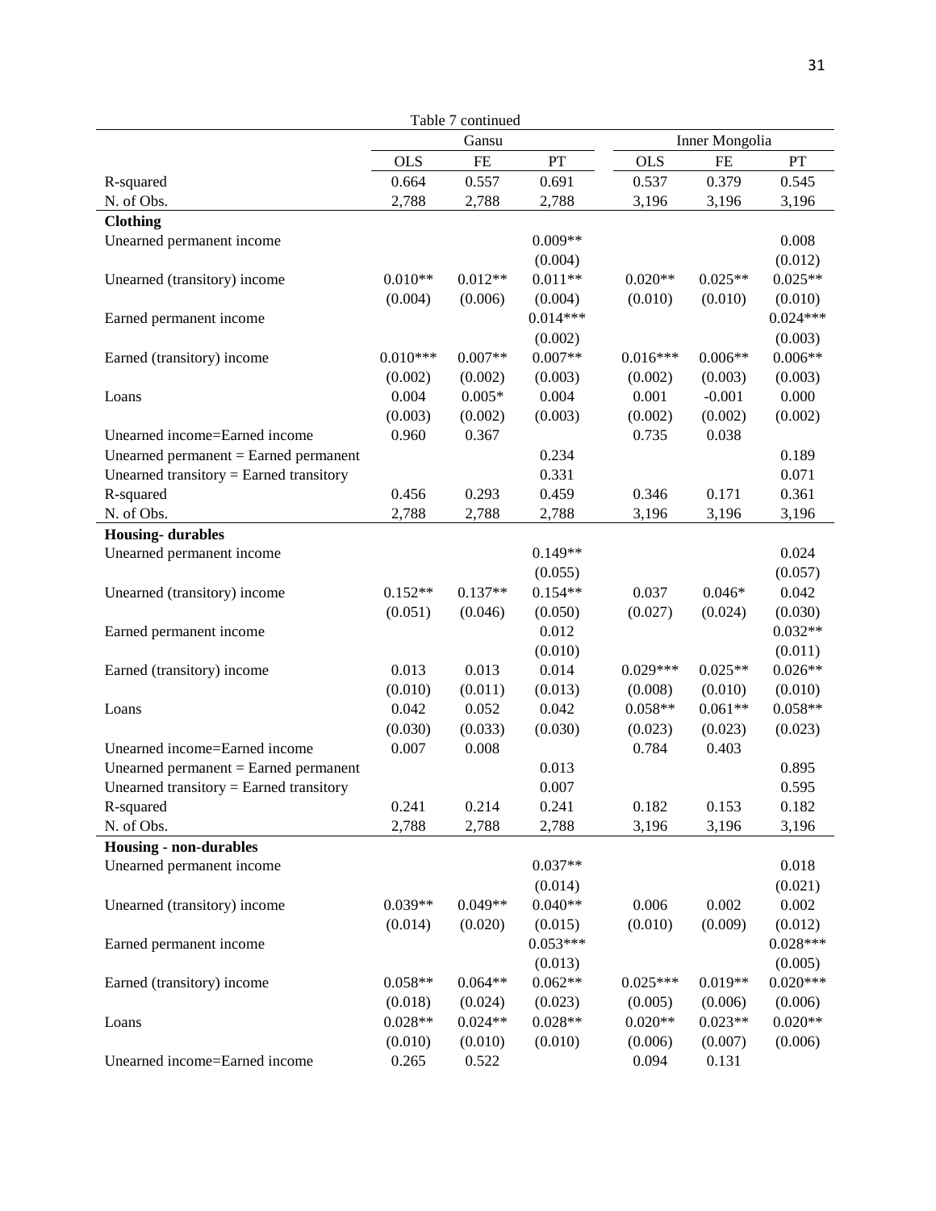Table 7 continued

| | Gansu | | | Inner Mongolia | | |
|---|---|---|---|---|---|---|
| | OLS | FE | PT | OLS | FE | PT |
| R-squared | 0.664 | 0.557 | 0.691 | 0.537 | 0.379 | 0.545 |
| N. of Obs. | 2,788 | 2,788 | 2,788 | 3,196 | 3,196 | 3,196 |
| **Clothing** | | | | | | |
| Unearned permanent income | | | 0.009** | | | 0.008 |
| | | | (0.004) | | | (0.012) |
| Unearned (transitory) income | 0.010** | 0.012** | 0.011** | 0.020** | 0.025** | 0.025** |
| | (0.004) | (0.006) | (0.004) | (0.010) | (0.010) | (0.010) |
| Earned permanent income | | | 0.014*** | | | 0.024*** |
| | | | (0.002) | | | (0.003) |
| Earned (transitory) income | 0.010*** | 0.007** | 0.007** | 0.016*** | 0.006** | 0.006** |
| | (0.002) | (0.002) | (0.003) | (0.002) | (0.003) | (0.003) |
| Loans | 0.004 | 0.005* | 0.004 | 0.001 | -0.001 | 0.000 |
| | (0.003) | (0.002) | (0.003) | (0.002) | (0.002) | (0.002) |
| Unearned income=Earned income | 0.960 | 0.367 | | 0.735 | 0.038 | |
| Unearned permanent = Earned permanent | | | 0.234 | | | 0.189 |
| Unearned transitory = Earned transitory | | | 0.331 | | | 0.071 |
| R-squared | 0.456 | 0.293 | 0.459 | 0.346 | 0.171 | 0.361 |
| N. of Obs. | 2,788 | 2,788 | 2,788 | 3,196 | 3,196 | 3,196 |
| **Housing- durables** | | | | | | |
| Unearned permanent income | | | 0.149** | | | 0.024 |
| | | | (0.055) | | | (0.057) |
| Unearned (transitory) income | 0.152** | 0.137** | 0.154** | 0.037 | 0.046* | 0.042 |
| | (0.051) | (0.046) | (0.050) | (0.027) | (0.024) | (0.030) |
| Earned permanent income | | | 0.012 | | | 0.032** |
| | | | (0.010) | | | (0.011) |
| Earned (transitory) income | 0.013 | 0.013 | 0.014 | 0.029*** | 0.025** | 0.026** |
| | (0.010) | (0.011) | (0.013) | (0.008) | (0.010) | (0.010) |
| Loans | 0.042 | 0.052 | 0.042 | 0.058** | 0.061** | 0.058** |
| | (0.030) | (0.033) | (0.030) | (0.023) | (0.023) | (0.023) |
| Unearned income=Earned income | 0.007 | 0.008 | | 0.784 | 0.403 | |
| Unearned permanent = Earned permanent | | | 0.013 | | | 0.895 |
| Unearned transitory = Earned transitory | | | 0.007 | | | 0.595 |
| R-squared | 0.241 | 0.214 | 0.241 | 0.182 | 0.153 | 0.182 |
| N. of Obs. | 2,788 | 2,788 | 2,788 | 3,196 | 3,196 | 3,196 |
| **Housing - non-durables** | | | | | | |
| Unearned permanent income | | | 0.037** | | | 0.018 |
| | | | (0.014) | | | (0.021) |
| Unearned (transitory) income | 0.039** | 0.049** | 0.040** | 0.006 | 0.002 | 0.002 |
| | (0.014) | (0.020) | (0.015) | (0.010) | (0.009) | (0.012) |
| Earned permanent income | | | 0.053*** | | | 0.028*** |
| | | | (0.013) | | | (0.005) |
| Earned (transitory) income | 0.058** | 0.064** | 0.062** | 0.025*** | 0.019** | 0.020*** |
| | (0.018) | (0.024) | (0.023) | (0.005) | (0.006) | (0.006) |
| Loans | 0.028** | 0.024** | 0.028** | 0.020** | 0.023** | 0.020** |
| | (0.010) | (0.010) | (0.010) | (0.006) | (0.007) | (0.006) |
| Unearned income=Earned income | 0.265 | 0.522 | | 0.094 | 0.131 | |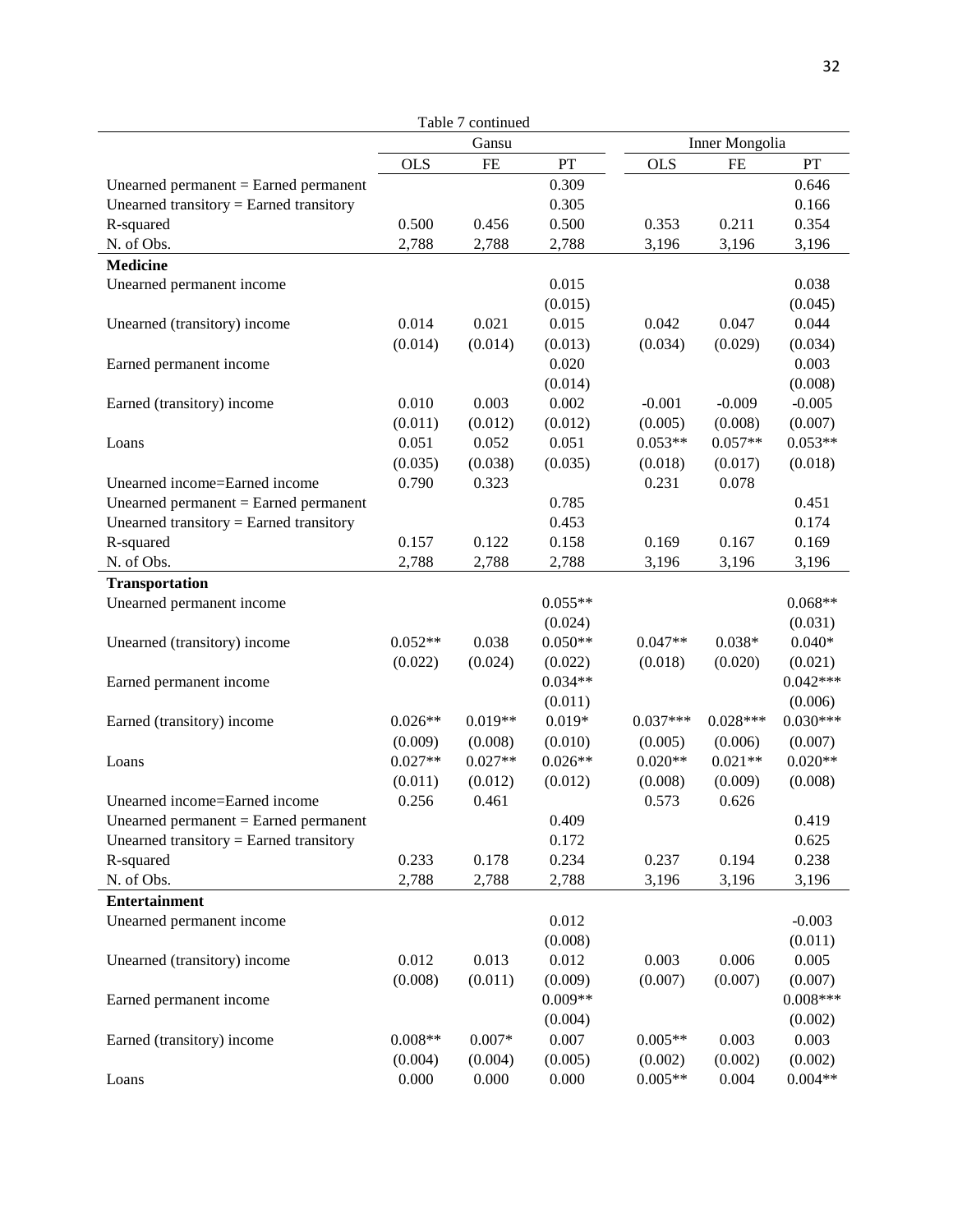Table 7 continued

| | Gansu | | | Inner Mongolia | | |
|---|---|---|---|---|---|---|
| | OLS | FE | PT | OLS | FE | PT |
| Unearned permanent = Earned permanent | | | 0.309 | | | 0.646 |
| Unearned transitory = Earned transitory | | | 0.305 | | | 0.166 |
| R-squared | 0.500 | 0.456 | 0.500 | 0.353 | 0.211 | 0.354 |
| N. of Obs. | 2,788 | 2,788 | 2,788 | 3,196 | 3,196 | 3,196 |
| **Medicine** | | | | | | |
| Unearned permanent income | | | 0.015 | | | 0.038 |
| | | | (0.015) | | | (0.045) |
| Unearned (transitory) income | 0.014 | 0.021 | 0.015 | 0.042 | 0.047 | 0.044 |
| | (0.014) | (0.014) | (0.013) | (0.034) | (0.029) | (0.034) |
| Earned permanent income | | | 0.020 | | | 0.003 |
| | | | (0.014) | | | (0.008) |
| Earned (transitory) income | 0.010 | 0.003 | 0.002 | -0.001 | -0.009 | -0.005 |
| | (0.011) | (0.012) | (0.012) | (0.005) | (0.008) | (0.007) |
| Loans | 0.051 | 0.052 | 0.051 | 0.053** | 0.057** | 0.053** |
| | (0.035) | (0.038) | (0.035) | (0.018) | (0.017) | (0.018) |
| Unearned income=Earned income | 0.790 | 0.323 | | 0.231 | 0.078 | |
| Unearned permanent = Earned permanent | | | 0.785 | | | 0.451 |
| Unearned transitory = Earned transitory | | | 0.453 | | | 0.174 |
| R-squared | 0.157 | 0.122 | 0.158 | 0.169 | 0.167 | 0.169 |
| N. of Obs. | 2,788 | 2,788 | 2,788 | 3,196 | 3,196 | 3,196 |
| **Transportation** | | | | | | |
| Unearned permanent income | | | 0.055** | | | 0.068** |
| | | | (0.024) | | | (0.031) |
| Unearned (transitory) income | 0.052** | 0.038 | 0.050** | 0.047** | 0.038* | 0.040* |
| | (0.022) | (0.024) | (0.022) | (0.018) | (0.020) | (0.021) |
| Earned permanent income | | | 0.034** | | | 0.042*** |
| | | | (0.011) | | | (0.006) |
| Earned (transitory) income | 0.026** | 0.019** | 0.019* | 0.037*** | 0.028*** | 0.030*** |
| | (0.009) | (0.008) | (0.010) | (0.005) | (0.006) | (0.007) |
| Loans | 0.027** | 0.027** | 0.026** | 0.020** | 0.021** | 0.020** |
| | (0.011) | (0.012) | (0.012) | (0.008) | (0.009) | (0.008) |
| Unearned income=Earned income | 0.256 | 0.461 | | 0.573 | 0.626 | |
| Unearned permanent = Earned permanent | | | 0.409 | | | 0.419 |
| Unearned transitory = Earned transitory | | | 0.172 | | | 0.625 |
| R-squared | 0.233 | 0.178 | 0.234 | 0.237 | 0.194 | 0.238 |
| N. of Obs. | 2,788 | 2,788 | 2,788 | 3,196 | 3,196 | 3,196 |
| **Entertainment** | | | | | | |
| Unearned permanent income | | | 0.012 | | | -0.003 |
| | | | (0.008) | | | (0.011) |
| Unearned (transitory) income | 0.012 | 0.013 | 0.012 | 0.003 | 0.006 | 0.005 |
| | (0.008) | (0.011) | (0.009) | (0.007) | (0.007) | (0.007) |
| Earned permanent income | | | 0.009** | | | 0.008*** |
| | | | (0.004) | | | (0.002) |
| Earned (transitory) income | 0.008** | 0.007* | 0.007 | 0.005** | 0.003 | 0.003 |
| | (0.004) | (0.004) | (0.005) | (0.002) | (0.002) | (0.002) |
| Loans | 0.000 | 0.000 | 0.000 | 0.005** | 0.004 | 0.004** |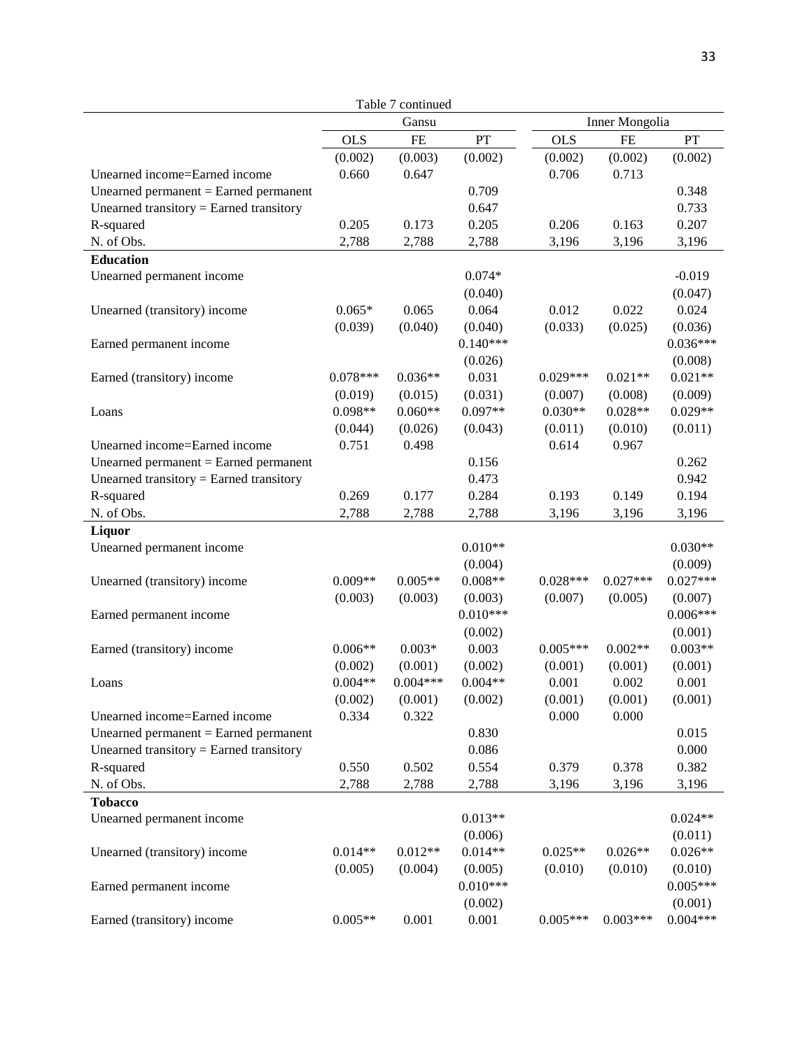Table 7 continued

| | Gansu | | | Inner Mongolia | | |
|---|---|---|---|---|---|---|
| | OLS | FE | PT | OLS | FE | PT |
| | (0.002) | (0.003) | (0.002) | (0.002) | (0.002) | (0.002) |
| Unearned income=Earned income | 0.660 | 0.647 | | 0.706 | 0.713 | |
| Unearned permanent = Earned permanent | | | 0.709 | | | 0.348 |
| Unearned transitory = Earned transitory | | | 0.647 | | | 0.733 |
| R-squared | 0.205 | 0.173 | 0.205 | 0.206 | 0.163 | 0.207 |
| N. of Obs. | 2,788 | 2,788 | 2,788 | 3,196 | 3,196 | 3,196 |
| **Education** | | | | | | |
| Unearned permanent income | | | 0.074* | | | -0.019 |
| | | | (0.040) | | | (0.047) |
| Unearned (transitory) income | 0.065* | 0.065 | 0.064 | 0.012 | 0.022 | 0.024 |
| | (0.039) | (0.040) | (0.040) | (0.033) | (0.025) | (0.036) |
| Earned permanent income | | | 0.140*** | | | 0.036*** |
| | | | (0.026) | | | (0.008) |
| Earned (transitory) income | 0.078*** | 0.036** | 0.031 | 0.029*** | 0.021** | 0.021** |
| | (0.019) | (0.015) | (0.031) | (0.007) | (0.008) | (0.009) |
| Loans | 0.098** | 0.060** | 0.097** | 0.030** | 0.028** | 0.029** |
| | (0.044) | (0.026) | (0.043) | (0.011) | (0.010) | (0.011) |
| Unearned income=Earned income | 0.751 | 0.498 | | 0.614 | 0.967 | |
| Unearned permanent = Earned permanent | | | 0.156 | | | 0.262 |
| Unearned transitory = Earned transitory | | | 0.473 | | | 0.942 |
| R-squared | 0.269 | 0.177 | 0.284 | 0.193 | 0.149 | 0.194 |
| N. of Obs. | 2,788 | 2,788 | 2,788 | 3,196 | 3,196 | 3,196 |
| **Liquor** | | | | | | |
| Unearned permanent income | | | 0.010** | | | 0.030** |
| | | | (0.004) | | | (0.009) |
| Unearned (transitory) income | 0.009** | 0.005** | 0.008** | 0.028*** | 0.027*** | 0.027*** |
| | (0.003) | (0.003) | (0.003) | (0.007) | (0.005) | (0.007) |
| Earned permanent income | | | 0.010*** | | | 0.006*** |
| | | | (0.002) | | | (0.001) |
| Earned (transitory) income | 0.006** | 0.003* | 0.003 | 0.005*** | 0.002** | 0.003** |
| | (0.002) | (0.001) | (0.002) | (0.001) | (0.001) | (0.001) |
| Loans | 0.004** | 0.004*** | 0.004** | 0.001 | 0.002 | 0.001 |
| | (0.002) | (0.001) | (0.002) | (0.001) | (0.001) | (0.001) |
| Unearned income=Earned income | 0.334 | 0.322 | | 0.000 | 0.000 | |
| Unearned permanent = Earned permanent | | | 0.830 | | | 0.015 |
| Unearned transitory = Earned transitory | | | 0.086 | | | 0.000 |
| R-squared | 0.550 | 0.502 | 0.554 | 0.379 | 0.378 | 0.382 |
| N. of Obs. | 2,788 | 2,788 | 2,788 | 3,196 | 3,196 | 3,196 |
| **Tobacco** | | | | | | |
| Unearned permanent income | | | 0.013** | | | 0.024** |
| | | | (0.006) | | | (0.011) |
| Unearned (transitory) income | 0.014** | 0.012** | 0.014** | 0.025** | 0.026** | 0.026** |
| | (0.005) | (0.004) | (0.005) | (0.010) | (0.010) | (0.010) |
| Earned permanent income | | | 0.010*** | | | 0.005*** |
| | | | (0.002) | | | (0.001) |
| Earned (transitory) income | 0.005** | 0.001 | 0.001 | 0.005*** | 0.003*** | 0.004*** |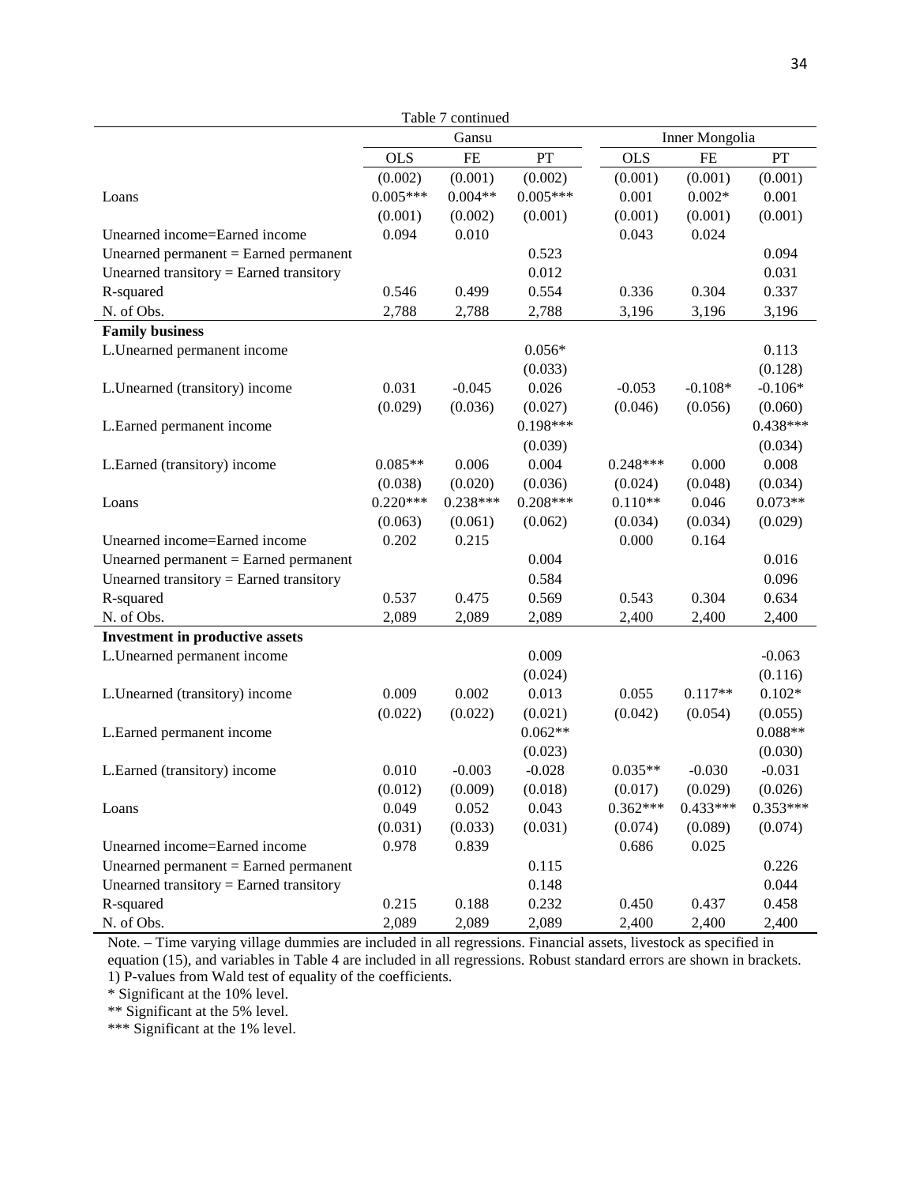Table 7 continued

| | Gansu | | | Inner Mongolia | | |
|---|---|---|---|---|---|---|
| | OLS | FE | PT | OLS | FE | PT |
| | (0.002) | (0.001) | (0.002) | (0.001) | (0.001) | (0.001) |
| Loans | 0.005*** | 0.004** | 0.005*** | 0.001 | 0.002* | 0.001 |
| | (0.001) | (0.002) | (0.001) | (0.001) | (0.001) | (0.001) |
| Unearned income=Earned income | 0.094 | 0.010 | | 0.043 | 0.024 | |
| Unearned permanent = Earned permanent | | | 0.523 | | | 0.094 |
| Unearned transitory = Earned transitory | | | 0.012 | | | 0.031 |
| R-squared | 0.546 | 0.499 | 0.554 | 0.336 | 0.304 | 0.337 |
| N. of Obs. | 2,788 | 2,788 | 2,788 | 3,196 | 3,196 | 3,196 |
| **Family business** | | | | | | |
| L.Unearned permanent income | | | 0.056* | | | 0.113 |
| | | | (0.033) | | | (0.128) |
| L.Unearned (transitory) income | 0.031 | -0.045 | 0.026 | -0.053 | -0.108* | -0.106* |
| | (0.029) | (0.036) | (0.027) | (0.046) | (0.056) | (0.060) |
| L.Earned permanent income | | | 0.198*** | | | 0.438*** |
| | | | (0.039) | | | (0.034) |
| L.Earned (transitory) income | 0.085** | 0.006 | 0.004 | 0.248*** | 0.000 | 0.008 |
| | (0.038) | (0.020) | (0.036) | (0.024) | (0.048) | (0.034) |
| Loans | 0.220*** | 0.238*** | 0.208*** | 0.110** | 0.046 | 0.073** |
| | (0.063) | (0.061) | (0.062) | (0.034) | (0.034) | (0.029) |
| Unearned income=Earned income | 0.202 | 0.215 | | 0.000 | 0.164 | |
| Unearned permanent = Earned permanent | | | 0.004 | | | 0.016 |
| Unearned transitory = Earned transitory | | | 0.584 | | | 0.096 |
| R-squared | 0.537 | 0.475 | 0.569 | 0.543 | 0.304 | 0.634 |
| N. of Obs. | 2,089 | 2,089 | 2,089 | 2,400 | 2,400 | 2,400 |
| **Investment in productive assets** | | | | | | |
| L.Unearned permanent income | | | 0.009 | | | -0.063 |
| | | | (0.024) | | | (0.116) |
| L.Unearned (transitory) income | 0.009 | 0.002 | 0.013 | 0.055 | 0.117** | 0.102* |
| | (0.022) | (0.022) | (0.021) | (0.042) | (0.054) | (0.055) |
| L.Earned permanent income | | | 0.062** | | | 0.088** |
| | | | (0.023) | | | (0.030) |
| L.Earned (transitory) income | 0.010 | -0.003 | -0.028 | 0.035** | -0.030 | -0.031 |
| | (0.012) | (0.009) | (0.018) | (0.017) | (0.029) | (0.026) |
| Loans | 0.049 | 0.052 | 0.043 | 0.362*** | 0.433*** | 0.353*** |
| | (0.031) | (0.033) | (0.031) | (0.074) | (0.089) | (0.074) |
| Unearned income=Earned income | 0.978 | 0.839 | | 0.686 | 0.025 | |
| Unearned permanent = Earned permanent | | | 0.115 | | | 0.226 |
| Unearned transitory = Earned transitory | | | 0.148 | | | 0.044 |
| R-squared | 0.215 | 0.188 | 0.232 | 0.450 | 0.437 | 0.458 |
| N. of Obs. | 2,089 | 2,089 | 2,089 | 2,400 | 2,400 | 2,400 |

Note. – Time varying village dummies are included in all regressions. Financial assets, livestock as specified in equation (15), and variables in Table 4 are included in all regressions. Robust standard errors are shown in brackets.
1) P-values from Wald test of equality of the coefficients.
* Significant at the 10% level.
** Significant at the 5% level.
*** Significant at the 1% level.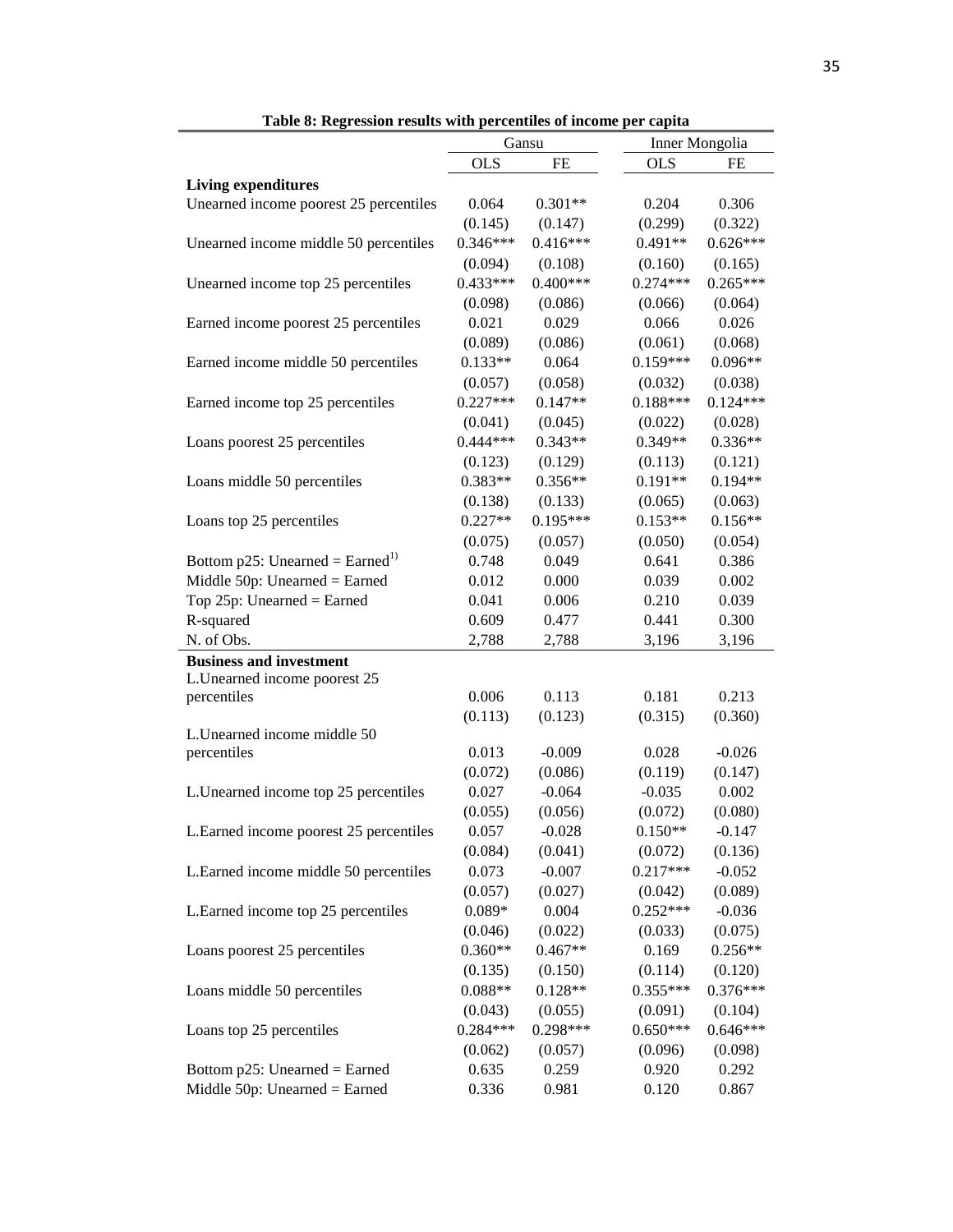**Table 8: Regression results with percentiles of income per capita**

| | Gansu | | Inner Mongolia | |
|---|---|---|---|---|
| | OLS | FE | OLS | FE |
| **Living expenditures** | | | | |
| Unearned income poorest 25 percentiles | 0.064 | 0.301** | 0.204 | 0.306 |
| | (0.145) | (0.147) | (0.299) | (0.322) |
| Unearned income middle 50 percentiles | 0.346*** | 0.416*** | 0.491** | 0.626*** |
| | (0.094) | (0.108) | (0.160) | (0.165) |
| Unearned income top 25 percentiles | 0.433*** | 0.400*** | 0.274*** | 0.265*** |
| | (0.098) | (0.086) | (0.066) | (0.064) |
| Earned income poorest 25 percentiles | 0.021 | 0.029 | 0.066 | 0.026 |
| | (0.089) | (0.086) | (0.061) | (0.068) |
| Earned income middle 50 percentiles | 0.133** | 0.064 | 0.159*** | 0.096** |
| | (0.057) | (0.058) | (0.032) | (0.038) |
| Earned income top 25 percentiles | 0.227*** | 0.147** | 0.188*** | 0.124*** |
| | (0.041) | (0.045) | (0.022) | (0.028) |
| Loans poorest 25 percentiles | 0.444*** | 0.343** | 0.349** | 0.336** |
| | (0.123) | (0.129) | (0.113) | (0.121) |
| Loans middle 50 percentiles | 0.383** | 0.356** | 0.191** | 0.194** |
| | (0.138) | (0.133) | (0.065) | (0.063) |
| Loans top 25 percentiles | 0.227** | 0.195*** | 0.153** | 0.156** |
| | (0.075) | (0.057) | (0.050) | (0.054) |
| Bottom p25: Unearned = Earned[1)] | 0.748 | 0.049 | 0.641 | 0.386 |
| Middle 50p: Unearned = Earned | 0.012 | 0.000 | 0.039 | 0.002 |
| Top 25p: Unearned = Earned | 0.041 | 0.006 | 0.210 | 0.039 |
| R-squared | 0.609 | 0.477 | 0.441 | 0.300 |
| N. of Obs. | 2,788 | 2,788 | 3,196 | 3,196 |
| **Business and investment** | | | | |
| L.Unearned income poorest 25 percentiles | 0.006 | 0.113 | 0.181 | 0.213 |
| | (0.113) | (0.123) | (0.315) | (0.360) |
| L.Unearned income middle 50 percentiles | 0.013 | -0.009 | 0.028 | -0.026 |
| | (0.072) | (0.086) | (0.119) | (0.147) |
| L.Unearned income top 25 percentiles | 0.027 | -0.064 | -0.035 | 0.002 |
| | (0.055) | (0.056) | (0.072) | (0.080) |
| L.Earned income poorest 25 percentiles | 0.057 | -0.028 | 0.150** | -0.147 |
| | (0.084) | (0.041) | (0.072) | (0.136) |
| L.Earned income middle 50 percentiles | 0.073 | -0.007 | 0.217*** | -0.052 |
| | (0.057) | (0.027) | (0.042) | (0.089) |
| L.Earned income top 25 percentiles | 0.089* | 0.004 | 0.252*** | -0.036 |
| | (0.046) | (0.022) | (0.033) | (0.075) |
| Loans poorest 25 percentiles | 0.360** | 0.467** | 0.169 | 0.256** |
| | (0.135) | (0.150) | (0.114) | (0.120) |
| Loans middle 50 percentiles | 0.088** | 0.128** | 0.355*** | 0.376*** |
| | (0.043) | (0.055) | (0.091) | (0.104) |
| Loans top 25 percentiles | 0.284*** | 0.298*** | 0.650*** | 0.646*** |
| | (0.062) | (0.057) | (0.096) | (0.098) |
| Bottom p25: Unearned = Earned | 0.635 | 0.259 | 0.920 | 0.292 |
| Middle 50p: Unearned = Earned | 0.336 | 0.981 | 0.120 | 0.867 |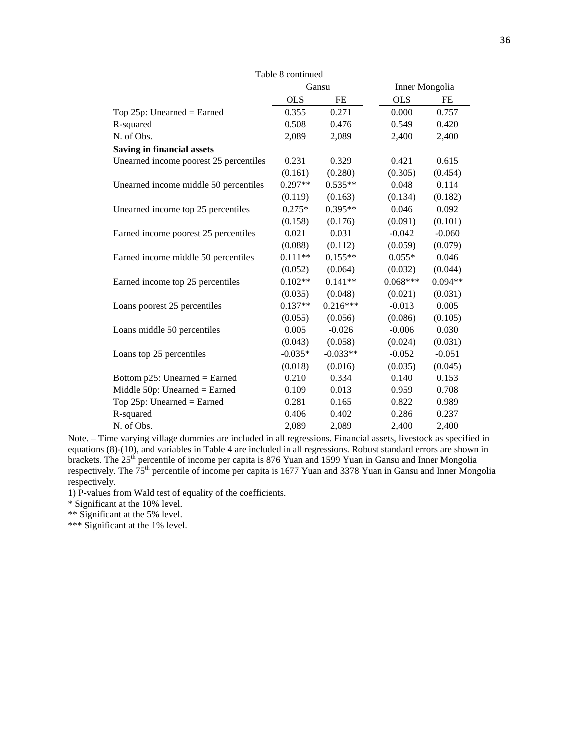Table 8 continued

| | Gansu | | Inner Mongolia | |
|---|---|---|---|---|
| | OLS | FE | OLS | FE |
| Top 25p: Unearned = Earned | 0.355 | 0.271 | 0.000 | 0.757 |
| R-squared | 0.508 | 0.476 | 0.549 | 0.420 |
| N. of Obs. | 2,089 | 2,089 | 2,400 | 2,400 |
| **Saving in financial assets** | | | | |
| Unearned income poorest 25 percentiles | 0.231 | 0.329 | 0.421 | 0.615 |
| | (0.161) | (0.280) | (0.305) | (0.454) |
| Unearned income middle 50 percentiles | 0.297** | 0.535** | 0.048 | 0.114 |
| | (0.119) | (0.163) | (0.134) | (0.182) |
| Unearned income top 25 percentiles | 0.275* | 0.395** | 0.046 | 0.092 |
| | (0.158) | (0.176) | (0.091) | (0.101) |
| Earned income poorest 25 percentiles | 0.021 | 0.031 | -0.042 | -0.060 |
| | (0.088) | (0.112) | (0.059) | (0.079) |
| Earned income middle 50 percentiles | 0.111** | 0.155** | 0.055* | 0.046 |
| | (0.052) | (0.064) | (0.032) | (0.044) |
| Earned income top 25 percentiles | 0.102** | 0.141** | 0.068*** | 0.094** |
| | (0.035) | (0.048) | (0.021) | (0.031) |
| Loans poorest 25 percentiles | 0.137** | 0.216*** | -0.013 | 0.005 |
| | (0.055) | (0.056) | (0.086) | (0.105) |
| Loans middle 50 percentiles | 0.005 | -0.026 | -0.006 | 0.030 |
| | (0.043) | (0.058) | (0.024) | (0.031) |
| Loans top 25 percentiles | -0.035* | -0.033** | -0.052 | -0.051 |
| | (0.018) | (0.016) | (0.035) | (0.045) |
| Bottom p25: Unearned = Earned | 0.210 | 0.334 | 0.140 | 0.153 |
| Middle 50p: Unearned = Earned | 0.109 | 0.013 | 0.959 | 0.708 |
| Top 25p: Unearned = Earned | 0.281 | 0.165 | 0.822 | 0.989 |
| R-squared | 0.406 | 0.402 | 0.286 | 0.237 |
| N. of Obs. | 2,089 | 2,089 | 2,400 | 2,400 |

Note. – Time varying village dummies are included in all regressions. Financial assets, livestock as specified in equations (8)-(10), and variables in Table 4 are included in all regressions. Robust standard errors are shown in brackets. The 25$^{th}$ percentile of income per capita is 876 Yuan and 1599 Yuan in Gansu and Inner Mongolia respectively. The 75$^{th}$ percentile of income per capita is 1677 Yuan and 3378 Yuan in Gansu and Inner Mongolia respectively.

1) P-values from Wald test of equality of the coefficients.

* Significant at the 10% level.

** Significant at the 5% level.

*** Significant at the 1% level.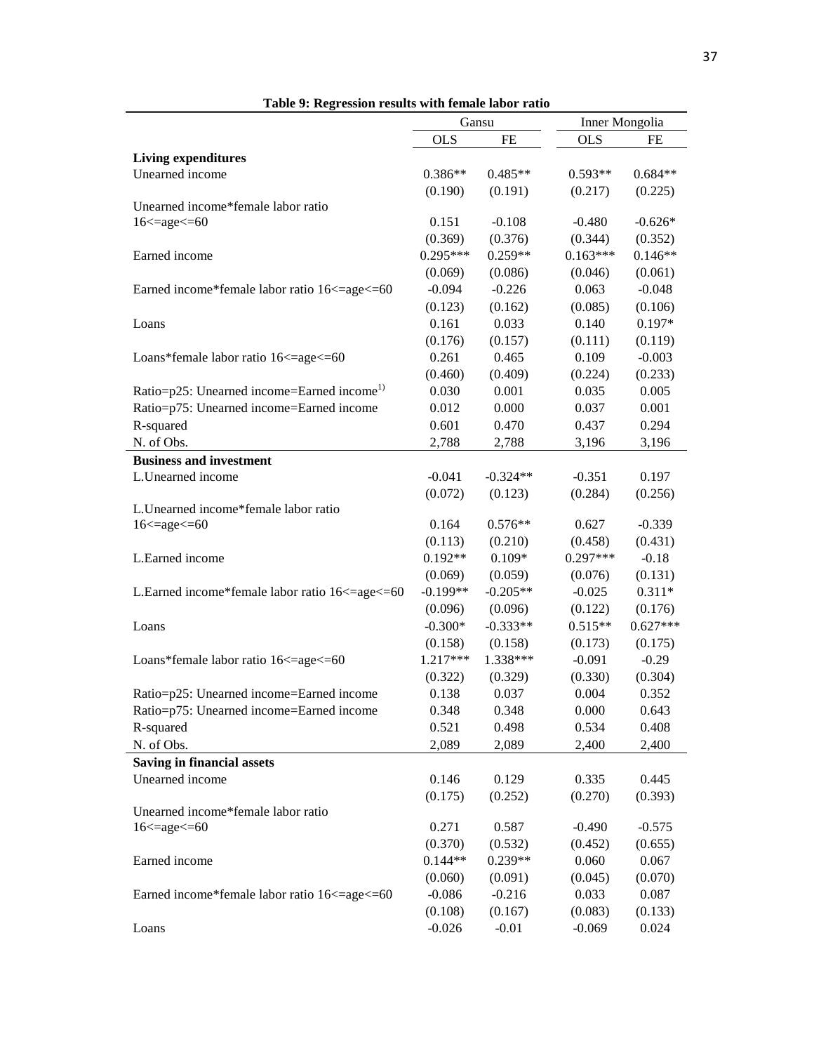**Table 9: Regression results with female labor ratio**

| | Gansu | | Inner Mongolia | |
|---|---|---|---|---|
| | OLS | FE | OLS | FE |
| **Living expenditures** | | | | |
| Unearned income | 0.386** | 0.485** | 0.593** | 0.684** |
| | (0.190) | (0.191) | (0.217) | (0.225) |
| Unearned income*female labor ratio 16<=age<=60 | 0.151 | -0.108 | -0.480 | -0.626* |
| | (0.369) | (0.376) | (0.344) | (0.352) |
| Earned income | 0.295*** | 0.259** | 0.163*** | 0.146** |
| | (0.069) | (0.086) | (0.046) | (0.061) |
| Earned income*female labor ratio 16<=age<=60 | -0.094 | -0.226 | 0.063 | -0.048 |
| | (0.123) | (0.162) | (0.085) | (0.106) |
| Loans | 0.161 | 0.033 | 0.140 | 0.197* |
| | (0.176) | (0.157) | (0.111) | (0.119) |
| Loans*female labor ratio 16<=age<=60 | 0.261 | 0.465 | 0.109 | -0.003 |
| | (0.460) | (0.409) | (0.224) | (0.233) |
| Ratio=p25: Unearned income=Earned income[1)] | 0.030 | 0.001 | 0.035 | 0.005 |
| Ratio=p75: Unearned income=Earned income | 0.012 | 0.000 | 0.037 | 0.001 |
| R-squared | 0.601 | 0.470 | 0.437 | 0.294 |
| N. of Obs. | 2,788 | 2,788 | 3,196 | 3,196 |
| **Business and investment** | | | | |
| L.Unearned income | -0.041 | -0.324** | -0.351 | 0.197 |
| | (0.072) | (0.123) | (0.284) | (0.256) |
| L.Unearned income*female labor ratio 16<=age<=60 | 0.164 | 0.576** | 0.627 | -0.339 |
| | (0.113) | (0.210) | (0.458) | (0.431) |
| L.Earned income | 0.192** | 0.109* | 0.297*** | -0.18 |
| | (0.069) | (0.059) | (0.076) | (0.131) |
| L.Earned income*female labor ratio 16<=age<=60 | -0.199** | -0.205** | -0.025 | 0.311* |
| | (0.096) | (0.096) | (0.122) | (0.176) |
| Loans | -0.300* | -0.333** | 0.515** | 0.627*** |
| | (0.158) | (0.158) | (0.173) | (0.175) |
| Loans*female labor ratio 16<=age<=60 | 1.217*** | 1.338*** | -0.091 | -0.29 |
| | (0.322) | (0.329) | (0.330) | (0.304) |
| Ratio=p25: Unearned income=Earned income | 0.138 | 0.037 | 0.004 | 0.352 |
| Ratio=p75: Unearned income=Earned income | 0.348 | 0.348 | 0.000 | 0.643 |
| R-squared | 0.521 | 0.498 | 0.534 | 0.408 |
| N. of Obs. | 2,089 | 2,089 | 2,400 | 2,400 |
| **Saving in financial assets** | | | | |
| Unearned income | 0.146 | 0.129 | 0.335 | 0.445 |
| | (0.175) | (0.252) | (0.270) | (0.393) |
| Unearned income*female labor ratio 16<=age<=60 | 0.271 | 0.587 | -0.490 | -0.575 |
| | (0.370) | (0.532) | (0.452) | (0.655) |
| Earned income | 0.144** | 0.239** | 0.060 | 0.067 |
| | (0.060) | (0.091) | (0.045) | (0.070) |
| Earned income*female labor ratio 16<=age<=60 | -0.086 | -0.216 | 0.033 | 0.087 |
| | (0.108) | (0.167) | (0.083) | (0.133) |
| Loans | -0.026 | -0.01 | -0.069 | 0.024 |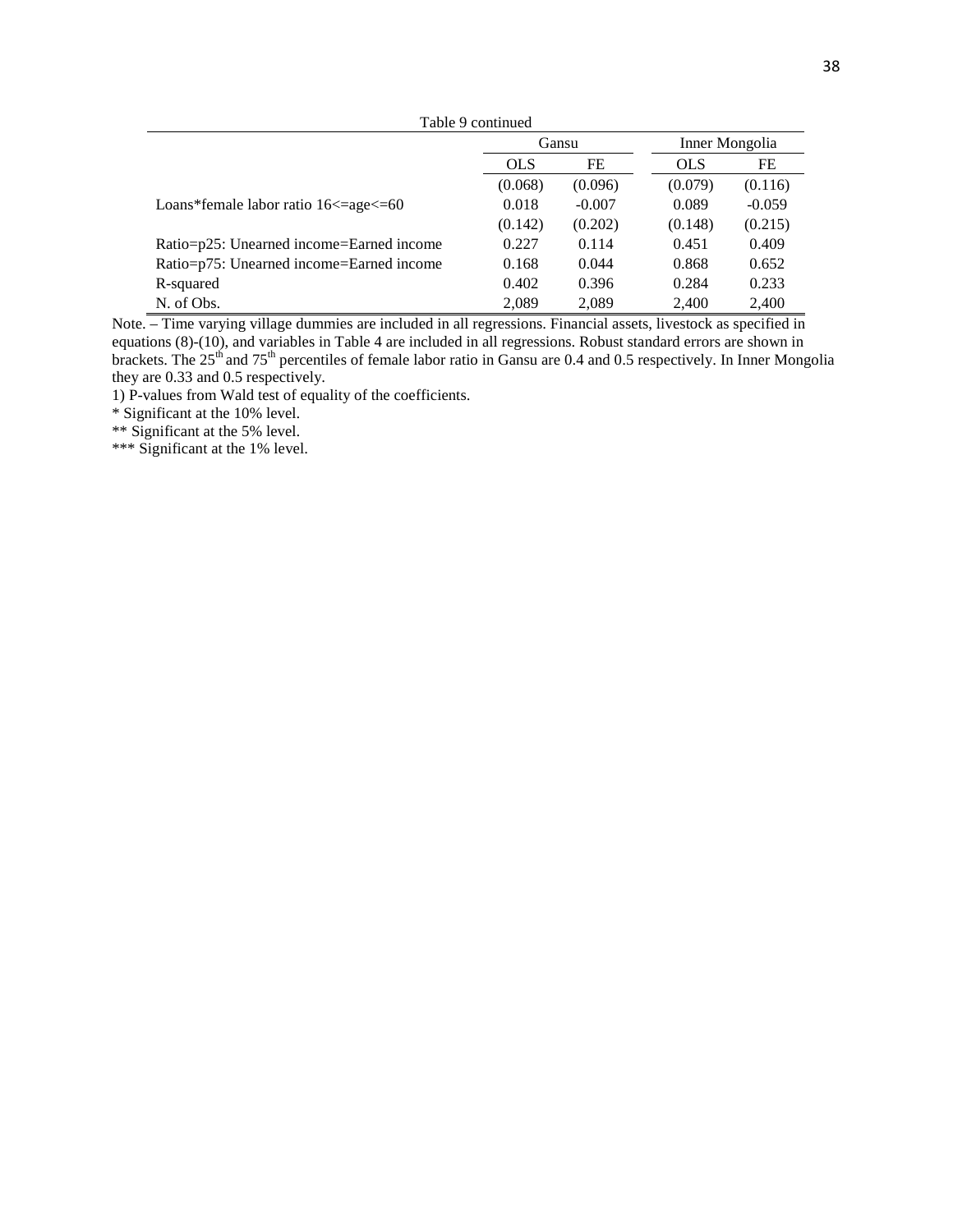Table 9 continued

| | Gansu | | Inner Mongolia | |
|---|---|---|---|---|
| | OLS | FE | OLS | FE |
| | (0.068) | (0.096) | (0.079) | (0.116) |
| Loans*female labor ratio 16<=age<=60 | 0.018 | -0.007 | 0.089 | -0.059 |
| | (0.142) | (0.202) | (0.148) | (0.215) |
| Ratio=p25: Unearned income=Earned income | 0.227 | 0.114 | 0.451 | 0.409 |
| Ratio=p75: Unearned income=Earned income | 0.168 | 0.044 | 0.868 | 0.652 |
| R-squared | 0.402 | 0.396 | 0.284 | 0.233 |
| N. of Obs. | 2,089 | 2,089 | 2,400 | 2,400 |

Note. – Time varying village dummies are included in all regressions. Financial assets, livestock as specified in equations (8)-(10), and variables in Table 4 are included in all regressions. Robust standard errors are shown in brackets. The 25th and 75th percentiles of female labor ratio in Gansu are 0.4 and 0.5 respectively. In Inner Mongolia they are 0.33 and 0.5 respectively.

1) P-values from Wald test of equality of the coefficients.

* Significant at the 10% level.

** Significant at the 5% level.

*** Significant at the 1% level.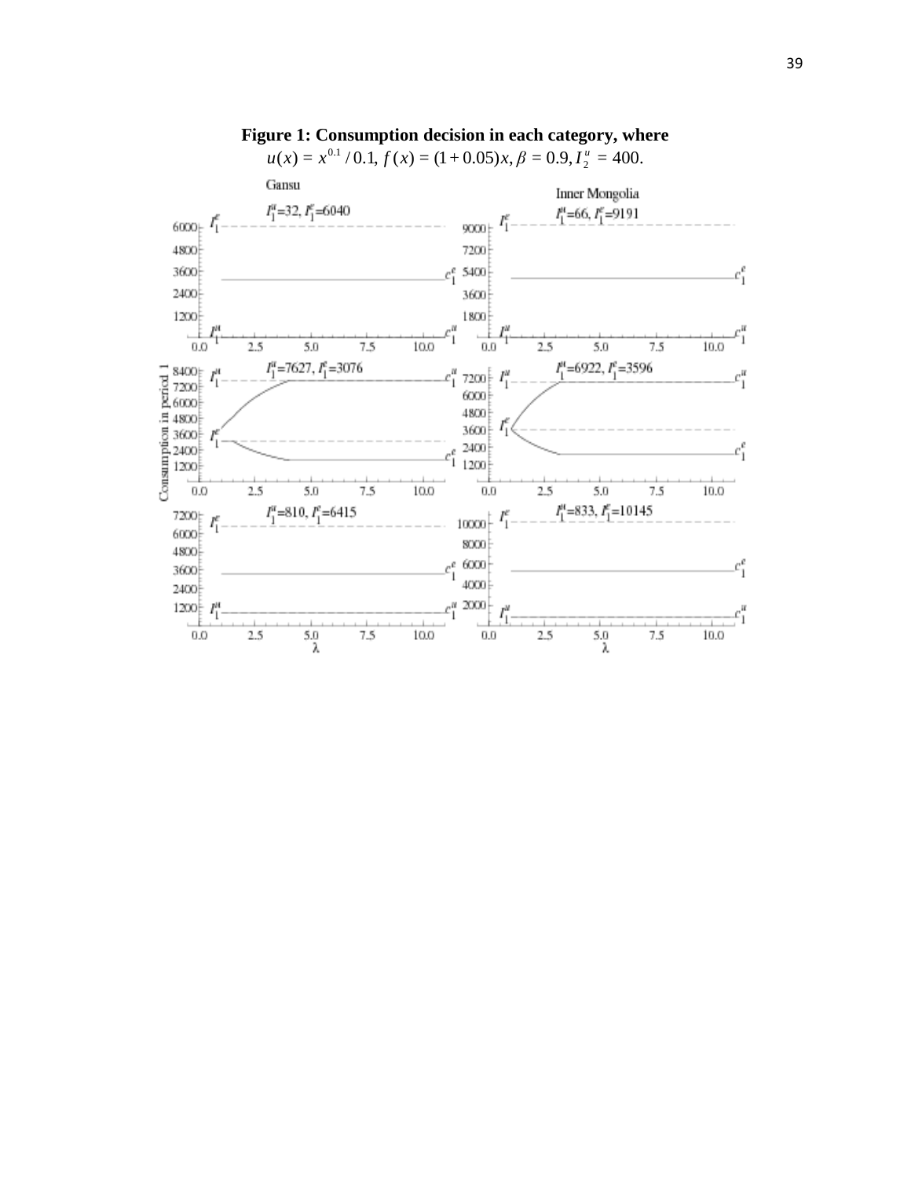**Figure 1: Consumption decision in each category, where $u(x) = x^{0.1}/0.1, f(x) = (1+0.05)x, \beta = 0.9, I_2^u = 400.$**

Gansu

$I_1^u$=32, $I_1^e$=6040

Inner Mongolia

$I_1^u$=66, $I_1^e$=9191

$I_1^u$=7627, $I_1^e$=3076

$I_1^u$=6922, $I_1^e$=3596

$I_1^u$=810, $I_1^e$=6415

$I_1^u$=833, $I_1^e$=10145

Consumption in period 1

λ